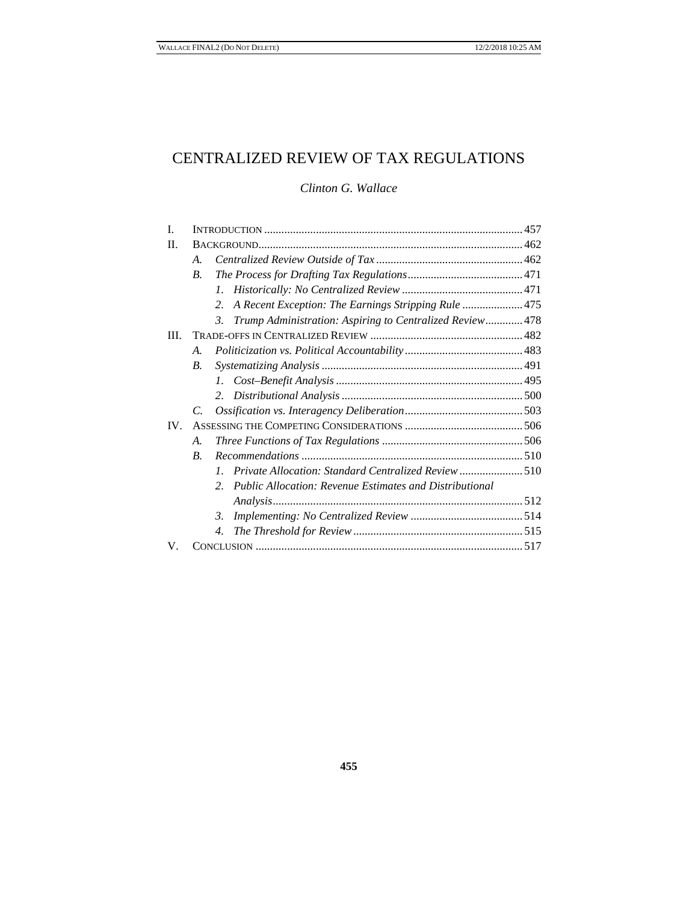# CENTRALIZED REVIEW OF TAX REGULATIONS

*Clinton G. Wallace*

I. INTRODUCTION ......... 457

II. BACKGROUND ......... 462

- A. *Centralized Review Outside of Tax* ......... 462
- B. *The Process for Drafting Tax Regulations* ......... 471
  1. *Historically: No Centralized Review* ......... 471
  2. *A Recent Exception: The Earnings Stripping Rule* ......... 475
  3. *Trump Administration: Aspiring to Centralized Review* ......... 478

III. TRADE-OFFS IN CENTRALIZED REVIEW ......... 482

- A. *Politicization vs. Political Accountability* ......... 483
- B. *Systematizing Analysis* ......... 491
  1. *Cost–Benefit Analysis* ......... 495
  2. *Distributional Analysis* ......... 500
- C. *Ossification vs. Interagency Deliberation* ......... 503

IV. ASSESSING THE COMPETING CONSIDERATIONS ......... 506

- A. *Three Functions of Tax Regulations* ......... 506
- B. *Recommendations* ......... 510
  1. *Private Allocation: Standard Centralized Review* ......... 510
  2. *Public Allocation: Revenue Estimates and Distributional Analysis* ......... 512
  3. *Implementing: No Centralized Review* ......... 514
  4. *The Threshold for Review* ......... 515

V. CONCLUSION ......... 517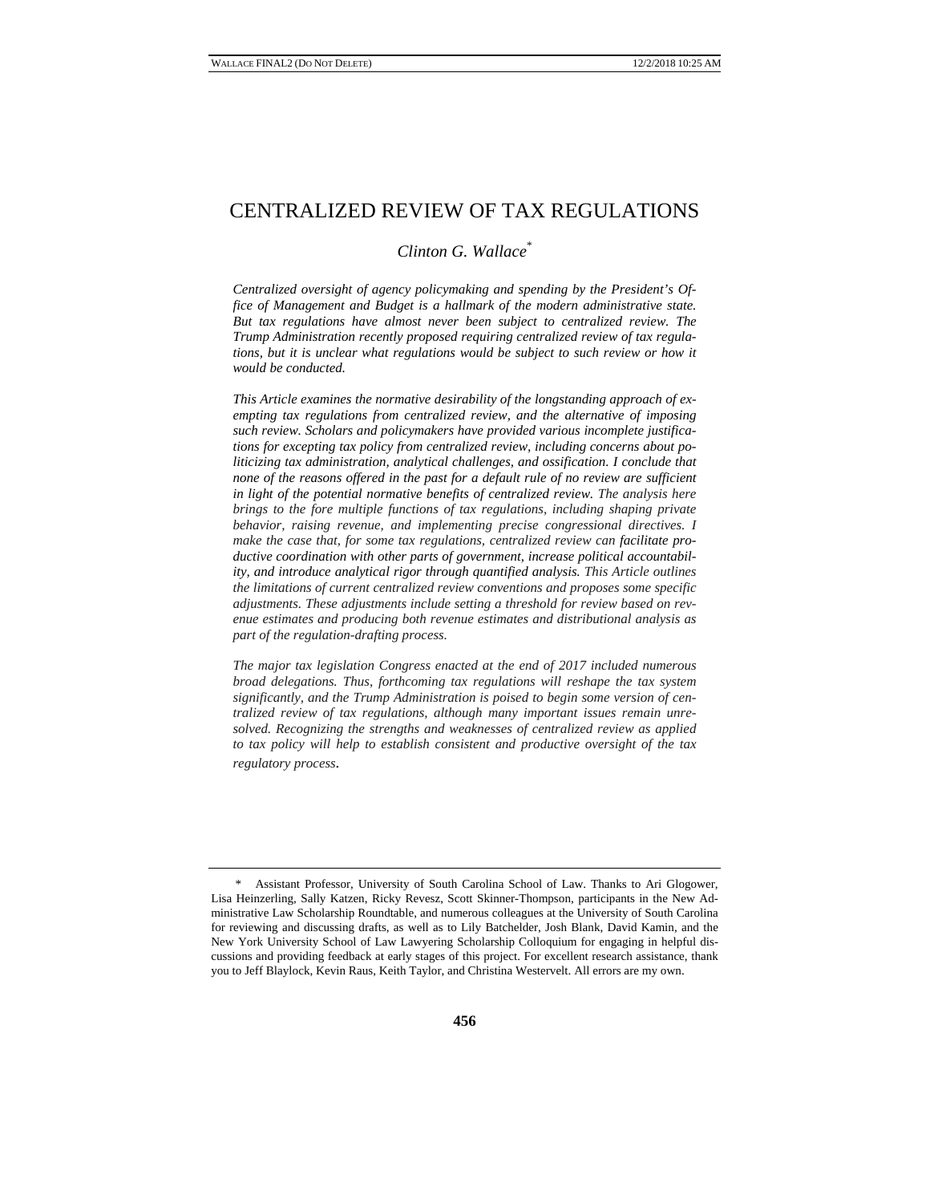# CENTRALIZED REVIEW OF TAX REGULATIONS

*Clinton G. Wallace*[*]

*Centralized oversight of agency policymaking and spending by the President's Office of Management and Budget is a hallmark of the modern administrative state. But tax regulations have almost never been subject to centralized review. The Trump Administration recently proposed requiring centralized review of tax regulations, but it is unclear what regulations would be subject to such review or how it would be conducted.*

*This Article examines the normative desirability of the longstanding approach of exempting tax regulations from centralized review, and the alternative of imposing such review. Scholars and policymakers have provided various incomplete justifications for excepting tax policy from centralized review, including concerns about politicizing tax administration, analytical challenges, and ossification. I conclude that none of the reasons offered in the past for a default rule of no review are sufficient in light of the potential normative benefits of centralized review. The analysis here brings to the fore multiple functions of tax regulations, including shaping private behavior, raising revenue, and implementing precise congressional directives. I make the case that, for some tax regulations, centralized review can facilitate productive coordination with other parts of government, increase political accountability, and introduce analytical rigor through quantified analysis. This Article outlines the limitations of current centralized review conventions and proposes some specific adjustments. These adjustments include setting a threshold for review based on revenue estimates and producing both revenue estimates and distributional analysis as part of the regulation-drafting process.*

*The major tax legislation Congress enacted at the end of 2017 included numerous broad delegations. Thus, forthcoming tax regulations will reshape the tax system significantly, and the Trump Administration is poised to begin some version of centralized review of tax regulations, although many important issues remain unresolved. Recognizing the strengths and weaknesses of centralized review as applied to tax policy will help to establish consistent and productive oversight of the tax regulatory process.*

---

[*] Assistant Professor, University of South Carolina School of Law. Thanks to Ari Glogower, Lisa Heinzerling, Sally Katzen, Ricky Revesz, Scott Skinner-Thompson, participants in the New Administrative Law Scholarship Roundtable, and numerous colleagues at the University of South Carolina for reviewing and discussing drafts, as well as to Lily Batchelder, Josh Blank, David Kamin, and the New York University School of Law Lawyering Scholarship Colloquium for engaging in helpful discussions and providing feedback at early stages of this project. For excellent research assistance, thank you to Jeff Blaylock, Kevin Raus, Keith Taylor, and Christina Westervelt. All errors are my own.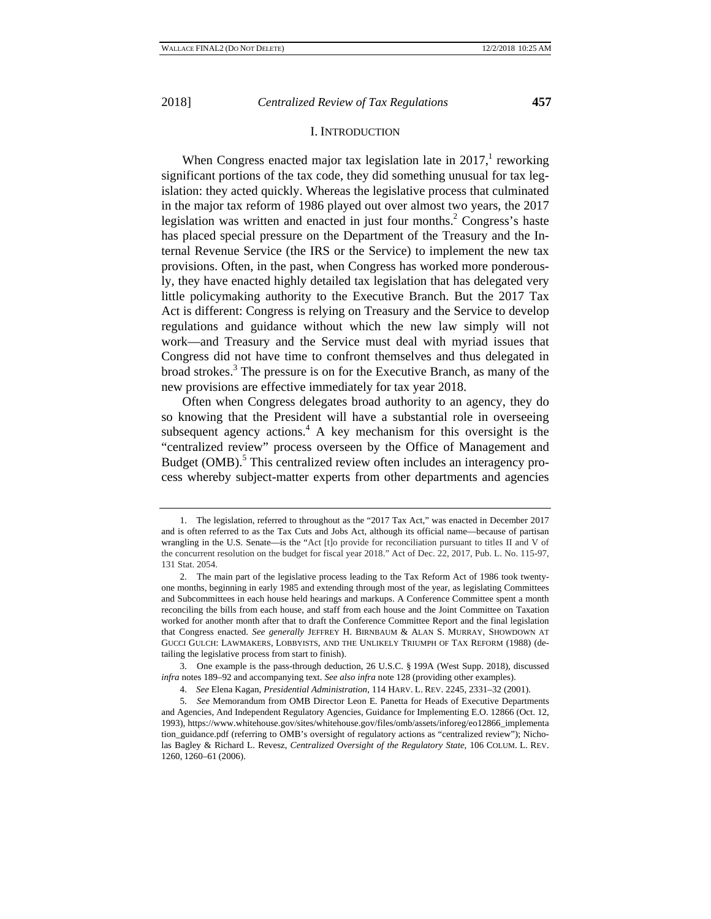## I. INTRODUCTION

When Congress enacted major tax legislation late in 2017,[1] reworking significant portions of the tax code, they did something unusual for tax legislation: they acted quickly. Whereas the legislative process that culminated in the major tax reform of 1986 played out over almost two years, the 2017 legislation was written and enacted in just four months.[2] Congress's haste has placed special pressure on the Department of the Treasury and the Internal Revenue Service (the IRS or the Service) to implement the new tax provisions. Often, in the past, when Congress has worked more ponderously, they have enacted highly detailed tax legislation that has delegated very little policymaking authority to the Executive Branch. But the 2017 Tax Act is different: Congress is relying on Treasury and the Service to develop regulations and guidance without which the new law simply will not work—and Treasury and the Service must deal with myriad issues that Congress did not have time to confront themselves and thus delegated in broad strokes.[3] The pressure is on for the Executive Branch, as many of the new provisions are effective immediately for tax year 2018.

Often when Congress delegates broad authority to an agency, they do so knowing that the President will have a substantial role in overseeing subsequent agency actions.[4] A key mechanism for this oversight is the "centralized review" process overseen by the Office of Management and Budget (OMB).[5] This centralized review often includes an interagency process whereby subject-matter experts from other departments and agencies

---

1. The legislation, referred to throughout as the "2017 Tax Act," was enacted in December 2017 and is often referred to as the Tax Cuts and Jobs Act, although its official name—because of partisan wrangling in the U.S. Senate—is the "Act [t]o provide for reconciliation pursuant to titles II and V of the concurrent resolution on the budget for fiscal year 2018." Act of Dec. 22, 2017, Pub. L. No. 115-97, 131 Stat. 2054.

2. The main part of the legislative process leading to the Tax Reform Act of 1986 took twenty-one months, beginning in early 1985 and extending through most of the year, as legislating Committees and Subcommittees in each house held hearings and markups. A Conference Committee spent a month reconciling the bills from each house, and staff from each house and the Joint Committee on Taxation worked for another month after that to draft the Conference Committee Report and the final legislation that Congress enacted. *See generally* JEFFREY H. BIRNBAUM & ALAN S. MURRAY, SHOWDOWN AT GUCCI GULCH: LAWMAKERS, LOBBYISTS, AND THE UNLIKELY TRIUMPH OF TAX REFORM (1988) (detailing the legislative process from start to finish).

3. One example is the pass-through deduction, 26 U.S.C. § 199A (West Supp. 2018), discussed *infra* notes 189–92 and accompanying text. *See also infra* note 128 (providing other examples).

4. *See* Elena Kagan, *Presidential Administration*, 114 HARV. L. REV. 2245, 2331–32 (2001).

5. *See* Memorandum from OMB Director Leon E. Panetta for Heads of Executive Departments and Agencies, And Independent Regulatory Agencies, Guidance for Implementing E.O. 12866 (Oct. 12, 1993), https://www.whitehouse.gov/sites/whitehouse.gov/files/omb/assets/inforeg/eo12866_implementation_guidance.pdf (referring to OMB's oversight of regulatory actions as "centralized review"); Nicholas Bagley & Richard L. Revesz, *Centralized Oversight of the Regulatory State*, 106 COLUM. L. REV. 1260, 1260–61 (2006).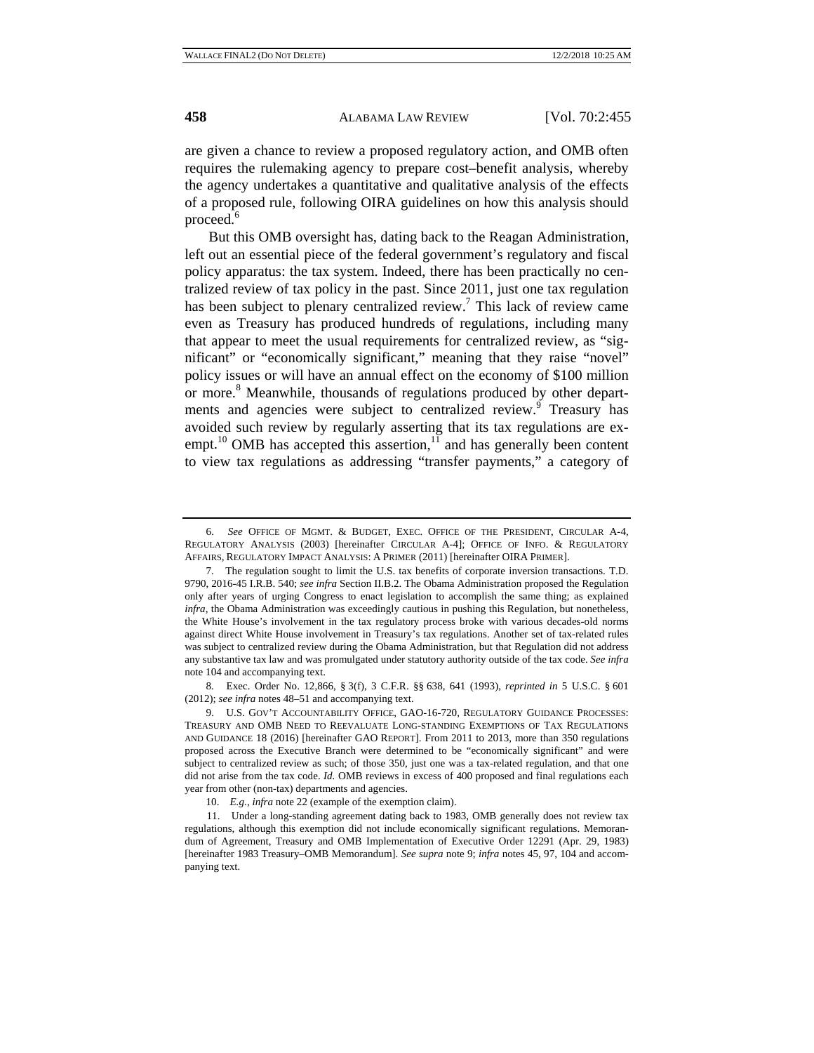are given a chance to review a proposed regulatory action, and OMB often requires the rulemaking agency to prepare cost–benefit analysis, whereby the agency undertakes a quantitative and qualitative analysis of the effects of a proposed rule, following OIRA guidelines on how this analysis should proceed.[6]

But this OMB oversight has, dating back to the Reagan Administration, left out an essential piece of the federal government's regulatory and fiscal policy apparatus: the tax system. Indeed, there has been practically no centralized review of tax policy in the past. Since 2011, just one tax regulation has been subject to plenary centralized review.[7] This lack of review came even as Treasury has produced hundreds of regulations, including many that appear to meet the usual requirements for centralized review, as "significant" or "economically significant," meaning that they raise "novel" policy issues or will have an annual effect on the economy of $100 million or more.[8] Meanwhile, thousands of regulations produced by other departments and agencies were subject to centralized review.[9] Treasury has avoided such review by regularly asserting that its tax regulations are exempt.[10] OMB has accepted this assertion,[11] and has generally been content to view tax regulations as addressing "transfer payments," a category of

---

6. *See* OFFICE OF MGMT. & BUDGET, EXEC. OFFICE OF THE PRESIDENT, CIRCULAR A-4, REGULATORY ANALYSIS (2003) [hereinafter CIRCULAR A-4]; OFFICE OF INFO. & REGULATORY AFFAIRS, REGULATORY IMPACT ANALYSIS: A PRIMER (2011) [hereinafter OIRA PRIMER].

7. The regulation sought to limit the U.S. tax benefits of corporate inversion transactions. T.D. 9790, 2016-45 I.R.B. 540; *see infra* Section II.B.2. The Obama Administration proposed the Regulation only after years of urging Congress to enact legislation to accomplish the same thing; as explained *infra*, the Obama Administration was exceedingly cautious in pushing this Regulation, but nonetheless, the White House's involvement in the tax regulatory process broke with various decades-old norms against direct White House involvement in Treasury's tax regulations. Another set of tax-related rules was subject to centralized review during the Obama Administration, but that Regulation did not address any substantive tax law and was promulgated under statutory authority outside of the tax code. *See infra* note 104 and accompanying text.

8. Exec. Order No. 12,866, § 3(f), 3 C.F.R. §§ 638, 641 (1993), *reprinted in* 5 U.S.C. § 601 (2012); *see infra* notes 48–51 and accompanying text.

9. U.S. GOV'T ACCOUNTABILITY OFFICE, GAO-16-720, REGULATORY GUIDANCE PROCESSES: TREASURY AND OMB NEED TO REEVALUATE LONG-STANDING EXEMPTIONS OF TAX REGULATIONS AND GUIDANCE 18 (2016) [hereinafter GAO REPORT]. From 2011 to 2013, more than 350 regulations proposed across the Executive Branch were determined to be "economically significant" and were subject to centralized review as such; of those 350, just one was a tax-related regulation, and that one did not arise from the tax code. *Id.* OMB reviews in excess of 400 proposed and final regulations each year from other (non-tax) departments and agencies.

10. *E.g.*, *infra* note 22 (example of the exemption claim).

11. Under a long-standing agreement dating back to 1983, OMB generally does not review tax regulations, although this exemption did not include economically significant regulations. Memorandum of Agreement, Treasury and OMB Implementation of Executive Order 12291 (Apr. 29, 1983) [hereinafter 1983 Treasury–OMB Memorandum]. *See supra* note 9; *infra* notes 45, 97, 104 and accompanying text.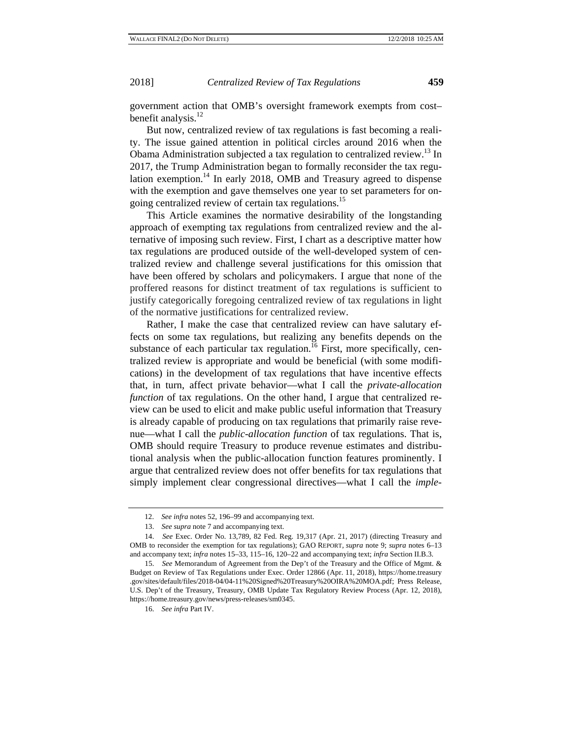government action that OMB's oversight framework exempts from cost–benefit analysis.[12]

But now, centralized review of tax regulations is fast becoming a reality. The issue gained attention in political circles around 2016 when the Obama Administration subjected a tax regulation to centralized review.[13] In 2017, the Trump Administration began to formally reconsider the tax regulation exemption.[14] In early 2018, OMB and Treasury agreed to dispense with the exemption and gave themselves one year to set parameters for ongoing centralized review of certain tax regulations.[15]

This Article examines the normative desirability of the longstanding approach of exempting tax regulations from centralized review and the alternative of imposing such review. First, I chart as a descriptive matter how tax regulations are produced outside of the well-developed system of centralized review and challenge several justifications for this omission that have been offered by scholars and policymakers. I argue that none of the proffered reasons for distinct treatment of tax regulations is sufficient to justify categorically foregoing centralized review of tax regulations in light of the normative justifications for centralized review.

Rather, I make the case that centralized review can have salutary effects on some tax regulations, but realizing any benefits depends on the substance of each particular tax regulation.[16] First, more specifically, centralized review is appropriate and would be beneficial (with some modifications) in the development of tax regulations that have incentive effects that, in turn, affect private behavior—what I call the *private-allocation function* of tax regulations. On the other hand, I argue that centralized review can be used to elicit and make public useful information that Treasury is already capable of producing on tax regulations that primarily raise revenue—what I call the *public-allocation function* of tax regulations. That is, OMB should require Treasury to produce revenue estimates and distributional analysis when the public-allocation function features prominently. I argue that centralized review does not offer benefits for tax regulations that simply implement clear congressional directives—what I call the *imple-*

---

12. *See infra* notes 52, 196–99 and accompanying text.

13. *See supra* note 7 and accompanying text.

14. *See* Exec. Order No. 13,789, 82 Fed. Reg. 19,317 (Apr. 21, 2017) (directing Treasury and OMB to reconsider the exemption for tax regulations); GAO REPORT, *supra* note 9; *supra* notes 6–13 and accompany text; *infra* notes 15–33, 115–16, 120–22 and accompanying text; *infra* Section II.B.3.

15. *See* Memorandum of Agreement from the Dep't of the Treasury and the Office of Mgmt. & Budget on Review of Tax Regulations under Exec. Order 12866 (Apr. 11, 2018), https://home.treasury.gov/sites/default/files/2018-04/04-11%20Signed%20Treasury%20OIRA%20MOA.pdf; Press Release, U.S. Dep't of the Treasury, Treasury, OMB Update Tax Regulatory Review Process (Apr. 12, 2018), https://home.treasury.gov/news/press-releases/sm0345.

16. *See infra* Part IV.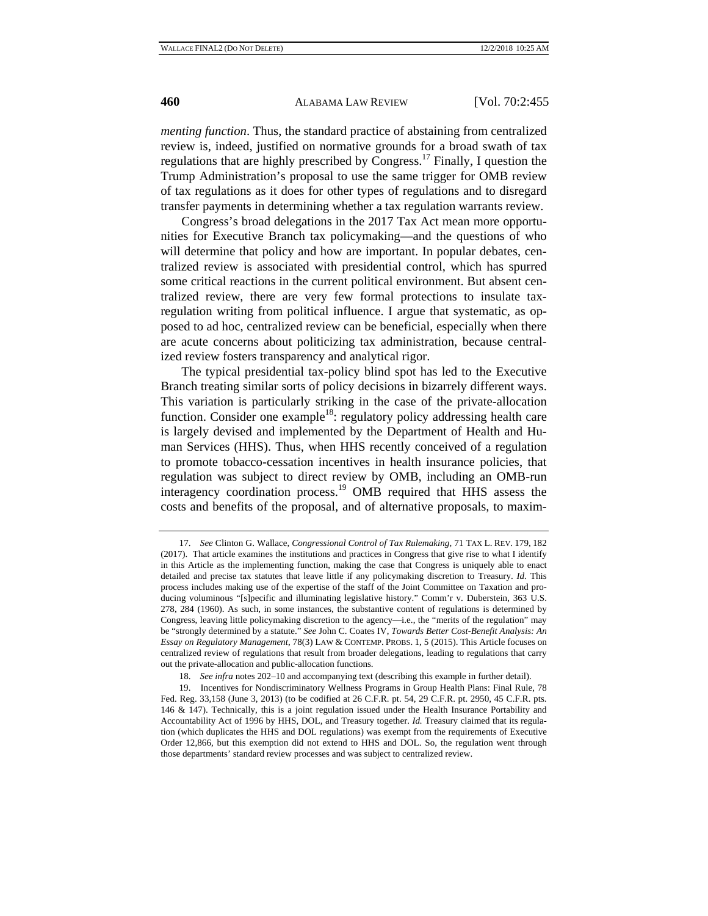*menting function*. Thus, the standard practice of abstaining from centralized review is, indeed, justified on normative grounds for a broad swath of tax regulations that are highly prescribed by Congress.[17] Finally, I question the Trump Administration's proposal to use the same trigger for OMB review of tax regulations as it does for other types of regulations and to disregard transfer payments in determining whether a tax regulation warrants review.

Congress's broad delegations in the 2017 Tax Act mean more opportunities for Executive Branch tax policymaking—and the questions of who will determine that policy and how are important. In popular debates, centralized review is associated with presidential control, which has spurred some critical reactions in the current political environment. But absent centralized review, there are very few formal protections to insulate tax-regulation writing from political influence. I argue that systematic, as opposed to ad hoc, centralized review can be beneficial, especially when there are acute concerns about politicizing tax administration, because centralized review fosters transparency and analytical rigor.

The typical presidential tax-policy blind spot has led to the Executive Branch treating similar sorts of policy decisions in bizarrely different ways. This variation is particularly striking in the case of the private-allocation function. Consider one example[18]: regulatory policy addressing health care is largely devised and implemented by the Department of Health and Human Services (HHS). Thus, when HHS recently conceived of a regulation to promote tobacco-cessation incentives in health insurance policies, that regulation was subject to direct review by OMB, including an OMB-run interagency coordination process.[19] OMB required that HHS assess the costs and benefits of the proposal, and of alternative proposals, to maxim-

---

17. *See* Clinton G. Wallace, *Congressional Control of Tax Rulemaking*, 71 TAX L. REV. 179, 182 (2017). That article examines the institutions and practices in Congress that give rise to what I identify in this Article as the implementing function, making the case that Congress is uniquely able to enact detailed and precise tax statutes that leave little if any policymaking discretion to Treasury. *Id.* This process includes making use of the expertise of the staff of the Joint Committee on Taxation and producing voluminous "[s]pecific and illuminating legislative history." Comm'r v. Duberstein, 363 U.S. 278, 284 (1960). As such, in some instances, the substantive content of regulations is determined by Congress, leaving little policymaking discretion to the agency—i.e., the "merits of the regulation" may be "strongly determined by a statute." *See* John C. Coates IV, *Towards Better Cost-Benefit Analysis: An Essay on Regulatory Management*, 78(3) LAW & CONTEMP. PROBS. 1, 5 (2015). This Article focuses on centralized review of regulations that result from broader delegations, leading to regulations that carry out the private-allocation and public-allocation functions.

18. *See infra* notes 202–10 and accompanying text (describing this example in further detail).

19. Incentives for Nondiscriminatory Wellness Programs in Group Health Plans: Final Rule, 78 Fed. Reg. 33,158 (June 3, 2013) (to be codified at 26 C.F.R. pt. 54, 29 C.F.R. pt. 2950, 45 C.F.R. pts. 146 & 147). Technically, this is a joint regulation issued under the Health Insurance Portability and Accountability Act of 1996 by HHS, DOL, and Treasury together. *Id.* Treasury claimed that its regulation (which duplicates the HHS and DOL regulations) was exempt from the requirements of Executive Order 12,866, but this exemption did not extend to HHS and DOL. So, the regulation went through those departments' standard review processes and was subject to centralized review.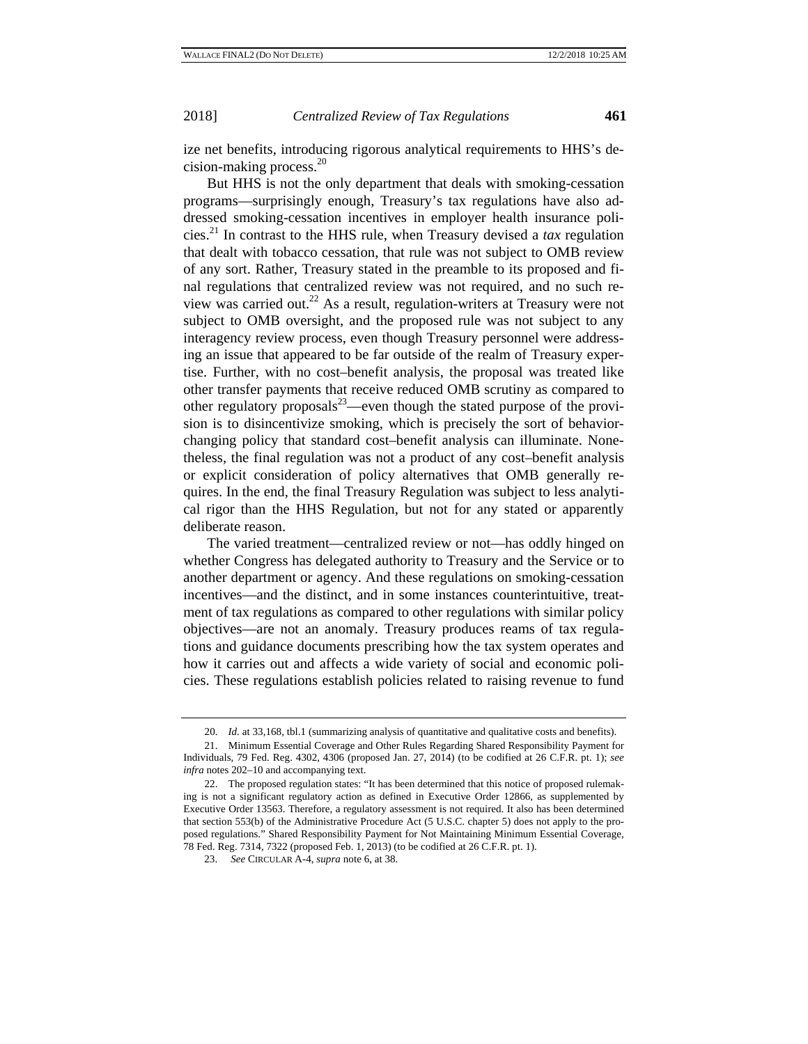ize net benefits, introducing rigorous analytical requirements to HHS's decision-making process.[20]

But HHS is not the only department that deals with smoking-cessation programs—surprisingly enough, Treasury's tax regulations have also addressed smoking-cessation incentives in employer health insurance policies.[21] In contrast to the HHS rule, when Treasury devised a *tax* regulation that dealt with tobacco cessation, that rule was not subject to OMB review of any sort. Rather, Treasury stated in the preamble to its proposed and final regulations that centralized review was not required, and no such review was carried out.[22] As a result, regulation-writers at Treasury were not subject to OMB oversight, and the proposed rule was not subject to any interagency review process, even though Treasury personnel were addressing an issue that appeared to be far outside of the realm of Treasury expertise. Further, with no cost–benefit analysis, the proposal was treated like other transfer payments that receive reduced OMB scrutiny as compared to other regulatory proposals[23]—even though the stated purpose of the provision is to disincentivize smoking, which is precisely the sort of behavior-changing policy that standard cost–benefit analysis can illuminate. Nonetheless, the final regulation was not a product of any cost–benefit analysis or explicit consideration of policy alternatives that OMB generally requires. In the end, the final Treasury Regulation was subject to less analytical rigor than the HHS Regulation, but not for any stated or apparently deliberate reason.

The varied treatment—centralized review or not—has oddly hinged on whether Congress has delegated authority to Treasury and the Service or to another department or agency. And these regulations on smoking-cessation incentives—and the distinct, and in some instances counterintuitive, treatment of tax regulations as compared to other regulations with similar policy objectives—are not an anomaly. Treasury produces reams of tax regulations and guidance documents prescribing how the tax system operates and how it carries out and affects a wide variety of social and economic policies. These regulations establish policies related to raising revenue to fund

---

20. *Id.* at 33,168, tbl.1 (summarizing analysis of quantitative and qualitative costs and benefits).

21. Minimum Essential Coverage and Other Rules Regarding Shared Responsibility Payment for Individuals, 79 Fed. Reg. 4302, 4306 (proposed Jan. 27, 2014) (to be codified at 26 C.F.R. pt. 1); *see infra* notes 202–10 and accompanying text.

22. The proposed regulation states: "It has been determined that this notice of proposed rulemaking is not a significant regulatory action as defined in Executive Order 12866, as supplemented by Executive Order 13563. Therefore, a regulatory assessment is not required. It also has been determined that section 553(b) of the Administrative Procedure Act (5 U.S.C. chapter 5) does not apply to the proposed regulations." Shared Responsibility Payment for Not Maintaining Minimum Essential Coverage, 78 Fed. Reg. 7314, 7322 (proposed Feb. 1, 2013) (to be codified at 26 C.F.R. pt. 1).

23. *See* CIRCULAR A-4, *supra* note 6, at 38.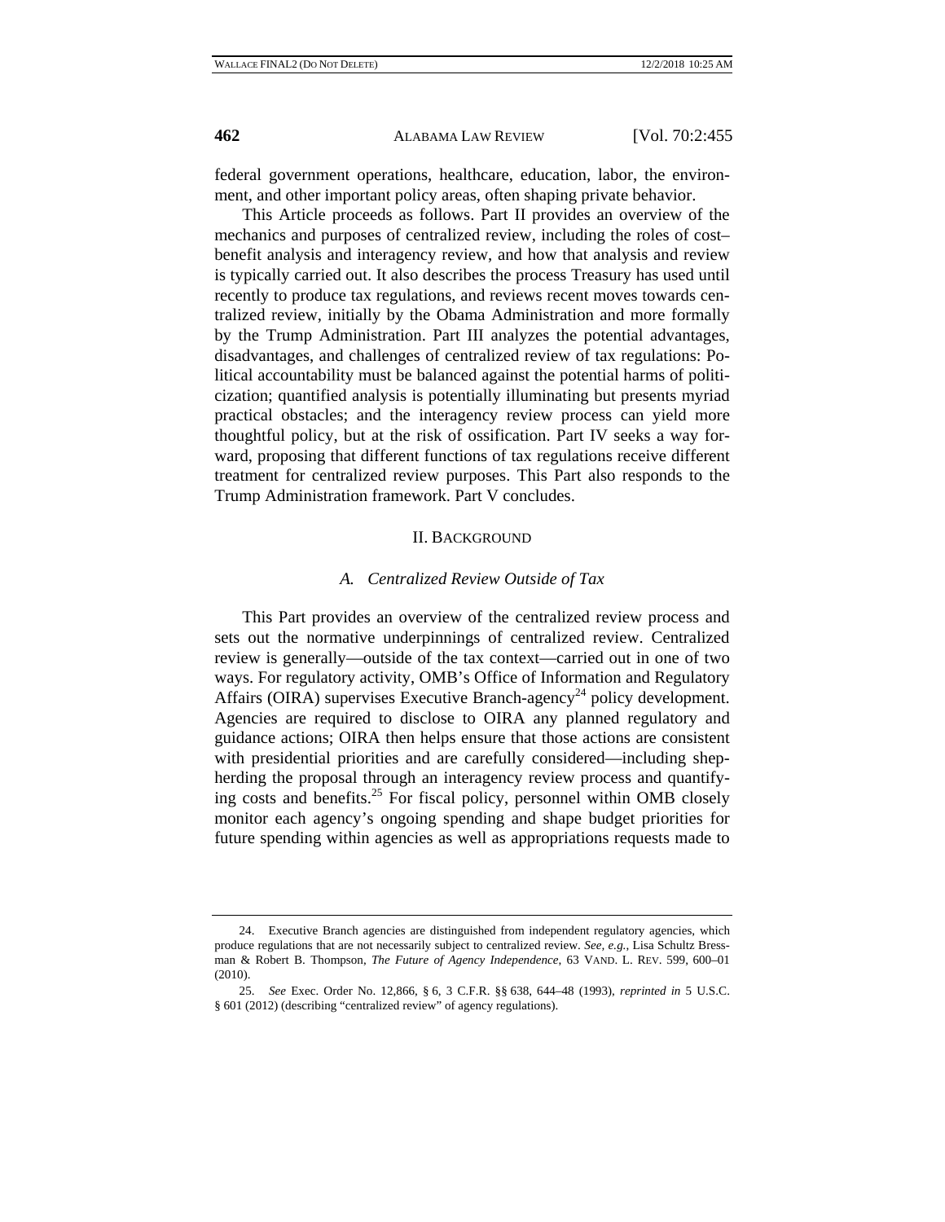federal government operations, healthcare, education, labor, the environment, and other important policy areas, often shaping private behavior.

This Article proceeds as follows. Part II provides an overview of the mechanics and purposes of centralized review, including the roles of cost–benefit analysis and interagency review, and how that analysis and review is typically carried out. It also describes the process Treasury has used until recently to produce tax regulations, and reviews recent moves towards centralized review, initially by the Obama Administration and more formally by the Trump Administration. Part III analyzes the potential advantages, disadvantages, and challenges of centralized review of tax regulations: Political accountability must be balanced against the potential harms of politicization; quantified analysis is potentially illuminating but presents myriad practical obstacles; and the interagency review process can yield more thoughtful policy, but at the risk of ossification. Part IV seeks a way forward, proposing that different functions of tax regulations receive different treatment for centralized review purposes. This Part also responds to the Trump Administration framework. Part V concludes.

## II. Background

### A. *Centralized Review Outside of Tax*

This Part provides an overview of the centralized review process and sets out the normative underpinnings of centralized review. Centralized review is generally—outside of the tax context—carried out in one of two ways. For regulatory activity, OMB's Office of Information and Regulatory Affairs (OIRA) supervises Executive Branch-agency[24] policy development. Agencies are required to disclose to OIRA any planned regulatory and guidance actions; OIRA then helps ensure that those actions are consistent with presidential priorities and are carefully considered—including shepherding the proposal through an interagency review process and quantifying costs and benefits.[25] For fiscal policy, personnel within OMB closely monitor each agency's ongoing spending and shape budget priorities for future spending within agencies as well as appropriations requests made to

---

24. Executive Branch agencies are distinguished from independent regulatory agencies, which produce regulations that are not necessarily subject to centralized review. *See, e.g.*, Lisa Schultz Bressman & Robert B. Thompson, *The Future of Agency Independence*, 63 VAND. L. REV. 599, 600–01 (2010).

25. *See* Exec. Order No. 12,866, § 6, 3 C.F.R. §§ 638, 644–48 (1993), *reprinted in* 5 U.S.C. § 601 (2012) (describing "centralized review" of agency regulations).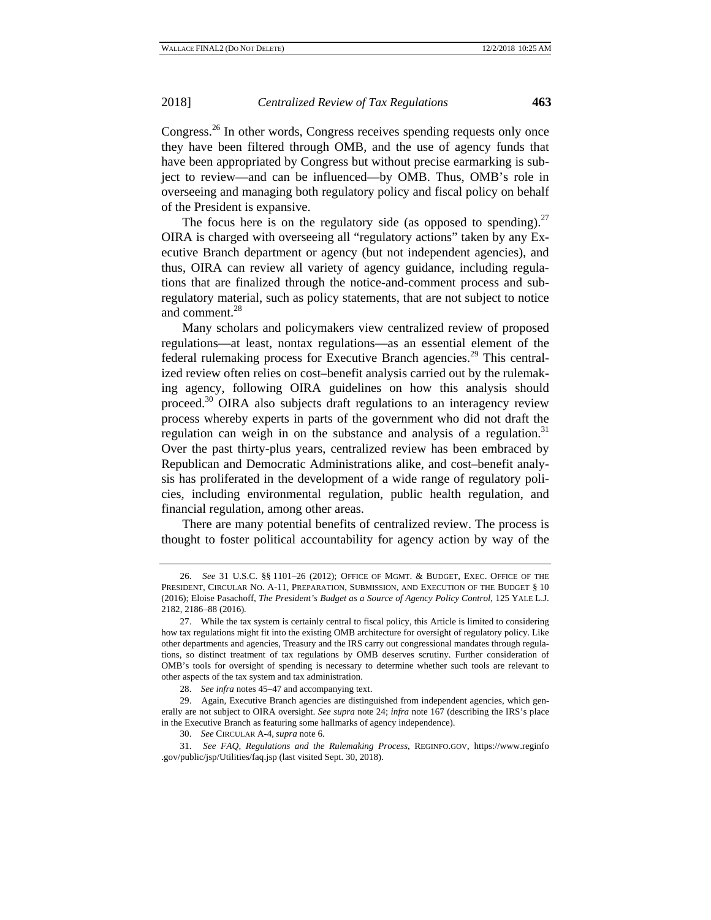Congress.[26] In other words, Congress receives spending requests only once they have been filtered through OMB, and the use of agency funds that have been appropriated by Congress but without precise earmarking is subject to review—and can be influenced—by OMB. Thus, OMB's role in overseeing and managing both regulatory policy and fiscal policy on behalf of the President is expansive.

The focus here is on the regulatory side (as opposed to spending).[27] OIRA is charged with overseeing all "regulatory actions" taken by any Executive Branch department or agency (but not independent agencies), and thus, OIRA can review all variety of agency guidance, including regulations that are finalized through the notice-and-comment process and subregulatory material, such as policy statements, that are not subject to notice and comment.[28]

Many scholars and policymakers view centralized review of proposed regulations—at least, nontax regulations—as an essential element of the federal rulemaking process for Executive Branch agencies.[29] This centralized review often relies on cost–benefit analysis carried out by the rulemaking agency, following OIRA guidelines on how this analysis should proceed.[30] OIRA also subjects draft regulations to an interagency review process whereby experts in parts of the government who did not draft the regulation can weigh in on the substance and analysis of a regulation.[31] Over the past thirty-plus years, centralized review has been embraced by Republican and Democratic Administrations alike, and cost–benefit analysis has proliferated in the development of a wide range of regulatory policies, including environmental regulation, public health regulation, and financial regulation, among other areas.

There are many potential benefits of centralized review. The process is thought to foster political accountability for agency action by way of the

---

26. *See* 31 U.S.C. §§ 1101–26 (2012); OFFICE OF MGMT. & BUDGET, EXEC. OFFICE OF THE PRESIDENT, CIRCULAR NO. A-11, PREPARATION, SUBMISSION, AND EXECUTION OF THE BUDGET § 10 (2016); Eloise Pasachoff, *The President's Budget as a Source of Agency Policy Control*, 125 YALE L.J. 2182, 2186–88 (2016).

27. While the tax system is certainly central to fiscal policy, this Article is limited to considering how tax regulations might fit into the existing OMB architecture for oversight of regulatory policy. Like other departments and agencies, Treasury and the IRS carry out congressional mandates through regulations, so distinct treatment of tax regulations by OMB deserves scrutiny. Further consideration of OMB's tools for oversight of spending is necessary to determine whether such tools are relevant to other aspects of the tax system and tax administration.

28. *See infra* notes 45–47 and accompanying text.

29. Again, Executive Branch agencies are distinguished from independent agencies, which generally are not subject to OIRA oversight. *See supra* note 24; *infra* note 167 (describing the IRS's place in the Executive Branch as featuring some hallmarks of agency independence).

30. *See* CIRCULAR A-4, *supra* note 6.

31. *See FAQ, Regulations and the Rulemaking Process*, REGINFO.GOV, https://www.reginfo.gov/public/jsp/Utilities/faq.jsp (last visited Sept. 30, 2018).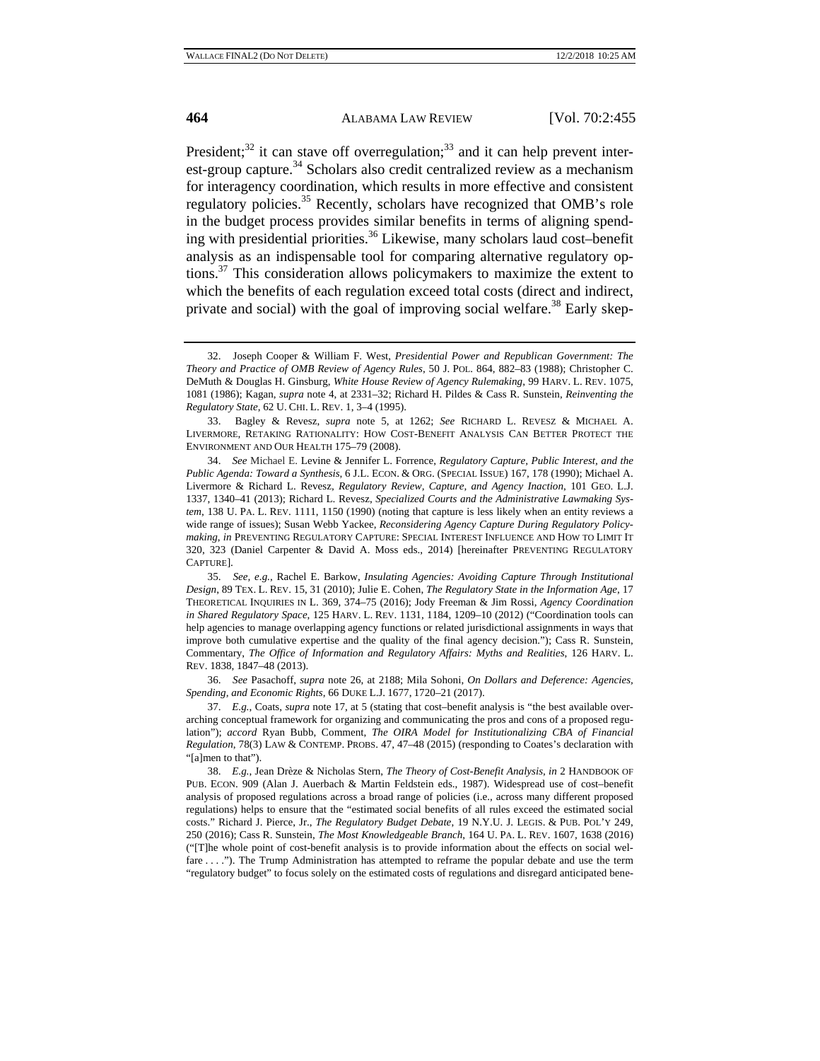President;[32] it can stave off overregulation;[33] and it can help prevent interest-group capture.[34] Scholars also credit centralized review as a mechanism for interagency coordination, which results in more effective and consistent regulatory policies.[35] Recently, scholars have recognized that OMB's role in the budget process provides similar benefits in terms of aligning spending with presidential priorities.[36] Likewise, many scholars laud cost–benefit analysis as an indispensable tool for comparing alternative regulatory options.[37] This consideration allows policymakers to maximize the extent to which the benefits of each regulation exceed total costs (direct and indirect, private and social) with the goal of improving social welfare.[38] Early skep-

---

32. Joseph Cooper & William F. West, *Presidential Power and Republican Government: The Theory and Practice of OMB Review of Agency Rules*, 50 J. POL. 864, 882–83 (1988); Christopher C. DeMuth & Douglas H. Ginsburg, *White House Review of Agency Rulemaking*, 99 HARV. L. REV. 1075, 1081 (1986); Kagan, *supra* note 4, at 2331–32; Richard H. Pildes & Cass R. Sunstein, *Reinventing the Regulatory State*, 62 U. CHI. L. REV. 1, 3–4 (1995).

33. Bagley & Revesz, *supra* note 5, at 1262; *See* RICHARD L. REVESZ & MICHAEL A. LIVERMORE, RETAKING RATIONALITY: HOW COST-BENEFIT ANALYSIS CAN BETTER PROTECT THE ENVIRONMENT AND OUR HEALTH 175–79 (2008).

34. *See* Michael E. Levine & Jennifer L. Forrence, *Regulatory Capture, Public Interest, and the Public Agenda: Toward a Synthesis*, 6 J.L. ECON. & ORG. (SPECIAL ISSUE) 167, 178 (1990); Michael A. Livermore & Richard L. Revesz, *Regulatory Review, Capture, and Agency Inaction*, 101 GEO. L.J. 1337, 1340–41 (2013); Richard L. Revesz, *Specialized Courts and the Administrative Lawmaking System*, 138 U. PA. L. REV. 1111, 1150 (1990) (noting that capture is less likely when an entity reviews a wide range of issues); Susan Webb Yackee, *Reconsidering Agency Capture During Regulatory Policymaking*, *in* PREVENTING REGULATORY CAPTURE: SPECIAL INTEREST INFLUENCE AND HOW TO LIMIT IT 320, 323 (Daniel Carpenter & David A. Moss eds., 2014) [hereinafter PREVENTING REGULATORY CAPTURE].

35. *See, e.g.*, Rachel E. Barkow, *Insulating Agencies: Avoiding Capture Through Institutional Design*, 89 TEX. L. REV. 15, 31 (2010); Julie E. Cohen, *The Regulatory State in the Information Age*, 17 THEORETICAL INQUIRIES IN L. 369, 374–75 (2016); Jody Freeman & Jim Rossi, *Agency Coordination in Shared Regulatory Space*, 125 HARV. L. REV. 1131, 1184, 1209–10 (2012) ("Coordination tools can help agencies to manage overlapping agency functions or related jurisdictional assignments in ways that improve both cumulative expertise and the quality of the final agency decision."); Cass R. Sunstein, Commentary, *The Office of Information and Regulatory Affairs: Myths and Realities*, 126 HARV. L. REV. 1838, 1847–48 (2013).

36. *See* Pasachoff, *supra* note 26, at 2188; Mila Sohoni, *On Dollars and Deference: Agencies, Spending, and Economic Rights*, 66 DUKE L.J. 1677, 1720–21 (2017).

37. *E.g.*, Coats, *supra* note 17, at 5 (stating that cost–benefit analysis is "the best available overarching conceptual framework for organizing and communicating the pros and cons of a proposed regulation"); *accord* Ryan Bubb, Comment, *The OIRA Model for Institutionalizing CBA of Financial Regulation*, 78(3) LAW & CONTEMP. PROBS. 47, 47–48 (2015) (responding to Coates's declaration with "[a]men to that").

38. *E.g.*, Jean Drèze & Nicholas Stern, *The Theory of Cost-Benefit Analysis*, *in* 2 HANDBOOK OF PUB. ECON. 909 (Alan J. Auerbach & Martin Feldstein eds., 1987). Widespread use of cost–benefit analysis of proposed regulations across a broad range of policies (i.e., across many different proposed regulations) helps to ensure that the "estimated social benefits of all rules exceed the estimated social costs." Richard J. Pierce, Jr., *The Regulatory Budget Debate*, 19 N.Y.U. J. LEGIS. & PUB. POL'Y 249, 250 (2016); Cass R. Sunstein, *The Most Knowledgeable Branch*, 164 U. PA. L. REV. 1607, 1638 (2016) ("[T]he whole point of cost-benefit analysis is to provide information about the effects on social welfare . . . ."). The Trump Administration has attempted to reframe the popular debate and use the term "regulatory budget" to focus solely on the estimated costs of regulations and disregard anticipated bene-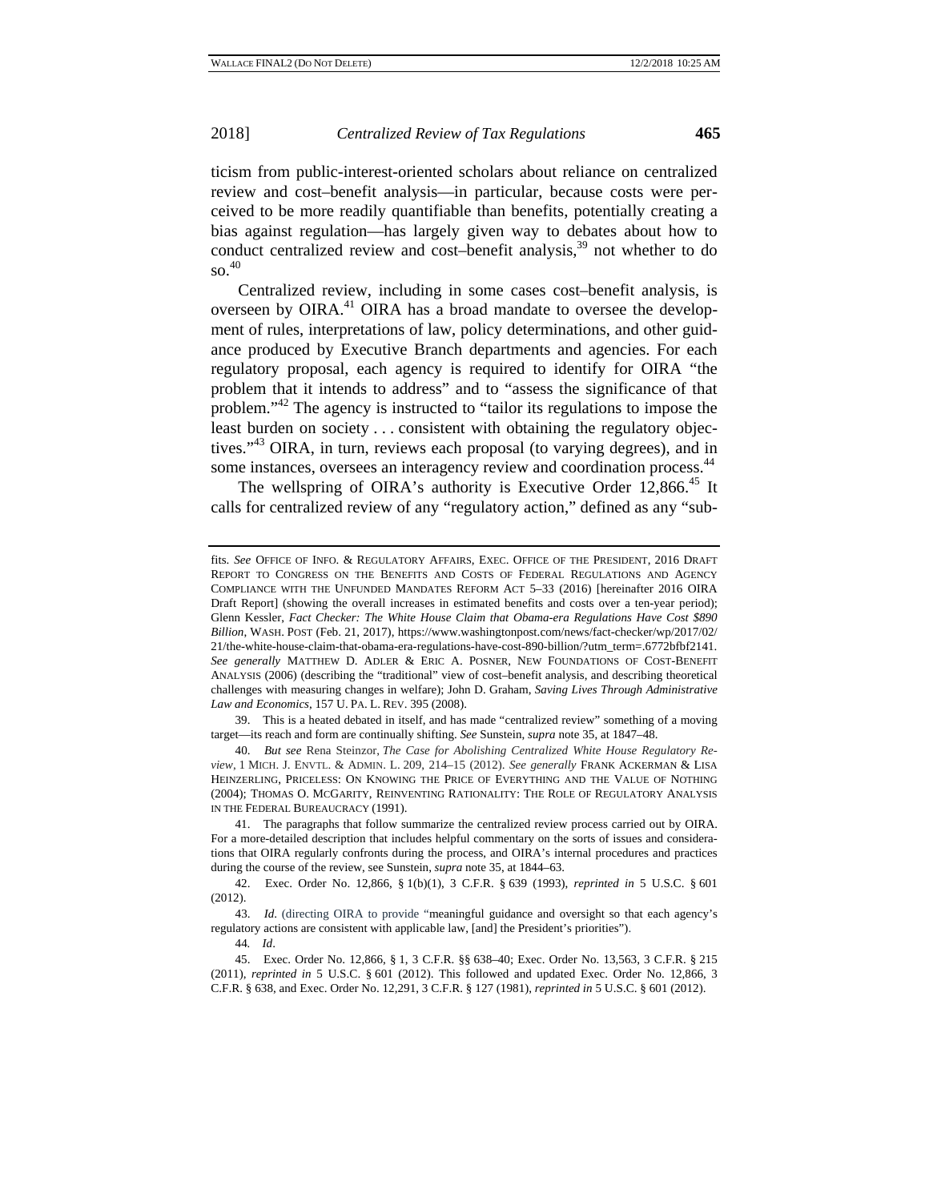ticism from public-interest-oriented scholars about reliance on centralized review and cost–benefit analysis—in particular, because costs were perceived to be more readily quantifiable than benefits, potentially creating a bias against regulation—has largely given way to debates about how to conduct centralized review and cost–benefit analysis,[39] not whether to do so.[40]

Centralized review, including in some cases cost–benefit analysis, is overseen by OIRA.[41] OIRA has a broad mandate to oversee the development of rules, interpretations of law, policy determinations, and other guidance produced by Executive Branch departments and agencies. For each regulatory proposal, each agency is required to identify for OIRA "the problem that it intends to address" and to "assess the significance of that problem."[42] The agency is instructed to "tailor its regulations to impose the least burden on society . . . consistent with obtaining the regulatory objectives."[43] OIRA, in turn, reviews each proposal (to varying degrees), and in some instances, oversees an interagency review and coordination process.[44]

The wellspring of OIRA's authority is Executive Order 12,866.[45] It calls for centralized review of any "regulatory action," defined as any "sub-

---

fits. *See* OFFICE OF INFO. & REGULATORY AFFAIRS, EXEC. OFFICE OF THE PRESIDENT, 2016 DRAFT REPORT TO CONGRESS ON THE BENEFITS AND COSTS OF FEDERAL REGULATIONS AND AGENCY COMPLIANCE WITH THE UNFUNDED MANDATES REFORM ACT 5–33 (2016) [hereinafter 2016 OIRA Draft Report] (showing the overall increases in estimated benefits and costs over a ten-year period); Glenn Kessler, *Fact Checker: The White House Claim that Obama-era Regulations Have Cost $890 Billion*, WASH. POST (Feb. 21, 2017), https://www.washingtonpost.com/news/fact-checker/wp/2017/02/21/the-white-house-claim-that-obama-era-regulations-have-cost-890-billion/?utm_term=.6772bfbf2141. *See generally* MATTHEW D. ADLER & ERIC A. POSNER, NEW FOUNDATIONS OF COST-BENEFIT ANALYSIS (2006) (describing the "traditional" view of cost–benefit analysis, and describing theoretical challenges with measuring changes in welfare); John D. Graham, *Saving Lives Through Administrative Law and Economics*, 157 U. PA. L. REV. 395 (2008).

39. This is a heated debated in itself, and has made "centralized review" something of a moving target—its reach and form are continually shifting. *See* Sunstein, *supra* note 35, at 1847–48.

40. *But see* Rena Steinzor, *The Case for Abolishing Centralized White House Regulatory Review*, 1 MICH. J. ENVTL. & ADMIN. L. 209, 214–15 (2012). *See generally* FRANK ACKERMAN & LISA HEINZERLING, PRICELESS: ON KNOWING THE PRICE OF EVERYTHING AND THE VALUE OF NOTHING (2004); THOMAS O. MCGARITY, REINVENTING RATIONALITY: THE ROLE OF REGULATORY ANALYSIS IN THE FEDERAL BUREAUCRACY (1991).

41. The paragraphs that follow summarize the centralized review process carried out by OIRA. For a more-detailed description that includes helpful commentary on the sorts of issues and considerations that OIRA regularly confronts during the process, and OIRA's internal procedures and practices during the course of the review, see Sunstein, *supra* note 35, at 1844–63.

42. Exec. Order No. 12,866, § 1(b)(1), 3 C.F.R. § 639 (1993), *reprinted in* 5 U.S.C. § 601 (2012).

43. *Id.* (directing OIRA to provide "meaningful guidance and oversight so that each agency's regulatory actions are consistent with applicable law, [and] the President's priorities").

44. *Id*.

45. Exec. Order No. 12,866, § 1, 3 C.F.R. §§ 638–40; Exec. Order No. 13,563, 3 C.F.R. § 215 (2011), *reprinted in* 5 U.S.C. § 601 (2012). This followed and updated Exec. Order No. 12,866, 3 C.F.R. § 638, and Exec. Order No. 12,291, 3 C.F.R. § 127 (1981), *reprinted in* 5 U.S.C. § 601 (2012).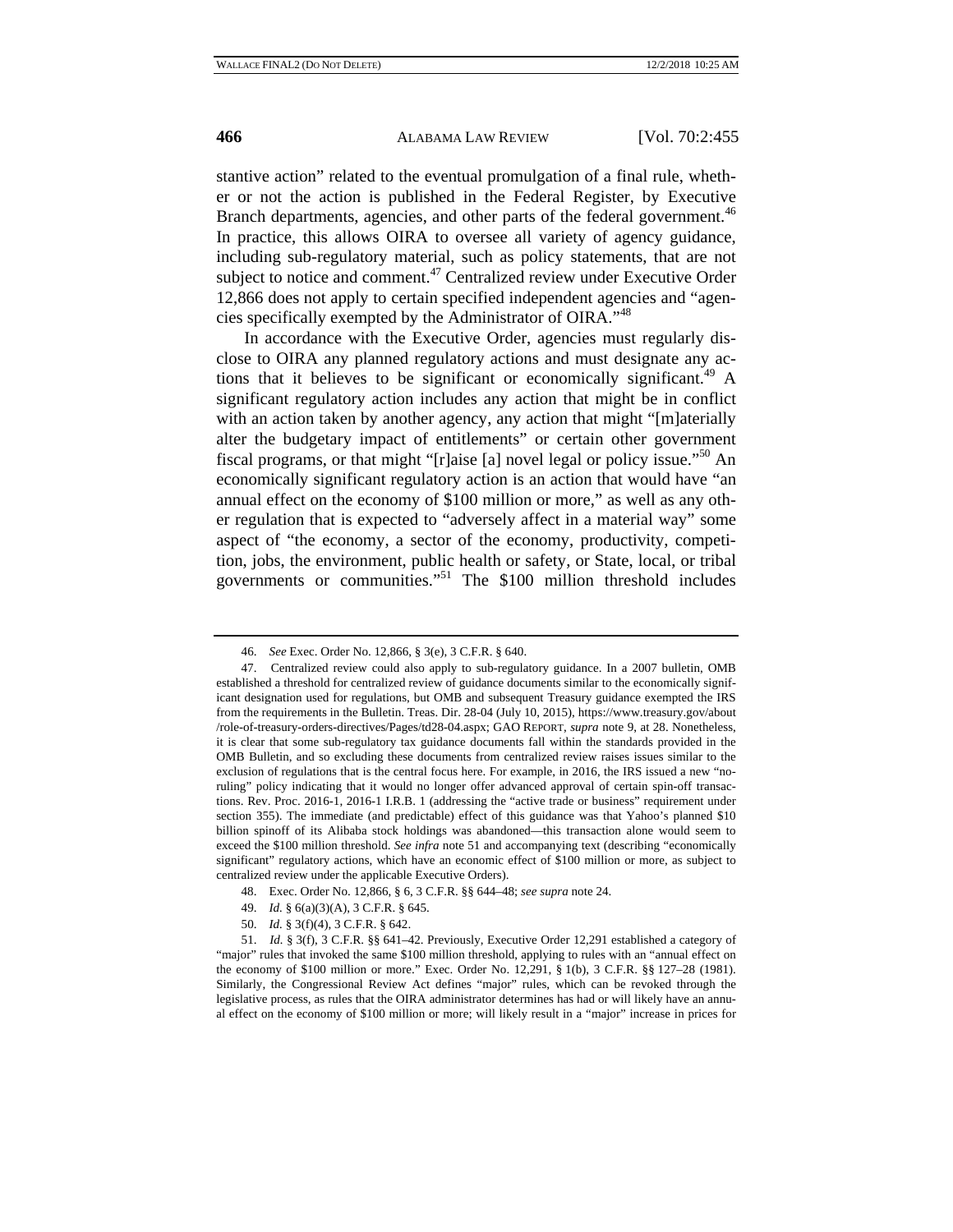stantive action" related to the eventual promulgation of a final rule, whether or not the action is published in the Federal Register, by Executive Branch departments, agencies, and other parts of the federal government.[46] In practice, this allows OIRA to oversee all variety of agency guidance, including sub-regulatory material, such as policy statements, that are not subject to notice and comment.[47] Centralized review under Executive Order 12,866 does not apply to certain specified independent agencies and "agencies specifically exempted by the Administrator of OIRA."[48]

In accordance with the Executive Order, agencies must regularly disclose to OIRA any planned regulatory actions and must designate any actions that it believes to be significant or economically significant.[49] A significant regulatory action includes any action that might be in conflict with an action taken by another agency, any action that might "[m]aterially alter the budgetary impact of entitlements" or certain other government fiscal programs, or that might "[r]aise [a] novel legal or policy issue."[50] An economically significant regulatory action is an action that would have "an annual effect on the economy of $100 million or more," as well as any other regulation that is expected to "adversely affect in a material way" some aspect of "the economy, a sector of the economy, productivity, competition, jobs, the environment, public health or safety, or State, local, or tribal governments or communities."[51] The $100 million threshold includes

---

46. *See* Exec. Order No. 12,866, § 3(e), 3 C.F.R. § 640.

47. Centralized review could also apply to sub-regulatory guidance. In a 2007 bulletin, OMB established a threshold for centralized review of guidance documents similar to the economically significant designation used for regulations, but OMB and subsequent Treasury guidance exempted the IRS from the requirements in the Bulletin. Treas. Dir. 28-04 (July 10, 2015), https://www.treasury.gov/about/role-of-treasury-orders-directives/Pages/td28-04.aspx; GAO REPORT, *supra* note 9, at 28. Nonetheless, it is clear that some sub-regulatory tax guidance documents fall within the standards provided in the OMB Bulletin, and so excluding these documents from centralized review raises issues similar to the exclusion of regulations that is the central focus here. For example, in 2016, the IRS issued a new "no-ruling" policy indicating that it would no longer offer advanced approval of certain spin-off transactions. Rev. Proc. 2016-1, 2016-1 I.R.B. 1 (addressing the "active trade or business" requirement under section 355). The immediate (and predictable) effect of this guidance was that Yahoo's planned $10 billion spinoff of its Alibaba stock holdings was abandoned—this transaction alone would seem to exceed the $100 million threshold. *See infra* note 51 and accompanying text (describing "economically significant" regulatory actions, which have an economic effect of $100 million or more, as subject to centralized review under the applicable Executive Orders).

48. Exec. Order No. 12,866, § 6, 3 C.F.R. §§ 644–48; *see supra* note 24.

49. *Id.* § 6(a)(3)(A), 3 C.F.R. § 645.

50. *Id.* § 3(f)(4), 3 C.F.R. § 642.

51. *Id.* § 3(f), 3 C.F.R. §§ 641–42. Previously, Executive Order 12,291 established a category of "major" rules that invoked the same $100 million threshold, applying to rules with an "annual effect on the economy of $100 million or more." Exec. Order No. 12,291, § 1(b), 3 C.F.R. §§ 127–28 (1981). Similarly, the Congressional Review Act defines "major" rules, which can be revoked through the legislative process, as rules that the OIRA administrator determines has had or will likely have an annual effect on the economy of $100 million or more; will likely result in a "major" increase in prices for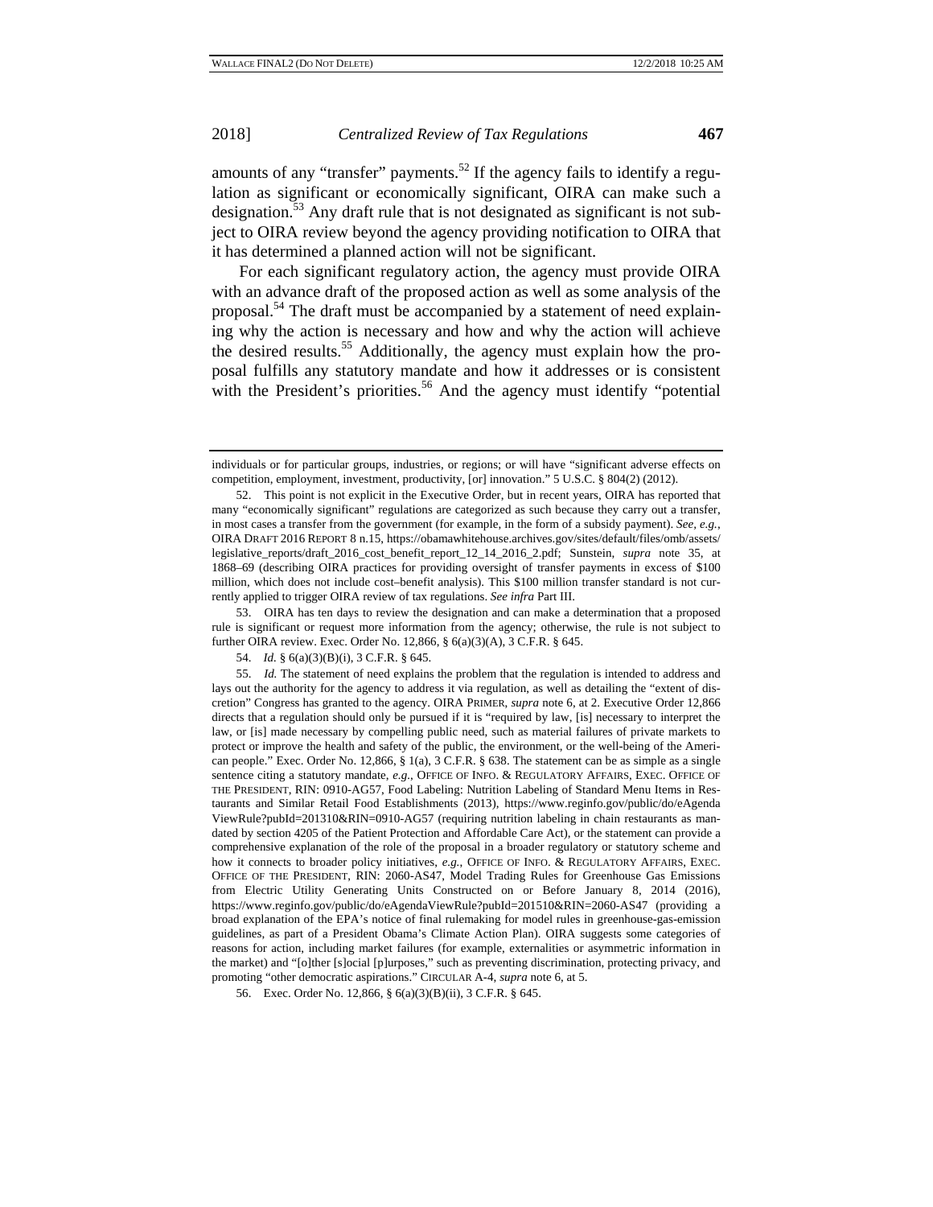amounts of any "transfer" payments.[52] If the agency fails to identify a regulation as significant or economically significant, OIRA can make such a designation.[53] Any draft rule that is not designated as significant is not subject to OIRA review beyond the agency providing notification to OIRA that it has determined a planned action will not be significant.

For each significant regulatory action, the agency must provide OIRA with an advance draft of the proposed action as well as some analysis of the proposal.[54] The draft must be accompanied by a statement of need explaining why the action is necessary and how and why the action will achieve the desired results.[55] Additionally, the agency must explain how the proposal fulfills any statutory mandate and how it addresses or is consistent with the President's priorities.[56] And the agency must identify "potential

---

individuals or for particular groups, industries, or regions; or will have "significant adverse effects on competition, employment, investment, productivity, [or] innovation." 5 U.S.C. § 804(2) (2012).

52. This point is not explicit in the Executive Order, but in recent years, OIRA has reported that many "economically significant" regulations are categorized as such because they carry out a transfer, in most cases a transfer from the government (for example, in the form of a subsidy payment). *See, e.g.*, OIRA DRAFT 2016 REPORT 8 n.15, https://obamawhitehouse.archives.gov/sites/default/files/omb/assets/legislative_reports/draft_2016_cost_benefit_report_12_14_2016_2.pdf; Sunstein, *supra* note 35, at 1868–69 (describing OIRA practices for providing oversight of transfer payments in excess of $100 million, which does not include cost–benefit analysis). This $100 million transfer standard is not currently applied to trigger OIRA review of tax regulations. *See infra* Part III.

53. OIRA has ten days to review the designation and can make a determination that a proposed rule is significant or request more information from the agency; otherwise, the rule is not subject to further OIRA review. Exec. Order No. 12,866, § 6(a)(3)(A), 3 C.F.R. § 645.

54. *Id.* § 6(a)(3)(B)(i), 3 C.F.R. § 645.

55. *Id.* The statement of need explains the problem that the regulation is intended to address and lays out the authority for the agency to address it via regulation, as well as detailing the "extent of discretion" Congress has granted to the agency. OIRA PRIMER, *supra* note 6, at 2. Executive Order 12,866 directs that a regulation should only be pursued if it is "required by law, [is] necessary to interpret the law, or [is] made necessary by compelling public need, such as material failures of private markets to protect or improve the health and safety of the public, the environment, or the well-being of the American people." Exec. Order No. 12,866, § 1(a), 3 C.F.R. § 638. The statement can be as simple as a single sentence citing a statutory mandate, *e.g.*, OFFICE OF INFO. & REGULATORY AFFAIRS, EXEC. OFFICE OF THE PRESIDENT, RIN: 0910-AG57, Food Labeling: Nutrition Labeling of Standard Menu Items in Restaurants and Similar Retail Food Establishments (2013), https://www.reginfo.gov/public/do/eAgendaViewRule?pubId=201310&RIN=0910-AG57 (requiring nutrition labeling in chain restaurants as mandated by section 4205 of the Patient Protection and Affordable Care Act), or the statement can provide a comprehensive explanation of the role of the proposal in a broader regulatory or statutory scheme and how it connects to broader policy initiatives, *e.g.*, OFFICE OF INFO. & REGULATORY AFFAIRS, EXEC. OFFICE OF THE PRESIDENT, RIN: 2060-AS47, Model Trading Rules for Greenhouse Gas Emissions from Electric Utility Generating Units Constructed on or Before January 8, 2014 (2016), https://www.reginfo.gov/public/do/eAgendaViewRule?pubId=201510&RIN=2060-AS47 (providing a broad explanation of the EPA's notice of final rulemaking for model rules in greenhouse-gas-emission guidelines, as part of a President Obama's Climate Action Plan). OIRA suggests some categories of reasons for action, including market failures (for example, externalities or asymmetric information in the market) and "[o]ther [s]ocial [p]urposes," such as preventing discrimination, protecting privacy, and promoting "other democratic aspirations." CIRCULAR A-4, *supra* note 6, at 5.

56. Exec. Order No. 12,866, § 6(a)(3)(B)(ii), 3 C.F.R. § 645.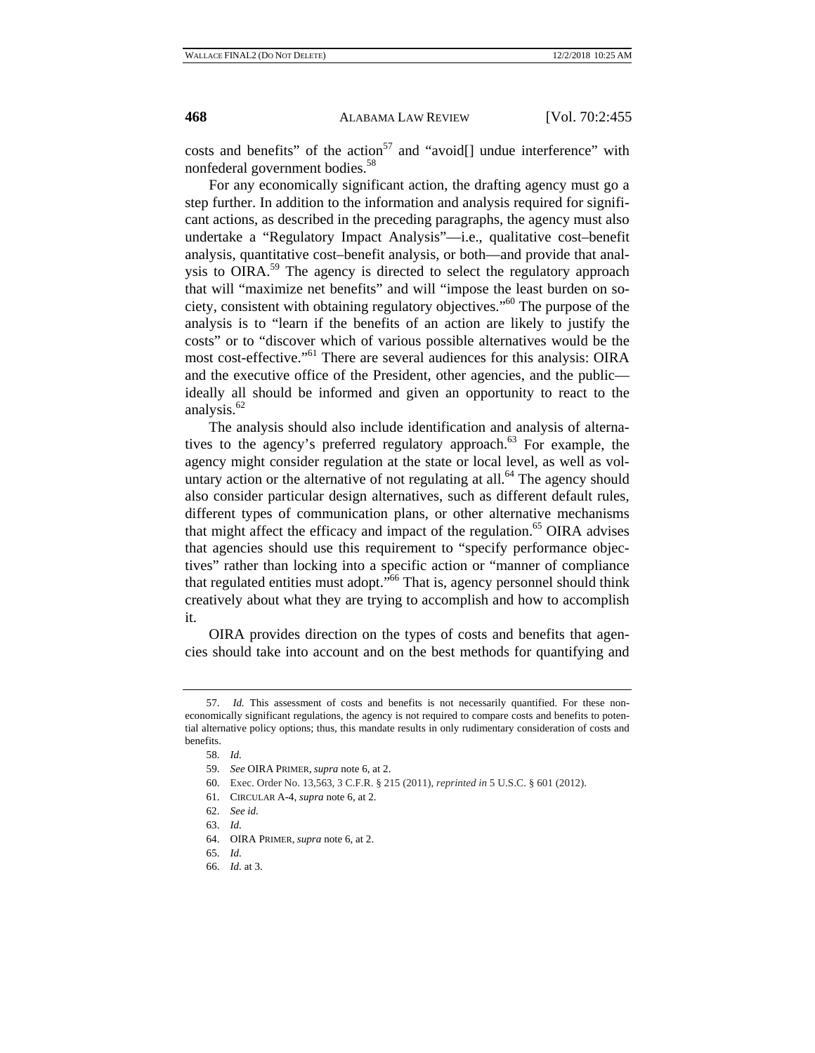costs and benefits" of the action[57] and "avoid[] undue interference" with nonfederal government bodies.[58]

For any economically significant action, the drafting agency must go a step further. In addition to the information and analysis required for significant actions, as described in the preceding paragraphs, the agency must also undertake a "Regulatory Impact Analysis"—i.e., qualitative cost–benefit analysis, quantitative cost–benefit analysis, or both—and provide that analysis to OIRA.[59] The agency is directed to select the regulatory approach that will "maximize net benefits" and will "impose the least burden on society, consistent with obtaining regulatory objectives."[60] The purpose of the analysis is to "learn if the benefits of an action are likely to justify the costs" or to "discover which of various possible alternatives would be the most cost-effective."[61] There are several audiences for this analysis: OIRA and the executive office of the President, other agencies, and the public—ideally all should be informed and given an opportunity to react to the analysis.[62]

The analysis should also include identification and analysis of alternatives to the agency's preferred regulatory approach.[63] For example, the agency might consider regulation at the state or local level, as well as voluntary action or the alternative of not regulating at all.[64] The agency should also consider particular design alternatives, such as different default rules, different types of communication plans, or other alternative mechanisms that might affect the efficacy and impact of the regulation.[65] OIRA advises that agencies should use this requirement to "specify performance objectives" rather than locking into a specific action or "manner of compliance that regulated entities must adopt."[66] That is, agency personnel should think creatively about what they are trying to accomplish and how to accomplish it.

OIRA provides direction on the types of costs and benefits that agencies should take into account and on the best methods for quantifying and

---

57. *Id.* This assessment of costs and benefits is not necessarily quantified. For these non-economically significant regulations, the agency is not required to compare costs and benefits to potential alternative policy options; thus, this mandate results in only rudimentary consideration of costs and benefits.

58. *Id.*

59. *See* OIRA PRIMER, *supra* note 6, at 2.

60. Exec. Order No. 13,563, 3 C.F.R. § 215 (2011), *reprinted in* 5 U.S.C. § 601 (2012).

61. CIRCULAR A-4, *supra* note 6, at 2.

62. *See id.*

63. *Id.*

64. OIRA PRIMER, *supra* note 6, at 2.

65. *Id.*

66. *Id.* at 3.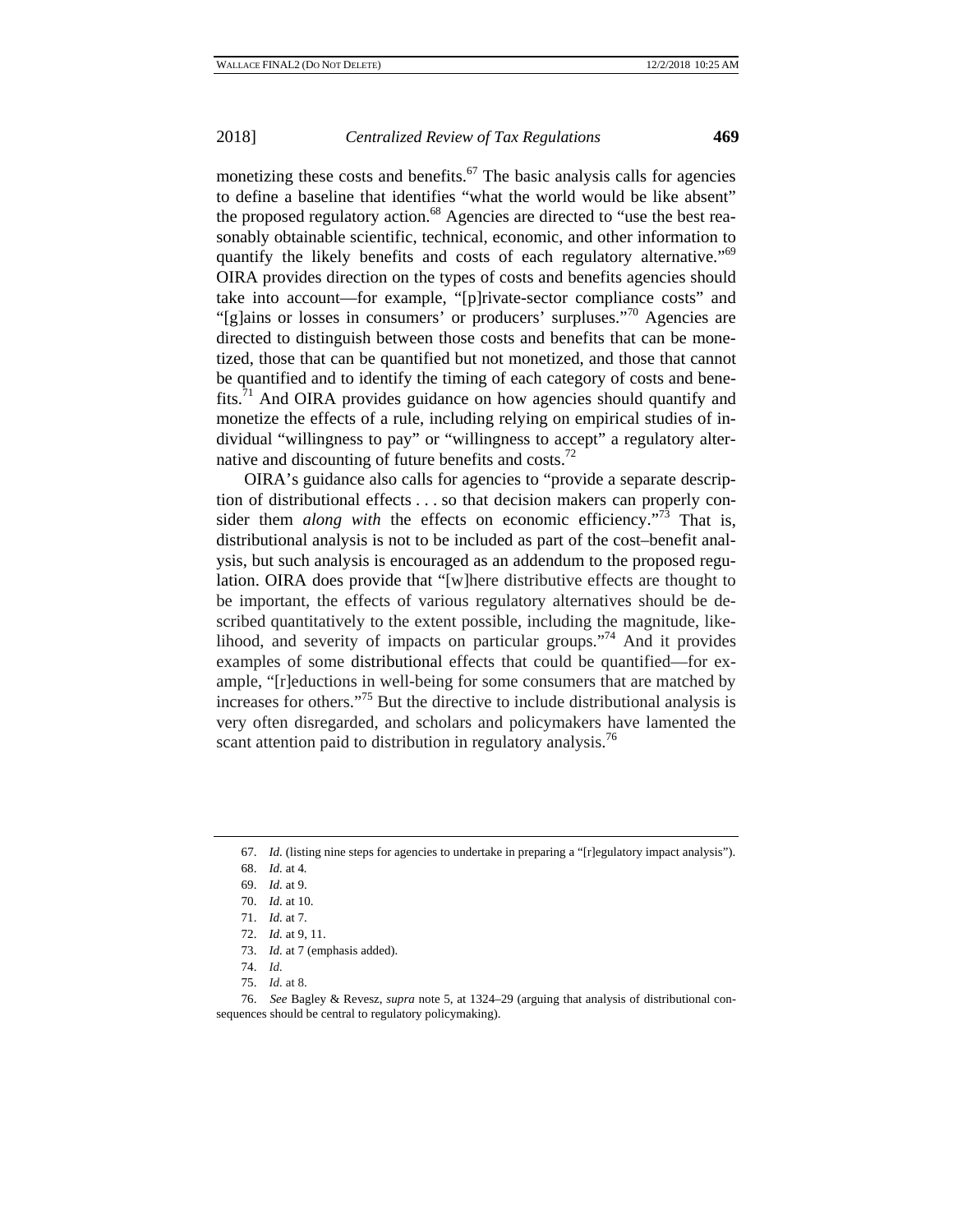monetizing these costs and benefits.[67] The basic analysis calls for agencies to define a baseline that identifies "what the world would be like absent" the proposed regulatory action.[68] Agencies are directed to "use the best reasonably obtainable scientific, technical, economic, and other information to quantify the likely benefits and costs of each regulatory alternative."[69] OIRA provides direction on the types of costs and benefits agencies should take into account—for example, "[p]rivate-sector compliance costs" and "[g]ains or losses in consumers' or producers' surpluses."[70] Agencies are directed to distinguish between those costs and benefits that can be monetized, those that can be quantified but not monetized, and those that cannot be quantified and to identify the timing of each category of costs and benefits.[71] And OIRA provides guidance on how agencies should quantify and monetize the effects of a rule, including relying on empirical studies of individual "willingness to pay" or "willingness to accept" a regulatory alternative and discounting of future benefits and costs.[72]

OIRA's guidance also calls for agencies to "provide a separate description of distributional effects . . . so that decision makers can properly consider them *along with* the effects on economic efficiency."[73] That is, distributional analysis is not to be included as part of the cost–benefit analysis, but such analysis is encouraged as an addendum to the proposed regulation. OIRA does provide that "[w]here distributive effects are thought to be important, the effects of various regulatory alternatives should be described quantitatively to the extent possible, including the magnitude, likelihood, and severity of impacts on particular groups."[74] And it provides examples of some distributional effects that could be quantified—for example, "[r]eductions in well-being for some consumers that are matched by increases for others."[75] But the directive to include distributional analysis is very often disregarded, and scholars and policymakers have lamented the scant attention paid to distribution in regulatory analysis.[76]

---

67. *Id.* (listing nine steps for agencies to undertake in preparing a "[r]egulatory impact analysis").

68. *Id.* at 4.

69. *Id.* at 9.

70. *Id.* at 10.

71. *Id.* at 7.

72. *Id.* at 9, 11.

73. *Id.* at 7 (emphasis added).

74. *Id.*

75. *Id.* at 8.

76. *See* Bagley & Revesz, *supra* note 5, at 1324–29 (arguing that analysis of distributional consequences should be central to regulatory policymaking).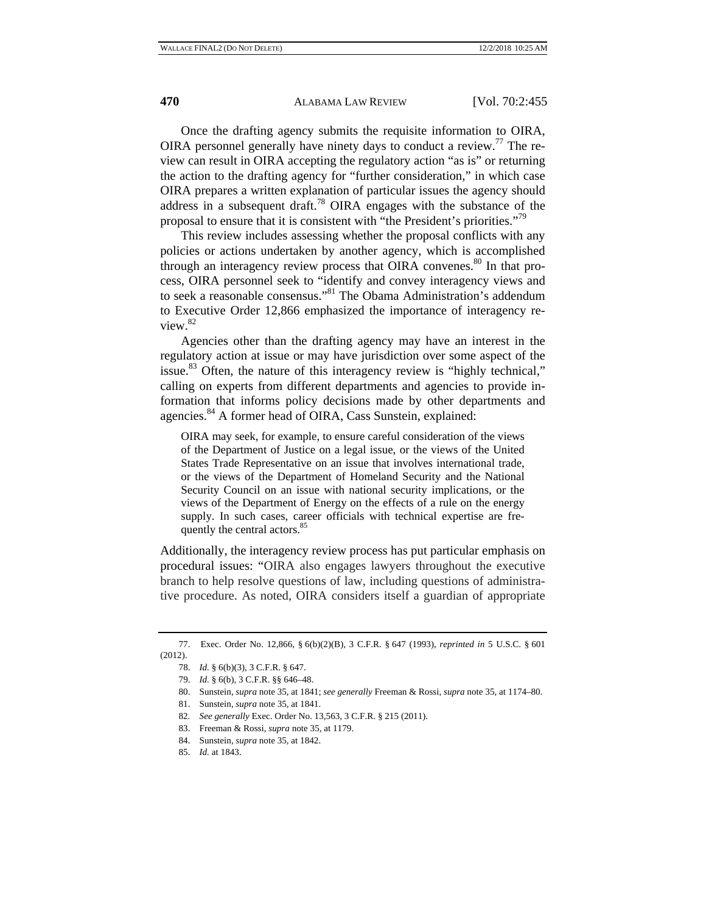Once the drafting agency submits the requisite information to OIRA, OIRA personnel generally have ninety days to conduct a review.[77] The review can result in OIRA accepting the regulatory action "as is" or returning the action to the drafting agency for "further consideration," in which case OIRA prepares a written explanation of particular issues the agency should address in a subsequent draft.[78] OIRA engages with the substance of the proposal to ensure that it is consistent with "the President's priorities."[79]

This review includes assessing whether the proposal conflicts with any policies or actions undertaken by another agency, which is accomplished through an interagency review process that OIRA convenes.[80] In that process, OIRA personnel seek to "identify and convey interagency views and to seek a reasonable consensus."[81] The Obama Administration's addendum to Executive Order 12,866 emphasized the importance of interagency review.[82]

Agencies other than the drafting agency may have an interest in the regulatory action at issue or may have jurisdiction over some aspect of the issue.[83] Often, the nature of this interagency review is "highly technical," calling on experts from different departments and agencies to provide information that informs policy decisions made by other departments and agencies.[84] A former head of OIRA, Cass Sunstein, explained:

> OIRA may seek, for example, to ensure careful consideration of the views of the Department of Justice on a legal issue, or the views of the United States Trade Representative on an issue that involves international trade, or the views of the Department of Homeland Security and the National Security Council on an issue with national security implications, or the views of the Department of Energy on the effects of a rule on the energy supply. In such cases, career officials with technical expertise are frequently the central actors.[85]

Additionally, the interagency review process has put particular emphasis on procedural issues: "OIRA also engages lawyers throughout the executive branch to help resolve questions of law, including questions of administrative procedure. As noted, OIRA considers itself a guardian of appropriate

---

77. Exec. Order No. 12,866, § 6(b)(2)(B), 3 C.F.R. § 647 (1993), *reprinted in* 5 U.S.C. § 601 (2012).

78. *Id.* § 6(b)(3), 3 C.F.R. § 647.

79. *Id.* § 6(b), 3 C.F.R. §§ 646–48.

80. Sunstein, *supra* note 35, at 1841; *see generally* Freeman & Rossi, *supra* note 35, at 1174–80.

81. Sunstein, *supra* note 35, at 1841.

82. *See generally* Exec. Order No. 13,563, 3 C.F.R. § 215 (2011).

83. Freeman & Rossi, *supra* note 35, at 1179.

84. Sunstein, *supra* note 35, at 1842.

85. *Id.* at 1843.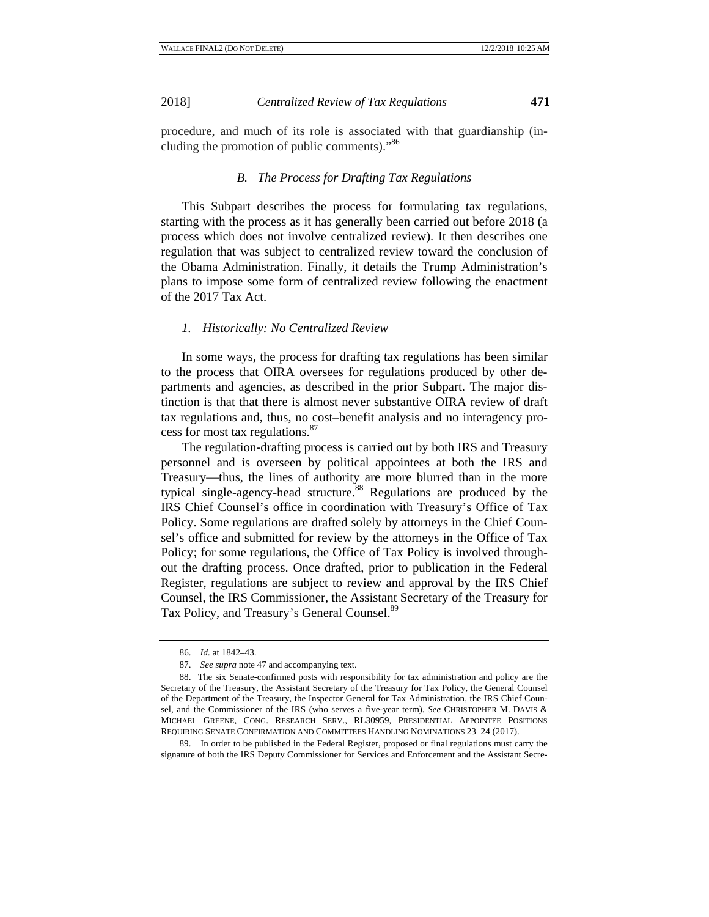procedure, and much of its role is associated with that guardianship (including the promotion of public comments)."[86]

### B. The Process for Drafting Tax Regulations

This Subpart describes the process for formulating tax regulations, starting with the process as it has generally been carried out before 2018 (a process which does not involve centralized review). It then describes one regulation that was subject to centralized review toward the conclusion of the Obama Administration. Finally, it details the Trump Administration's plans to impose some form of centralized review following the enactment of the 2017 Tax Act.

#### 1. Historically: No Centralized Review

In some ways, the process for drafting tax regulations has been similar to the process that OIRA oversees for regulations produced by other departments and agencies, as described in the prior Subpart. The major distinction is that that there is almost never substantive OIRA review of draft tax regulations and, thus, no cost–benefit analysis and no interagency process for most tax regulations.[87]

The regulation-drafting process is carried out by both IRS and Treasury personnel and is overseen by political appointees at both the IRS and Treasury—thus, the lines of authority are more blurred than in the more typical single-agency-head structure.[88] Regulations are produced by the IRS Chief Counsel's office in coordination with Treasury's Office of Tax Policy. Some regulations are drafted solely by attorneys in the Chief Counsel's office and submitted for review by the attorneys in the Office of Tax Policy; for some regulations, the Office of Tax Policy is involved throughout the drafting process. Once drafted, prior to publication in the Federal Register, regulations are subject to review and approval by the IRS Chief Counsel, the IRS Commissioner, the Assistant Secretary of the Treasury for Tax Policy, and Treasury's General Counsel.[89]

---

86. *Id.* at 1842–43.

87. *See supra* note 47 and accompanying text.

88. The six Senate-confirmed posts with responsibility for tax administration and policy are the Secretary of the Treasury, the Assistant Secretary of the Treasury for Tax Policy, the General Counsel of the Department of the Treasury, the Inspector General for Tax Administration, the IRS Chief Counsel, and the Commissioner of the IRS (who serves a five-year term). *See* CHRISTOPHER M. DAVIS & MICHAEL GREENE, CONG. RESEARCH SERV., RL30959, PRESIDENTIAL APPOINTEE POSITIONS REQUIRING SENATE CONFIRMATION AND COMMITTEES HANDLING NOMINATIONS 23–24 (2017).

89. In order to be published in the Federal Register, proposed or final regulations must carry the signature of both the IRS Deputy Commissioner for Services and Enforcement and the Assistant Secre-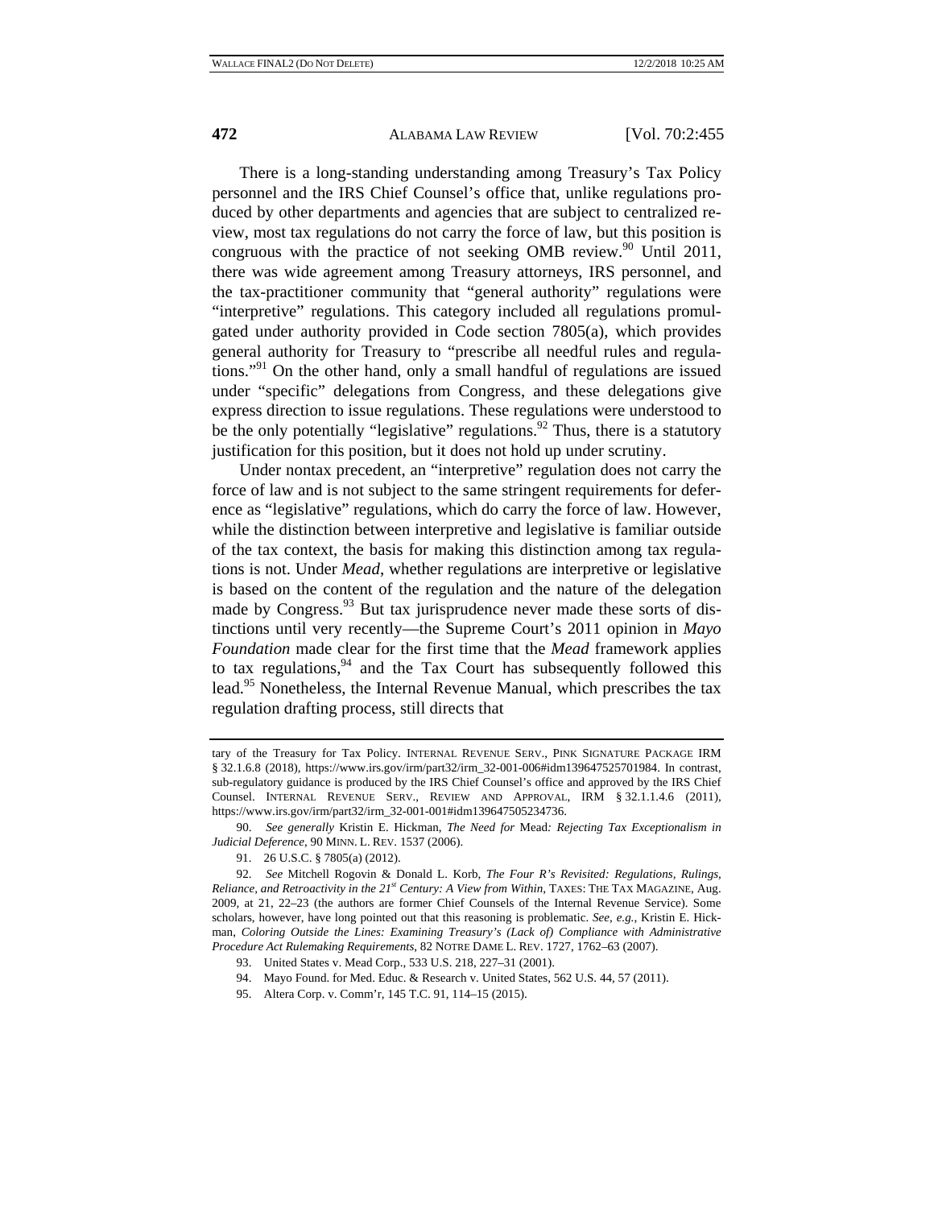There is a long-standing understanding among Treasury's Tax Policy personnel and the IRS Chief Counsel's office that, unlike regulations produced by other departments and agencies that are subject to centralized review, most tax regulations do not carry the force of law, but this position is congruous with the practice of not seeking OMB review.[90] Until 2011, there was wide agreement among Treasury attorneys, IRS personnel, and the tax-practitioner community that "general authority" regulations were "interpretive" regulations. This category included all regulations promulgated under authority provided in Code section 7805(a), which provides general authority for Treasury to "prescribe all needful rules and regulations."[91] On the other hand, only a small handful of regulations are issued under "specific" delegations from Congress, and these delegations give express direction to issue regulations. These regulations were understood to be the only potentially "legislative" regulations.[92] Thus, there is a statutory justification for this position, but it does not hold up under scrutiny.

Under nontax precedent, an "interpretive" regulation does not carry the force of law and is not subject to the same stringent requirements for deference as "legislative" regulations, which do carry the force of law. However, while the distinction between interpretive and legislative is familiar outside of the tax context, the basis for making this distinction among tax regulations is not. Under *Mead*, whether regulations are interpretive or legislative is based on the content of the regulation and the nature of the delegation made by Congress.[93] But tax jurisprudence never made these sorts of distinctions until very recently—the Supreme Court's 2011 opinion in *Mayo Foundation* made clear for the first time that the *Mead* framework applies to tax regulations,[94] and the Tax Court has subsequently followed this lead.[95] Nonetheless, the Internal Revenue Manual, which prescribes the tax regulation drafting process, still directs that

---

tary of the Treasury for Tax Policy. INTERNAL REVENUE SERV., PINK SIGNATURE PACKAGE IRM § 32.1.6.8 (2018), https://www.irs.gov/irm/part32/irm_32-001-006#idm139647525701984. In contrast, sub-regulatory guidance is produced by the IRS Chief Counsel's office and approved by the IRS Chief Counsel. INTERNAL REVENUE SERV., REVIEW AND APPROVAL, IRM § 32.1.1.4.6 (2011), https://www.irs.gov/irm/part32/irm_32-001-001#idm139647505234736.

90. *See generally* Kristin E. Hickman, *The Need for* Mead*: Rejecting Tax Exceptionalism in Judicial Deference*, 90 MINN. L. REV. 1537 (2006).

91. 26 U.S.C. § 7805(a) (2012).

92. *See* Mitchell Rogovin & Donald L. Korb, *The Four R's Revisited: Regulations, Rulings, Reliance, and Retroactivity in the 21st Century: A View from Within*, TAXES: THE TAX MAGAZINE, Aug. 2009, at 21, 22–23 (the authors are former Chief Counsels of the Internal Revenue Service). Some scholars, however, have long pointed out that this reasoning is problematic. *See, e.g.*, Kristin E. Hickman, *Coloring Outside the Lines: Examining Treasury's (Lack of) Compliance with Administrative Procedure Act Rulemaking Requirements*, 82 NOTRE DAME L. REV. 1727, 1762–63 (2007).

93. United States v. Mead Corp., 533 U.S. 218, 227–31 (2001).

94. Mayo Found. for Med. Educ. & Research v. United States, 562 U.S. 44, 57 (2011).

95. Altera Corp. v. Comm'r, 145 T.C. 91, 114–15 (2015).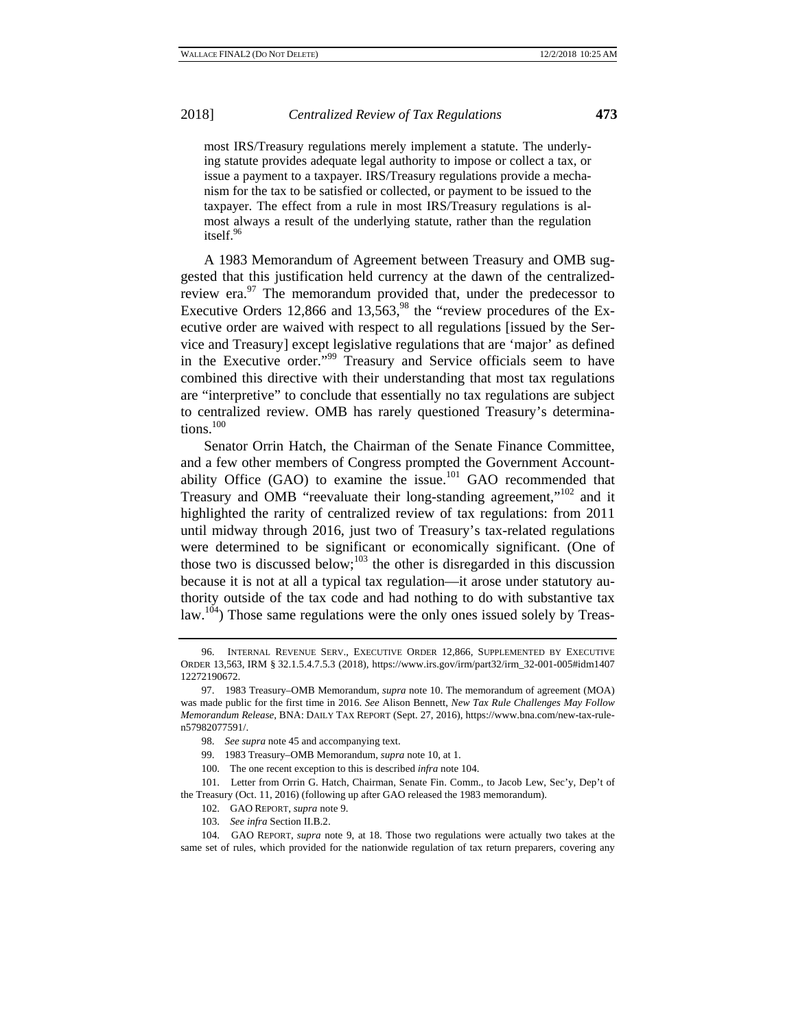> most IRS/Treasury regulations merely implement a statute. The underlying statute provides adequate legal authority to impose or collect a tax, or issue a payment to a taxpayer. IRS/Treasury regulations provide a mechanism for the tax to be satisfied or collected, or payment to be issued to the taxpayer. The effect from a rule in most IRS/Treasury regulations is almost always a result of the underlying statute, rather than the regulation itself.[96]

A 1983 Memorandum of Agreement between Treasury and OMB suggested that this justification held currency at the dawn of the centralized-review era.[97] The memorandum provided that, under the predecessor to Executive Orders 12,866 and 13,563,[98] the "review procedures of the Executive order are waived with respect to all regulations [issued by the Service and Treasury] except legislative regulations that are 'major' as defined in the Executive order."[99] Treasury and Service officials seem to have combined this directive with their understanding that most tax regulations are "interpretive" to conclude that essentially no tax regulations are subject to centralized review. OMB has rarely questioned Treasury's determinations.[100]

Senator Orrin Hatch, the Chairman of the Senate Finance Committee, and a few other members of Congress prompted the Government Accountability Office (GAO) to examine the issue.[101] GAO recommended that Treasury and OMB "reevaluate their long-standing agreement,"[102] and it highlighted the rarity of centralized review of tax regulations: from 2011 until midway through 2016, just two of Treasury's tax-related regulations were determined to be significant or economically significant. (One of those two is discussed below;[103] the other is disregarded in this discussion because it is not at all a typical tax regulation—it arose under statutory authority outside of the tax code and had nothing to do with substantive tax law.[104]) Those same regulations were the only ones issued solely by Treas-

---

96. INTERNAL REVENUE SERV., EXECUTIVE ORDER 12,866, SUPPLEMENTED BY EXECUTIVE ORDER 13,563, IRM § 32.1.5.4.7.5.3 (2018), https://www.irs.gov/irm/part32/irm_32-001-005#idm140712272190672.

97. 1983 Treasury–OMB Memorandum, *supra* note 10. The memorandum of agreement (MOA) was made public for the first time in 2016. *See* Alison Bennett, *New Tax Rule Challenges May Follow Memorandum Release*, BNA: DAILY TAX REPORT (Sept. 27, 2016), https://www.bna.com/new-tax-rule-n57982077591/.

98. *See supra* note 45 and accompanying text.

99. 1983 Treasury–OMB Memorandum, *supra* note 10, at 1.

100. The one recent exception to this is described *infra* note 104.

101. Letter from Orrin G. Hatch, Chairman, Senate Fin. Comm., to Jacob Lew, Sec'y, Dep't of the Treasury (Oct. 11, 2016) (following up after GAO released the 1983 memorandum).

102. GAO REPORT, *supra* note 9.

103. *See infra* Section II.B.2.

104. GAO REPORT, *supra* note 9, at 18. Those two regulations were actually two takes at the same set of rules, which provided for the nationwide regulation of tax return preparers, covering any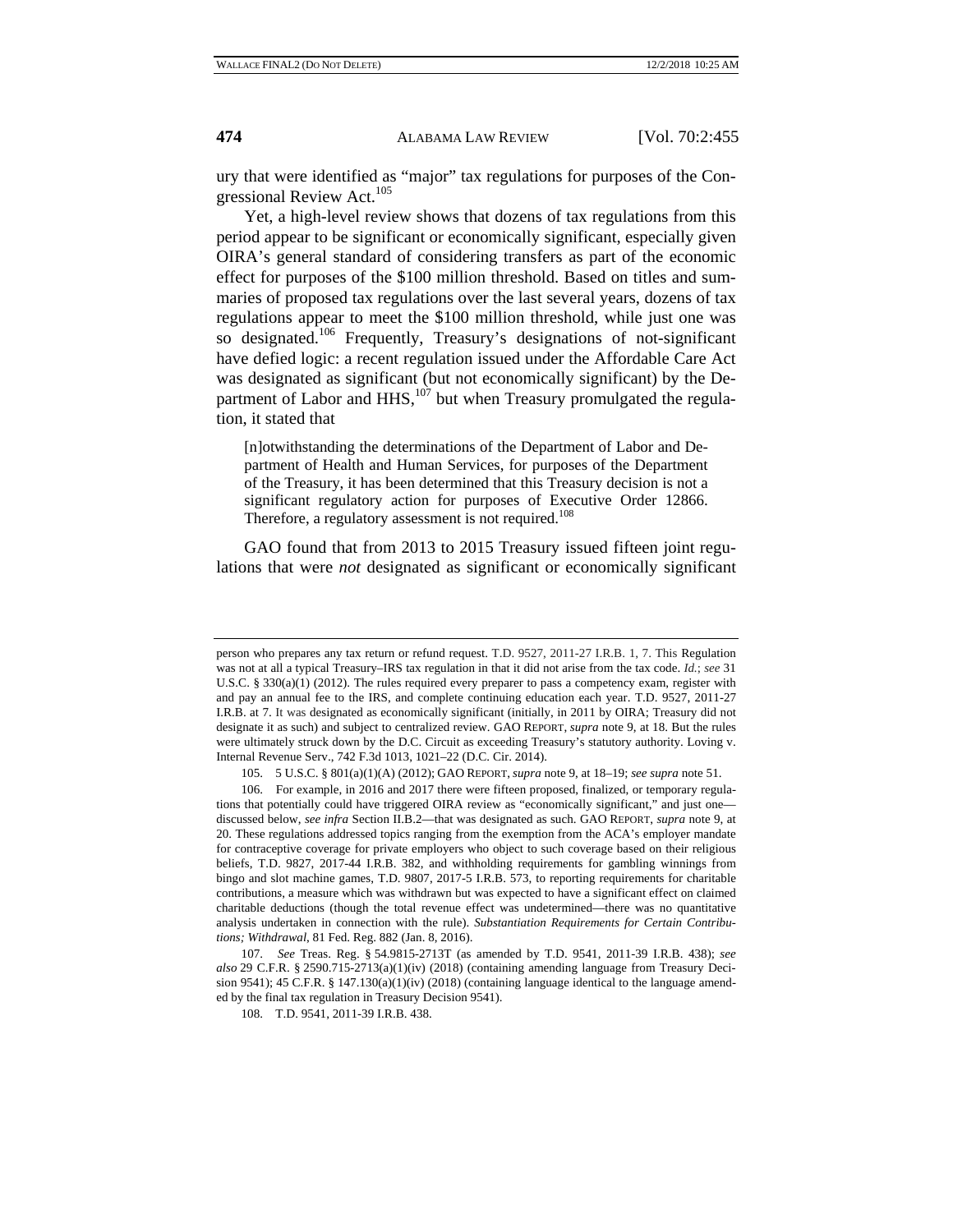ury that were identified as "major" tax regulations for purposes of the Congressional Review Act.[105]

Yet, a high-level review shows that dozens of tax regulations from this period appear to be significant or economically significant, especially given OIRA's general standard of considering transfers as part of the economic effect for purposes of the $100 million threshold. Based on titles and summaries of proposed tax regulations over the last several years, dozens of tax regulations appear to meet the $100 million threshold, while just one was so designated.[106] Frequently, Treasury's designations of not-significant have defied logic: a recent regulation issued under the Affordable Care Act was designated as significant (but not economically significant) by the Department of Labor and HHS,[107] but when Treasury promulgated the regulation, it stated that

> [n]otwithstanding the determinations of the Department of Labor and Department of Health and Human Services, for purposes of the Department of the Treasury, it has been determined that this Treasury decision is not a significant regulatory action for purposes of Executive Order 12866. Therefore, a regulatory assessment is not required.[108]

GAO found that from 2013 to 2015 Treasury issued fifteen joint regulations that were *not* designated as significant or economically significant

---

person who prepares any tax return or refund request. T.D. 9527, 2011-27 I.R.B. 1, 7. This Regulation was not at all a typical Treasury–IRS tax regulation in that it did not arise from the tax code. *Id.*; *see* 31 U.S.C. § 330(a)(1) (2012). The rules required every preparer to pass a competency exam, register with and pay an annual fee to the IRS, and complete continuing education each year. T.D. 9527, 2011-27 I.R.B. at 7. It was designated as economically significant (initially, in 2011 by OIRA; Treasury did not designate it as such) and subject to centralized review. GAO REPORT, *supra* note 9, at 18. But the rules were ultimately struck down by the D.C. Circuit as exceeding Treasury's statutory authority. Loving v. Internal Revenue Serv., 742 F.3d 1013, 1021–22 (D.C. Cir. 2014).

105. 5 U.S.C. § 801(a)(1)(A) (2012); GAO REPORT, *supra* note 9, at 18–19; *see supra* note 51.

106. For example, in 2016 and 2017 there were fifteen proposed, finalized, or temporary regulations that potentially could have triggered OIRA review as "economically significant," and just one—discussed below, *see infra* Section II.B.2—that was designated as such. GAO REPORT, *supra* note 9, at 20. These regulations addressed topics ranging from the exemption from the ACA's employer mandate for contraceptive coverage for private employers who object to such coverage based on their religious beliefs, T.D. 9827, 2017-44 I.R.B. 382, and withholding requirements for gambling winnings from bingo and slot machine games, T.D. 9807, 2017-5 I.R.B. 573, to reporting requirements for charitable contributions, a measure which was withdrawn but was expected to have a significant effect on claimed charitable deductions (though the total revenue effect was undetermined—there was no quantitative analysis undertaken in connection with the rule). *Substantiation Requirements for Certain Contributions; Withdrawal*, 81 Fed. Reg. 882 (Jan. 8, 2016).

107. *See* Treas. Reg. § 54.9815-2713T (as amended by T.D. 9541, 2011-39 I.R.B. 438); *see also* 29 C.F.R. § 2590.715-2713(a)(1)(iv) (2018) (containing amending language from Treasury Decision 9541); 45 C.F.R. § 147.130(a)(1)(iv) (2018) (containing language identical to the language amended by the final tax regulation in Treasury Decision 9541).

108. T.D. 9541, 2011-39 I.R.B. 438.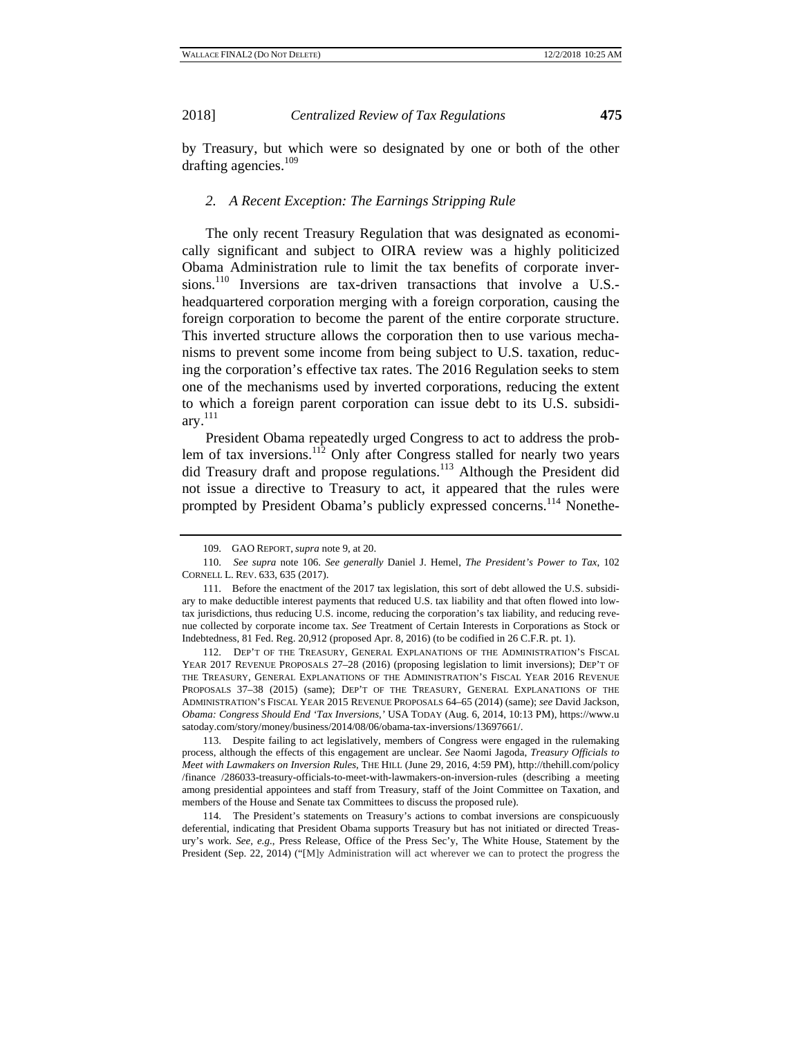by Treasury, but which were so designated by one or both of the other drafting agencies.[109]

### 2. *A Recent Exception: The Earnings Stripping Rule*

The only recent Treasury Regulation that was designated as economically significant and subject to OIRA review was a highly politicized Obama Administration rule to limit the tax benefits of corporate inversions.[110] Inversions are tax-driven transactions that involve a U.S.-headquartered corporation merging with a foreign corporation, causing the foreign corporation to become the parent of the entire corporate structure. This inverted structure allows the corporation then to use various mechanisms to prevent some income from being subject to U.S. taxation, reducing the corporation's effective tax rates. The 2016 Regulation seeks to stem one of the mechanisms used by inverted corporations, reducing the extent to which a foreign parent corporation can issue debt to its U.S. subsidiary.[111]

President Obama repeatedly urged Congress to act to address the problem of tax inversions.[112] Only after Congress stalled for nearly two years did Treasury draft and propose regulations.[113] Although the President did not issue a directive to Treasury to act, it appeared that the rules were prompted by President Obama's publicly expressed concerns.[114] Nonethe-

---

109. GAO REPORT, *supra* note 9, at 20.

110. *See supra* note 106. *See generally* Daniel J. Hemel, *The President's Power to Tax*, 102 CORNELL L. REV. 633, 635 (2017).

111. Before the enactment of the 2017 tax legislation, this sort of debt allowed the U.S. subsidiary to make deductible interest payments that reduced U.S. tax liability and that often flowed into low-tax jurisdictions, thus reducing U.S. income, reducing the corporation's tax liability, and reducing revenue collected by corporate income tax. *See* Treatment of Certain Interests in Corporations as Stock or Indebtedness, 81 Fed. Reg. 20,912 (proposed Apr. 8, 2016) (to be codified in 26 C.F.R. pt. 1).

112. DEP'T OF THE TREASURY, GENERAL EXPLANATIONS OF THE ADMINISTRATION'S FISCAL YEAR 2017 REVENUE PROPOSALS 27–28 (2016) (proposing legislation to limit inversions); DEP'T OF THE TREASURY, GENERAL EXPLANATIONS OF THE ADMINISTRATION'S FISCAL YEAR 2016 REVENUE PROPOSALS 37–38 (2015) (same); DEP'T OF THE TREASURY, GENERAL EXPLANATIONS OF THE ADMINISTRATION'S FISCAL YEAR 2015 REVENUE PROPOSALS 64–65 (2014) (same); *see* David Jackson, *Obama: Congress Should End 'Tax Inversions,'* USA TODAY (Aug. 6, 2014, 10:13 PM), https://www.usatoday.com/story/money/business/2014/08/06/obama-tax-inversions/13697661/.

113. Despite failing to act legislatively, members of Congress were engaged in the rulemaking process, although the effects of this engagement are unclear. *See* Naomi Jagoda, *Treasury Officials to Meet with Lawmakers on Inversion Rules*, THE HILL (June 29, 2016, 4:59 PM), http://thehill.com/policy/finance /286033-treasury-officials-to-meet-with-lawmakers-on-inversion-rules (describing a meeting among presidential appointees and staff from Treasury, staff of the Joint Committee on Taxation, and members of the House and Senate tax Committees to discuss the proposed rule).

114. The President's statements on Treasury's actions to combat inversions are conspicuously deferential, indicating that President Obama supports Treasury but has not initiated or directed Treasury's work. *See, e.g.*, Press Release, Office of the Press Sec'y, The White House, Statement by the President (Sep. 22, 2014) ("[M]y Administration will act wherever we can to protect the progress the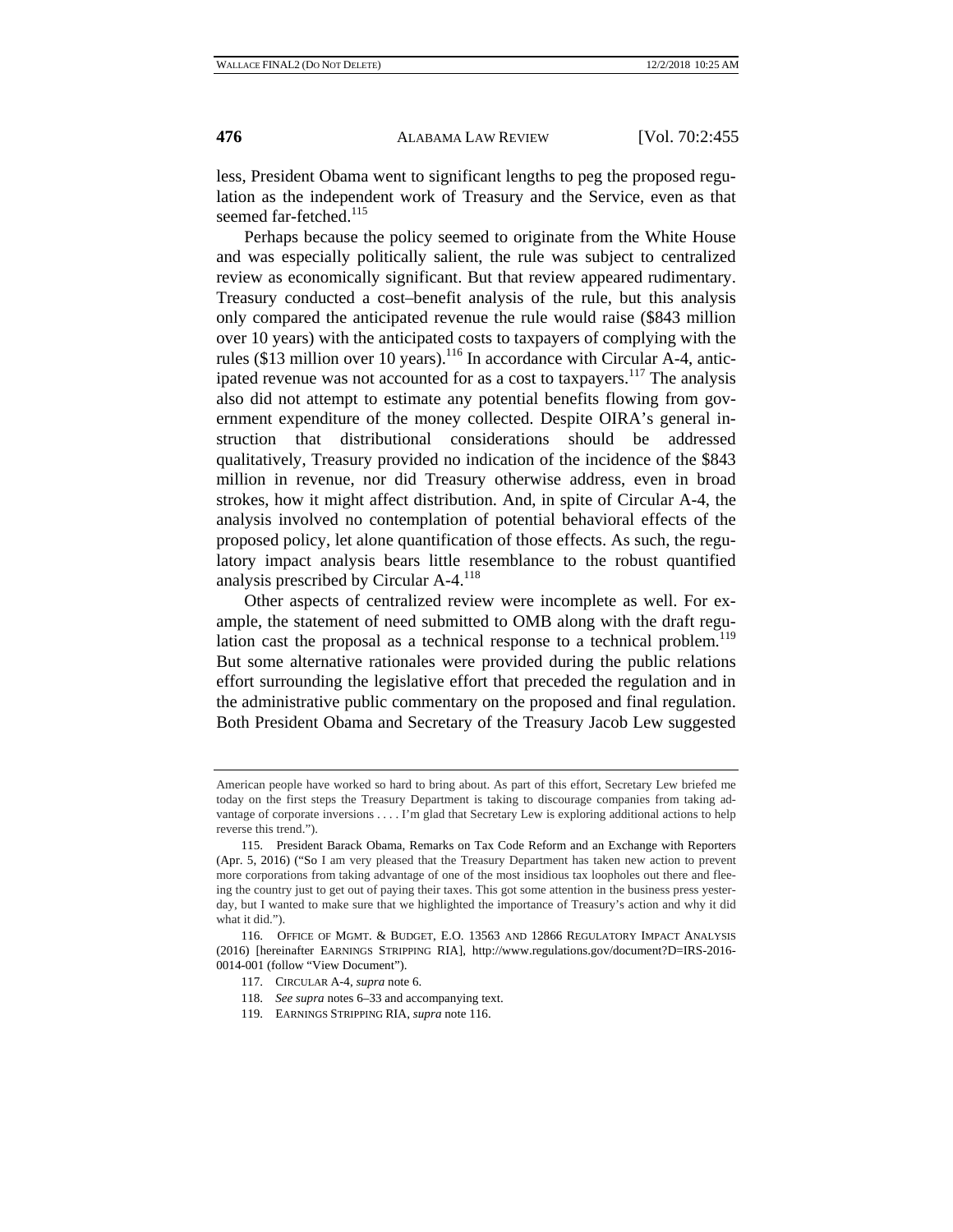less, President Obama went to significant lengths to peg the proposed regulation as the independent work of Treasury and the Service, even as that seemed far-fetched.[115]

Perhaps because the policy seemed to originate from the White House and was especially politically salient, the rule was subject to centralized review as economically significant. But that review appeared rudimentary. Treasury conducted a cost–benefit analysis of the rule, but this analysis only compared the anticipated revenue the rule would raise ($843 million over 10 years) with the anticipated costs to taxpayers of complying with the rules ($13 million over 10 years).[116] In accordance with Circular A-4, anticipated revenue was not accounted for as a cost to taxpayers.[117] The analysis also did not attempt to estimate any potential benefits flowing from government expenditure of the money collected. Despite OIRA's general instruction that distributional considerations should be addressed qualitatively, Treasury provided no indication of the incidence of the $843 million in revenue, nor did Treasury otherwise address, even in broad strokes, how it might affect distribution. And, in spite of Circular A-4, the analysis involved no contemplation of potential behavioral effects of the proposed policy, let alone quantification of those effects. As such, the regulatory impact analysis bears little resemblance to the robust quantified analysis prescribed by Circular A-4.[118]

Other aspects of centralized review were incomplete as well. For example, the statement of need submitted to OMB along with the draft regulation cast the proposal as a technical response to a technical problem.[119] But some alternative rationales were provided during the public relations effort surrounding the legislative effort that preceded the regulation and in the administrative public commentary on the proposed and final regulation. Both President Obama and Secretary of the Treasury Jacob Lew suggested

---

American people have worked so hard to bring about. As part of this effort, Secretary Lew briefed me today on the first steps the Treasury Department is taking to discourage companies from taking advantage of corporate inversions . . . . I'm glad that Secretary Lew is exploring additional actions to help reverse this trend.").

115. President Barack Obama, Remarks on Tax Code Reform and an Exchange with Reporters (Apr. 5, 2016) ("So I am very pleased that the Treasury Department has taken new action to prevent more corporations from taking advantage of one of the most insidious tax loopholes out there and fleeing the country just to get out of paying their taxes. This got some attention in the business press yesterday, but I wanted to make sure that we highlighted the importance of Treasury's action and why it did what it did.").

116. OFFICE OF MGMT. & BUDGET, E.O. 13563 AND 12866 REGULATORY IMPACT ANALYSIS (2016) [hereinafter EARNINGS STRIPPING RIA], http://www.regulations.gov/document?D=IRS-2016-0014-001 (follow "View Document").

117. CIRCULAR A-4, *supra* note 6.

118. *See supra* notes 6–33 and accompanying text.

119. EARNINGS STRIPPING RIA, *supra* note 116.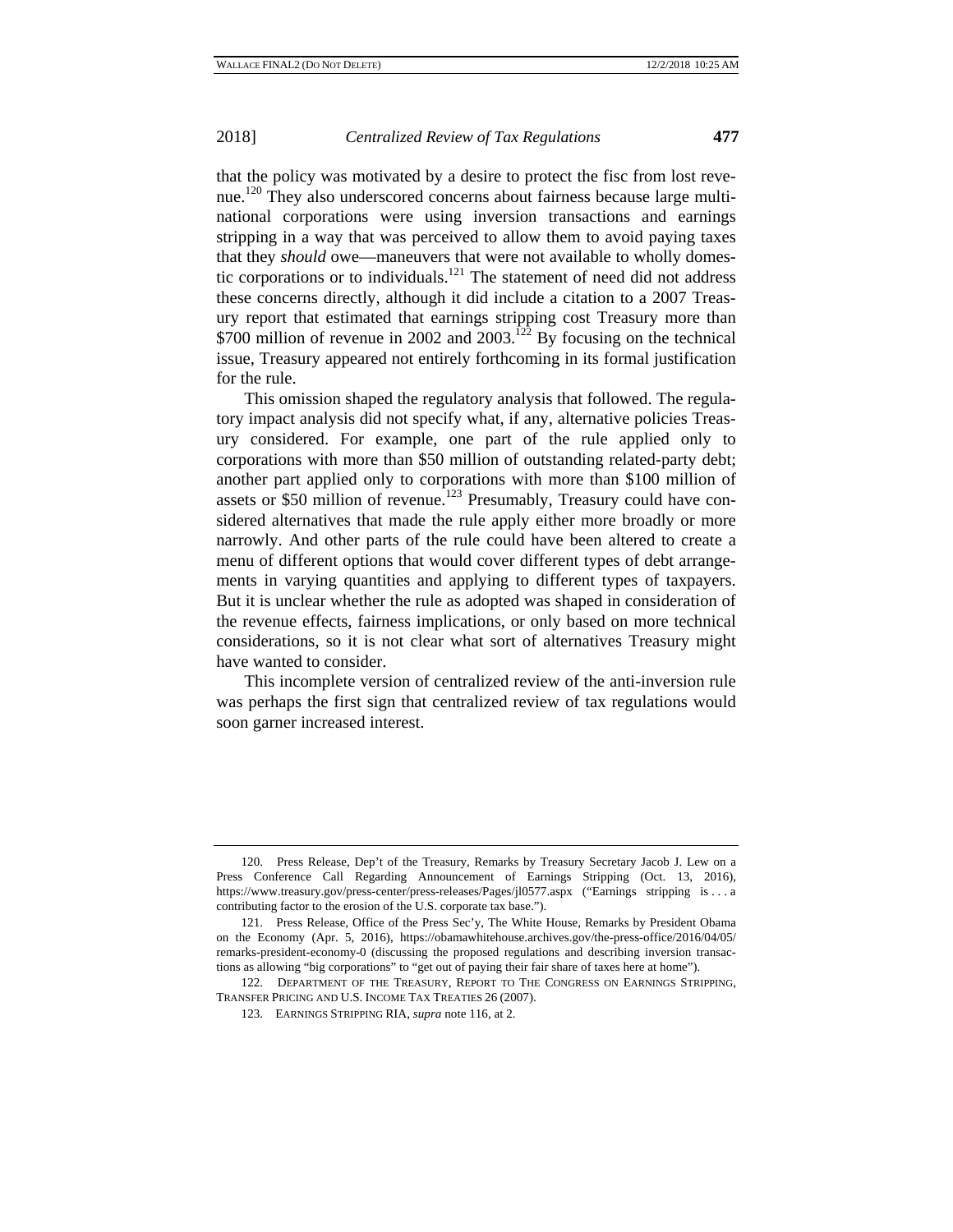that the policy was motivated by a desire to protect the fisc from lost revenue.[120] They also underscored concerns about fairness because large multinational corporations were using inversion transactions and earnings stripping in a way that was perceived to allow them to avoid paying taxes that they *should* owe—maneuvers that were not available to wholly domestic corporations or to individuals.[121] The statement of need did not address these concerns directly, although it did include a citation to a 2007 Treasury report that estimated that earnings stripping cost Treasury more than \$700 million of revenue in 2002 and 2003.[122] By focusing on the technical issue, Treasury appeared not entirely forthcoming in its formal justification for the rule.

This omission shaped the regulatory analysis that followed. The regulatory impact analysis did not specify what, if any, alternative policies Treasury considered. For example, one part of the rule applied only to corporations with more than \$50 million of outstanding related-party debt; another part applied only to corporations with more than \$100 million of assets or \$50 million of revenue.[123] Presumably, Treasury could have considered alternatives that made the rule apply either more broadly or more narrowly. And other parts of the rule could have been altered to create a menu of different options that would cover different types of debt arrangements in varying quantities and applying to different types of taxpayers. But it is unclear whether the rule as adopted was shaped in consideration of the revenue effects, fairness implications, or only based on more technical considerations, so it is not clear what sort of alternatives Treasury might have wanted to consider.

This incomplete version of centralized review of the anti-inversion rule was perhaps the first sign that centralized review of tax regulations would soon garner increased interest.

---

120. Press Release, Dep't of the Treasury, Remarks by Treasury Secretary Jacob J. Lew on a Press Conference Call Regarding Announcement of Earnings Stripping (Oct. 13, 2016), https://www.treasury.gov/press-center/press-releases/Pages/jl0577.aspx ("Earnings stripping is . . . a contributing factor to the erosion of the U.S. corporate tax base.").

121. Press Release, Office of the Press Sec'y, The White House, Remarks by President Obama on the Economy (Apr. 5, 2016), https://obamawhitehouse.archives.gov/the-press-office/2016/04/05/remarks-president-economy-0 (discussing the proposed regulations and describing inversion transactions as allowing "big corporations" to "get out of paying their fair share of taxes here at home").

122. DEPARTMENT OF THE TREASURY, REPORT TO THE CONGRESS ON EARNINGS STRIPPING, TRANSFER PRICING AND U.S. INCOME TAX TREATIES 26 (2007).

123. EARNINGS STRIPPING RIA, *supra* note 116, at 2.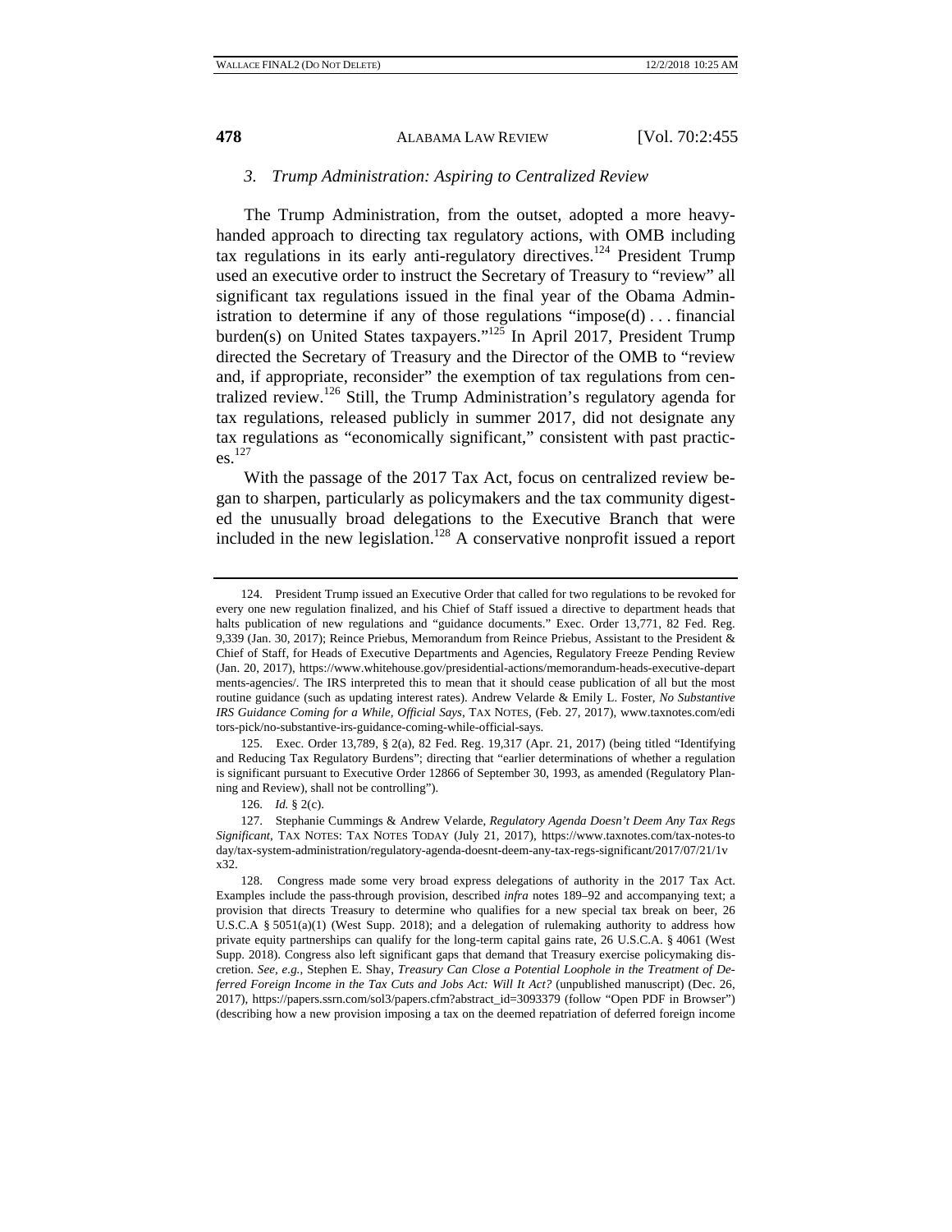### *3. Trump Administration: Aspiring to Centralized Review*

The Trump Administration, from the outset, adopted a more heavy-handed approach to directing tax regulatory actions, with OMB including tax regulations in its early anti-regulatory directives.[124] President Trump used an executive order to instruct the Secretary of Treasury to "review" all significant tax regulations issued in the final year of the Obama Administration to determine if any of those regulations "impose(d) . . . financial burden(s) on United States taxpayers."[125] In April 2017, President Trump directed the Secretary of Treasury and the Director of the OMB to "review and, if appropriate, reconsider" the exemption of tax regulations from centralized review.[126] Still, the Trump Administration's regulatory agenda for tax regulations, released publicly in summer 2017, did not designate any tax regulations as "economically significant," consistent with past practices.[127]

With the passage of the 2017 Tax Act, focus on centralized review began to sharpen, particularly as policymakers and the tax community digested the unusually broad delegations to the Executive Branch that were included in the new legislation.[128] A conservative nonprofit issued a report

---

124. President Trump issued an Executive Order that called for two regulations to be revoked for every one new regulation finalized, and his Chief of Staff issued a directive to department heads that halts publication of new regulations and "guidance documents." Exec. Order 13,771, 82 Fed. Reg. 9,339 (Jan. 30, 2017); Reince Priebus, Memorandum from Reince Priebus, Assistant to the President & Chief of Staff, for Heads of Executive Departments and Agencies, Regulatory Freeze Pending Review (Jan. 20, 2017), https://www.whitehouse.gov/presidential-actions/memorandum-heads-executive-departments-agencies/. The IRS interpreted this to mean that it should cease publication of all but the most routine guidance (such as updating interest rates). Andrew Velarde & Emily L. Foster, *No Substantive IRS Guidance Coming for a While, Official Says*, TAX NOTES, (Feb. 27, 2017), www.taxnotes.com/editors-pick/no-substantive-irs-guidance-coming-while-official-says.

125. Exec. Order 13,789, § 2(a), 82 Fed. Reg. 19,317 (Apr. 21, 2017) (being titled "Identifying and Reducing Tax Regulatory Burdens"; directing that "earlier determinations of whether a regulation is significant pursuant to Executive Order 12866 of September 30, 1993, as amended (Regulatory Planning and Review), shall not be controlling").

126. *Id.* § 2(c).

127. Stephanie Cummings & Andrew Velarde, *Regulatory Agenda Doesn't Deem Any Tax Regs Significant*, TAX NOTES: TAX NOTES TODAY (July 21, 2017), https://www.taxnotes.com/tax-notes-today/tax-system-administration/regulatory-agenda-doesnt-deem-any-tax-regs-significant/2017/07/21/1vx32.

128. Congress made some very broad express delegations of authority in the 2017 Tax Act. Examples include the pass-through provision, described *infra* notes 189–92 and accompanying text; a provision that directs Treasury to determine who qualifies for a new special tax break on beer, 26 U.S.C.A § 5051(a)(1) (West Supp. 2018); and a delegation of rulemaking authority to address how private equity partnerships can qualify for the long-term capital gains rate, 26 U.S.C.A. § 4061 (West Supp. 2018). Congress also left significant gaps that demand that Treasury exercise policymaking discretion. *See, e.g.*, Stephen E. Shay, *Treasury Can Close a Potential Loophole in the Treatment of Deferred Foreign Income in the Tax Cuts and Jobs Act: Will It Act?* (unpublished manuscript) (Dec. 26, 2017), https://papers.ssrn.com/sol3/papers.cfm?abstract_id=3093379 (follow "Open PDF in Browser") (describing how a new provision imposing a tax on the deemed repatriation of deferred foreign income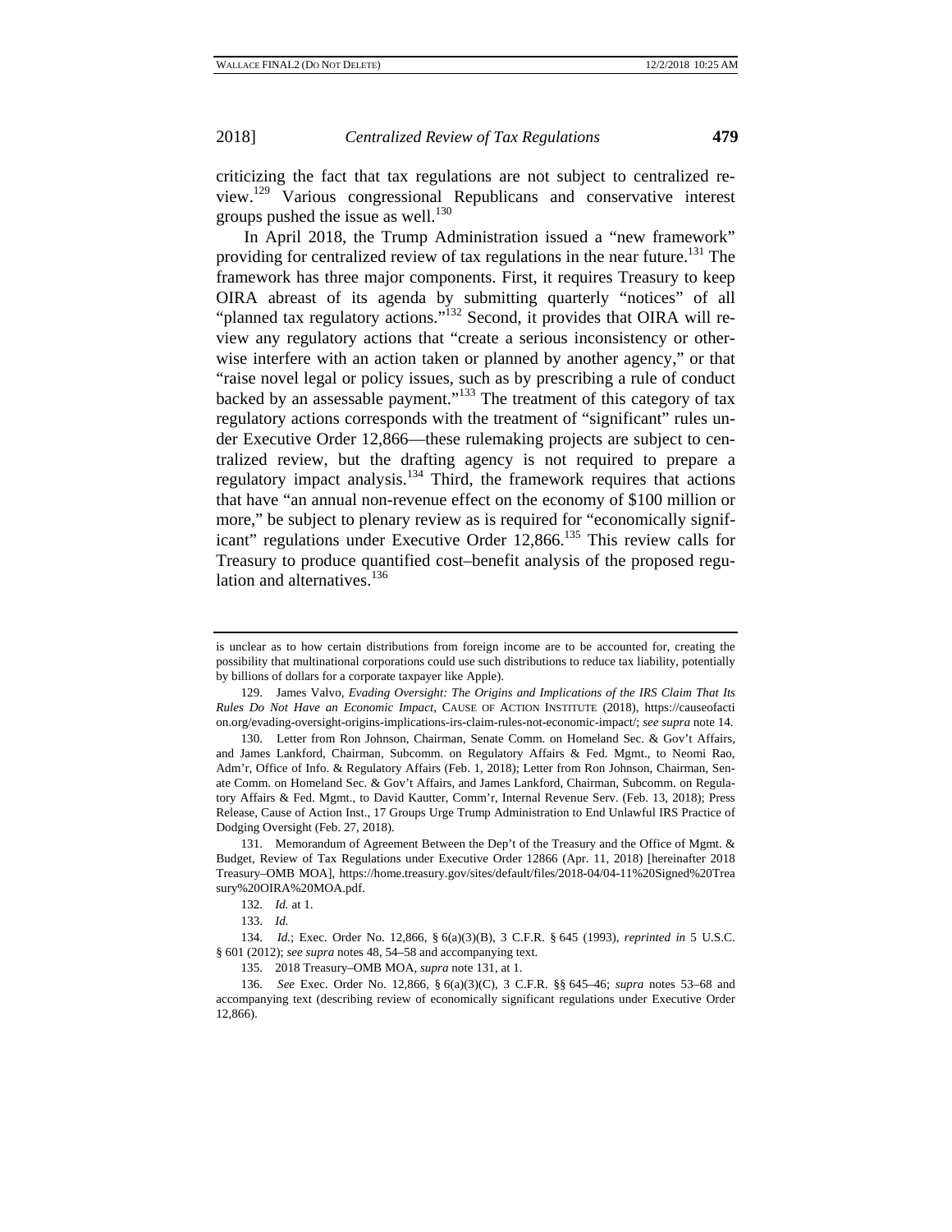criticizing the fact that tax regulations are not subject to centralized review.[129] Various congressional Republicans and conservative interest groups pushed the issue as well.[130]

In April 2018, the Trump Administration issued a "new framework" providing for centralized review of tax regulations in the near future.[131] The framework has three major components. First, it requires Treasury to keep OIRA abreast of its agenda by submitting quarterly "notices" of all "planned tax regulatory actions."[132] Second, it provides that OIRA will review any regulatory actions that "create a serious inconsistency or otherwise interfere with an action taken or planned by another agency," or that "raise novel legal or policy issues, such as by prescribing a rule of conduct backed by an assessable payment."[133] The treatment of this category of tax regulatory actions corresponds with the treatment of "significant" rules under Executive Order 12,866—these rulemaking projects are subject to centralized review, but the drafting agency is not required to prepare a regulatory impact analysis.[134] Third, the framework requires that actions that have "an annual non-revenue effect on the economy of $100 million or more," be subject to plenary review as is required for "economically significant" regulations under Executive Order 12,866.[135] This review calls for Treasury to produce quantified cost–benefit analysis of the proposed regulation and alternatives.[136]

---

is unclear as to how certain distributions from foreign income are to be accounted for, creating the possibility that multinational corporations could use such distributions to reduce tax liability, potentially by billions of dollars for a corporate taxpayer like Apple).

129. James Valvo, *Evading Oversight: The Origins and Implications of the IRS Claim That Its Rules Do Not Have an Economic Impact*, CAUSE OF ACTION INSTITUTE (2018), https://causeofaction.org/evading-oversight-origins-implications-irs-claim-rules-not-economic-impact/; *see supra* note 14.

130. Letter from Ron Johnson, Chairman, Senate Comm. on Homeland Sec. & Gov't Affairs, and James Lankford, Chairman, Subcomm. on Regulatory Affairs & Fed. Mgmt., to Neomi Rao, Adm'r, Office of Info. & Regulatory Affairs (Feb. 1, 2018); Letter from Ron Johnson, Chairman, Senate Comm. on Homeland Sec. & Gov't Affairs, and James Lankford, Chairman, Subcomm. on Regulatory Affairs & Fed. Mgmt., to David Kautter, Comm'r, Internal Revenue Serv. (Feb. 13, 2018); Press Release, Cause of Action Inst., 17 Groups Urge Trump Administration to End Unlawful IRS Practice of Dodging Oversight (Feb. 27, 2018).

131. Memorandum of Agreement Between the Dep't of the Treasury and the Office of Mgmt. & Budget, Review of Tax Regulations under Executive Order 12866 (Apr. 11, 2018) [hereinafter 2018 Treasury–OMB MOA], https://home.treasury.gov/sites/default/files/2018-04/04-11%20Signed%20Treasury%20OIRA%20MOA.pdf.

132. *Id.* at 1.

133. *Id.*

134. *Id.*; Exec. Order No. 12,866, § 6(a)(3)(B), 3 C.F.R. § 645 (1993), *reprinted in* 5 U.S.C. § 601 (2012); *see supra* notes 48, 54–58 and accompanying text.

135. 2018 Treasury–OMB MOA, *supra* note 131, at 1.

136. *See* Exec. Order No. 12,866, § 6(a)(3)(C), 3 C.F.R. §§ 645–46; *supra* notes 53–68 and accompanying text (describing review of economically significant regulations under Executive Order 12,866).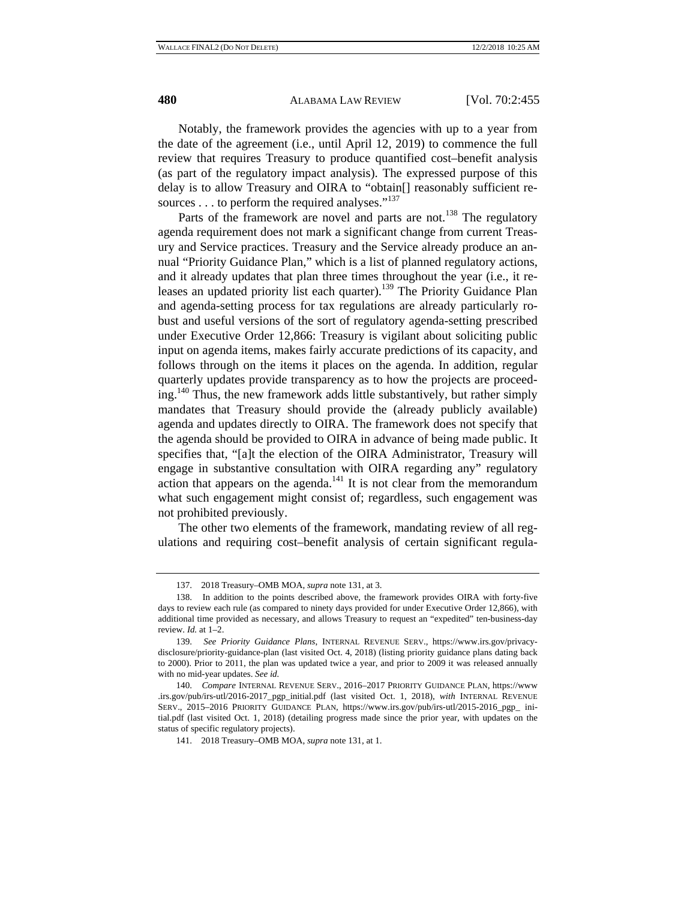Notably, the framework provides the agencies with up to a year from the date of the agreement (i.e., until April 12, 2019) to commence the full review that requires Treasury to produce quantified cost–benefit analysis (as part of the regulatory impact analysis). The expressed purpose of this delay is to allow Treasury and OIRA to "obtain[] reasonably sufficient resources . . . to perform the required analyses."[137]

Parts of the framework are novel and parts are not.[138] The regulatory agenda requirement does not mark a significant change from current Treasury and Service practices. Treasury and the Service already produce an annual "Priority Guidance Plan," which is a list of planned regulatory actions, and it already updates that plan three times throughout the year (i.e., it releases an updated priority list each quarter).[139] The Priority Guidance Plan and agenda-setting process for tax regulations are already particularly robust and useful versions of the sort of regulatory agenda-setting prescribed under Executive Order 12,866: Treasury is vigilant about soliciting public input on agenda items, makes fairly accurate predictions of its capacity, and follows through on the items it places on the agenda. In addition, regular quarterly updates provide transparency as to how the projects are proceeding.[140] Thus, the new framework adds little substantively, but rather simply mandates that Treasury should provide the (already publicly available) agenda and updates directly to OIRA. The framework does not specify that the agenda should be provided to OIRA in advance of being made public. It specifies that, "[a]t the election of the OIRA Administrator, Treasury will engage in substantive consultation with OIRA regarding any" regulatory action that appears on the agenda.[141] It is not clear from the memorandum what such engagement might consist of; regardless, such engagement was not prohibited previously.

The other two elements of the framework, mandating review of all regulations and requiring cost–benefit analysis of certain significant regula-

---

137. 2018 Treasury–OMB MOA, *supra* note 131, at 3.

138. In addition to the points described above, the framework provides OIRA with forty-five days to review each rule (as compared to ninety days provided for under Executive Order 12,866), with additional time provided as necessary, and allows Treasury to request an "expedited" ten-business-day review. *Id.* at 1–2.

139. *See Priority Guidance Plans*, INTERNAL REVENUE SERV., https://www.irs.gov/privacy-disclosure/priority-guidance-plan (last visited Oct. 4, 2018) (listing priority guidance plans dating back to 2000). Prior to 2011, the plan was updated twice a year, and prior to 2009 it was released annually with no mid-year updates. *See id.*

140. *Compare* INTERNAL REVENUE SERV., 2016–2017 PRIORITY GUIDANCE PLAN, https://www.irs.gov/pub/irs-utl/2016-2017_pgp_initial.pdf (last visited Oct. 1, 2018), *with* INTERNAL REVENUE SERV., 2015–2016 PRIORITY GUIDANCE PLAN, https://www.irs.gov/pub/irs-utl/2015-2016_pgp_initial.pdf (last visited Oct. 1, 2018) (detailing progress made since the prior year, with updates on the status of specific regulatory projects).

141. 2018 Treasury–OMB MOA, *supra* note 131, at 1.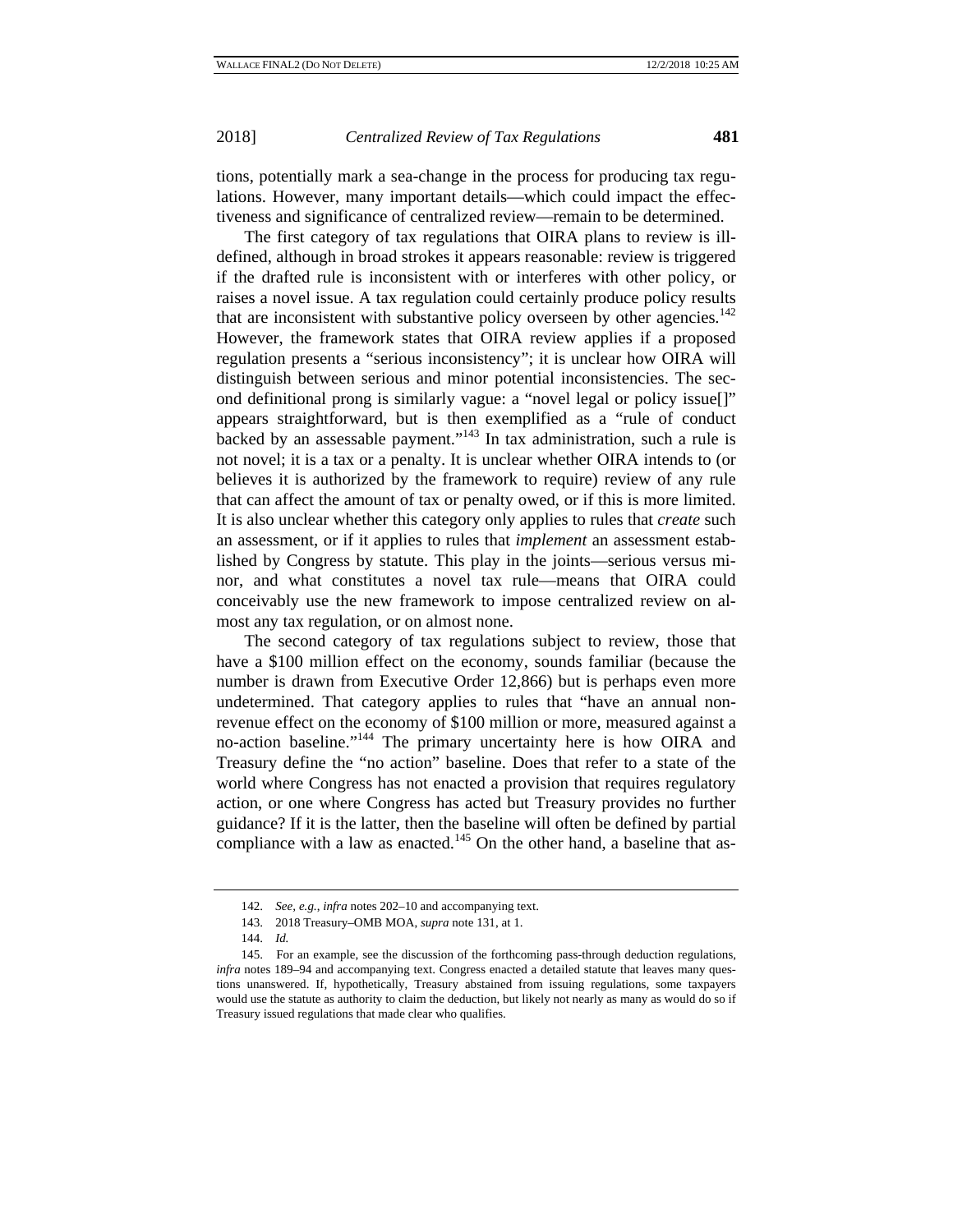tions, potentially mark a sea-change in the process for producing tax regulations. However, many important details—which could impact the effectiveness and significance of centralized review—remain to be determined.

The first category of tax regulations that OIRA plans to review is ill-defined, although in broad strokes it appears reasonable: review is triggered if the drafted rule is inconsistent with or interferes with other policy, or raises a novel issue. A tax regulation could certainly produce policy results that are inconsistent with substantive policy overseen by other agencies.[142] However, the framework states that OIRA review applies if a proposed regulation presents a "serious inconsistency"; it is unclear how OIRA will distinguish between serious and minor potential inconsistencies. The second definitional prong is similarly vague: a "novel legal or policy issue[]" appears straightforward, but is then exemplified as a "rule of conduct backed by an assessable payment."[143] In tax administration, such a rule is not novel; it is a tax or a penalty. It is unclear whether OIRA intends to (or believes it is authorized by the framework to require) review of any rule that can affect the amount of tax or penalty owed, or if this is more limited. It is also unclear whether this category only applies to rules that *create* such an assessment, or if it applies to rules that *implement* an assessment established by Congress by statute. This play in the joints—serious versus minor, and what constitutes a novel tax rule—means that OIRA could conceivably use the new framework to impose centralized review on almost any tax regulation, or on almost none.

The second category of tax regulations subject to review, those that have a $100 million effect on the economy, sounds familiar (because the number is drawn from Executive Order 12,866) but is perhaps even more undetermined. That category applies to rules that "have an annual non-revenue effect on the economy of $100 million or more, measured against a no-action baseline."[144] The primary uncertainty here is how OIRA and Treasury define the "no action" baseline. Does that refer to a state of the world where Congress has not enacted a provision that requires regulatory action, or one where Congress has acted but Treasury provides no further guidance? If it is the latter, then the baseline will often be defined by partial compliance with a law as enacted.[145] On the other hand, a baseline that as-

---

142. *See, e.g.*, *infra* notes 202–10 and accompanying text.

143. 2018 Treasury–OMB MOA, *supra* note 131, at 1.

144. *Id.*

145. For an example, see the discussion of the forthcoming pass-through deduction regulations, *infra* notes 189–94 and accompanying text. Congress enacted a detailed statute that leaves many questions unanswered. If, hypothetically, Treasury abstained from issuing regulations, some taxpayers would use the statute as authority to claim the deduction, but likely not nearly as many as would do so if Treasury issued regulations that made clear who qualifies.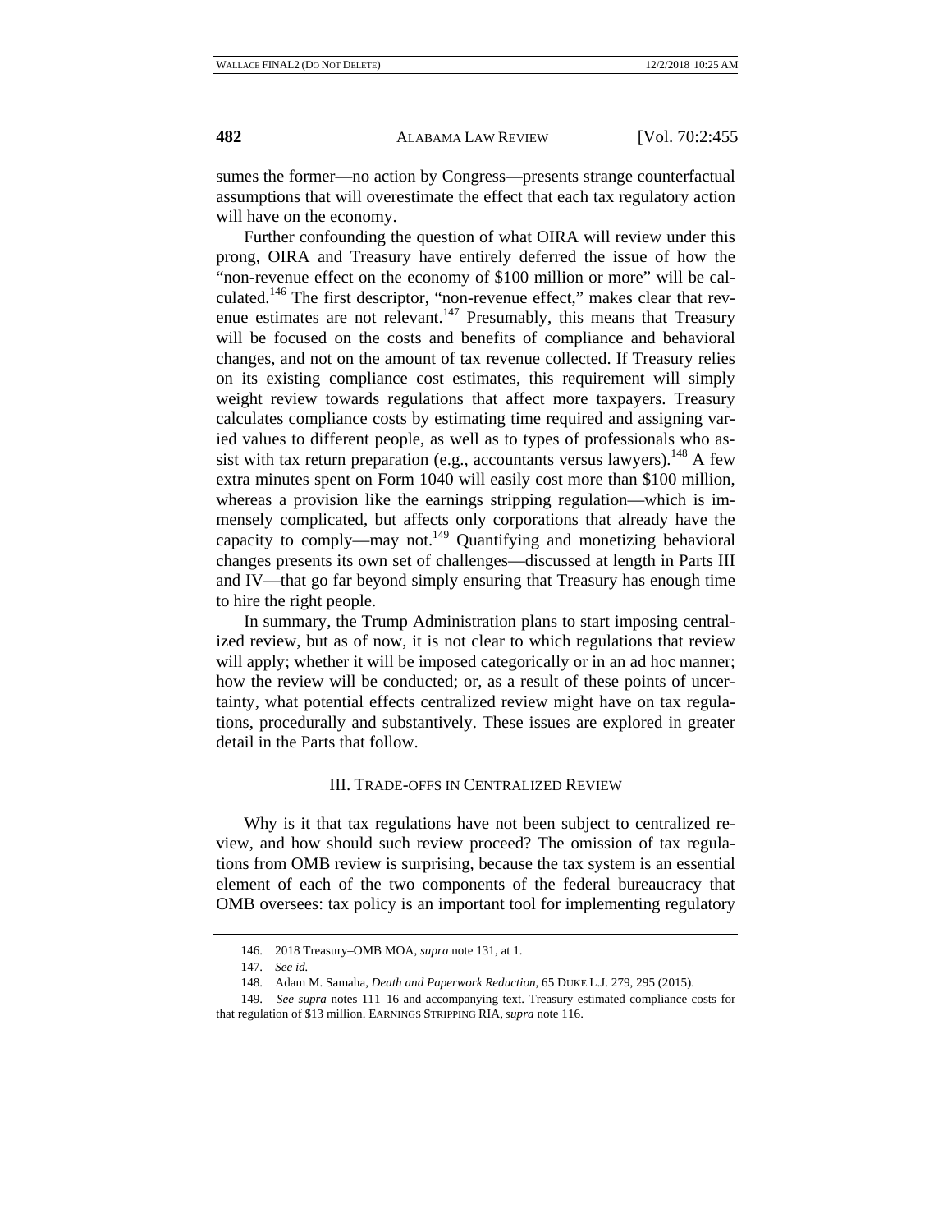sumes the former—no action by Congress—presents strange counterfactual assumptions that will overestimate the effect that each tax regulatory action will have on the economy.

Further confounding the question of what OIRA will review under this prong, OIRA and Treasury have entirely deferred the issue of how the "non-revenue effect on the economy of $100 million or more" will be calculated.[146] The first descriptor, "non-revenue effect," makes clear that revenue estimates are not relevant.[147] Presumably, this means that Treasury will be focused on the costs and benefits of compliance and behavioral changes, and not on the amount of tax revenue collected. If Treasury relies on its existing compliance cost estimates, this requirement will simply weight review towards regulations that affect more taxpayers. Treasury calculates compliance costs by estimating time required and assigning varied values to different people, as well as to types of professionals who assist with tax return preparation (e.g., accountants versus lawyers).[148] A few extra minutes spent on Form 1040 will easily cost more than $100 million, whereas a provision like the earnings stripping regulation—which is immensely complicated, but affects only corporations that already have the capacity to comply—may not.[149] Quantifying and monetizing behavioral changes presents its own set of challenges—discussed at length in Parts III and IV—that go far beyond simply ensuring that Treasury has enough time to hire the right people.

In summary, the Trump Administration plans to start imposing centralized review, but as of now, it is not clear to which regulations that review will apply; whether it will be imposed categorically or in an ad hoc manner; how the review will be conducted; or, as a result of these points of uncertainty, what potential effects centralized review might have on tax regulations, procedurally and substantively. These issues are explored in greater detail in the Parts that follow.

## III. Trade-offs in Centralized Review

Why is it that tax regulations have not been subject to centralized review, and how should such review proceed? The omission of tax regulations from OMB review is surprising, because the tax system is an essential element of each of the two components of the federal bureaucracy that OMB oversees: tax policy is an important tool for implementing regulatory

---

146. 2018 Treasury–OMB MOA, *supra* note 131, at 1.

147. *See id.*

148. Adam M. Samaha, *Death and Paperwork Reduction*, 65 DUKE L.J. 279, 295 (2015).

149. *See supra* notes 111–16 and accompanying text. Treasury estimated compliance costs for that regulation of $13 million. EARNINGS STRIPPING RIA, *supra* note 116.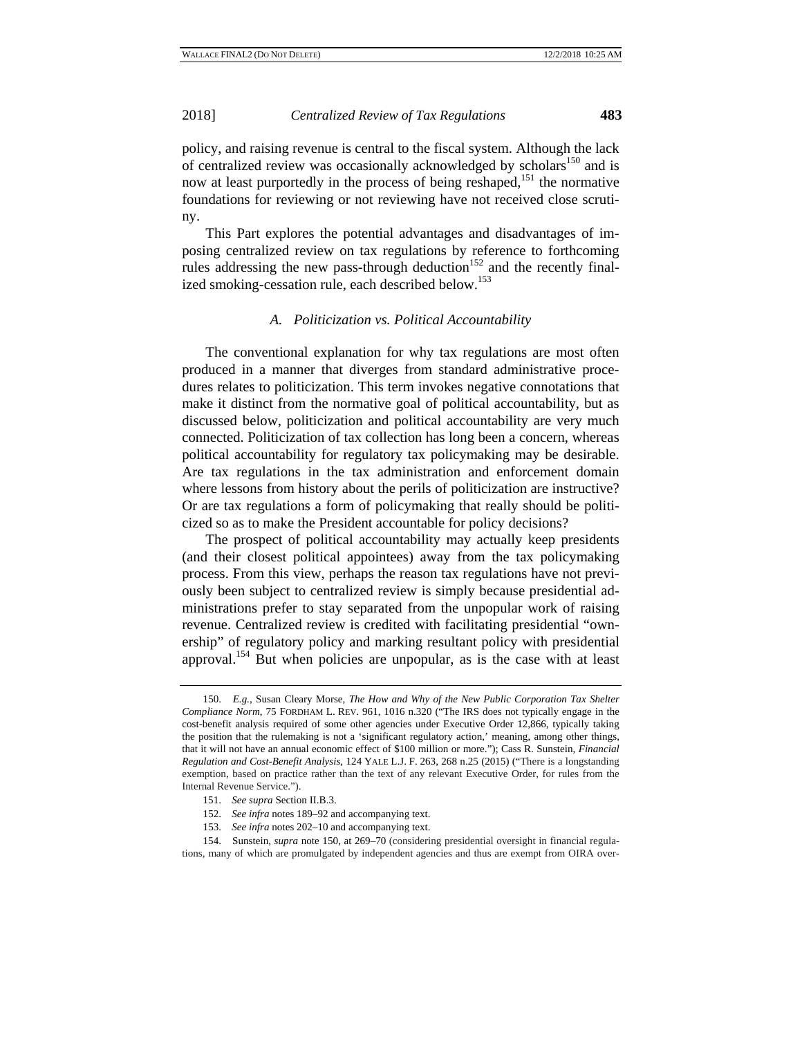policy, and raising revenue is central to the fiscal system. Although the lack of centralized review was occasionally acknowledged by scholars[150] and is now at least purportedly in the process of being reshaped,[151] the normative foundations for reviewing or not reviewing have not received close scrutiny.

This Part explores the potential advantages and disadvantages of imposing centralized review on tax regulations by reference to forthcoming rules addressing the new pass-through deduction[152] and the recently finalized smoking-cessation rule, each described below.[153]

### *A. Politicization vs. Political Accountability*

The conventional explanation for why tax regulations are most often produced in a manner that diverges from standard administrative procedures relates to politicization. This term invokes negative connotations that make it distinct from the normative goal of political accountability, but as discussed below, politicization and political accountability are very much connected. Politicization of tax collection has long been a concern, whereas political accountability for regulatory tax policymaking may be desirable. Are tax regulations in the tax administration and enforcement domain where lessons from history about the perils of politicization are instructive? Or are tax regulations a form of policymaking that really should be politicized so as to make the President accountable for policy decisions?

The prospect of political accountability may actually keep presidents (and their closest political appointees) away from the tax policymaking process. From this view, perhaps the reason tax regulations have not previously been subject to centralized review is simply because presidential administrations prefer to stay separated from the unpopular work of raising revenue. Centralized review is credited with facilitating presidential "ownership" of regulatory policy and marking resultant policy with presidential approval.[154] But when policies are unpopular, as is the case with at least

---

150. *E.g.*, Susan Cleary Morse, *The How and Why of the New Public Corporation Tax Shelter Compliance Norm*, 75 FORDHAM L. REV. 961, 1016 n.320 ("The IRS does not typically engage in the cost-benefit analysis required of some other agencies under Executive Order 12,866, typically taking the position that the rulemaking is not a 'significant regulatory action,' meaning, among other things, that it will not have an annual economic effect of $100 million or more."); Cass R. Sunstein, *Financial Regulation and Cost-Benefit Analysis*, 124 YALE L.J. F. 263, 268 n.25 (2015) ("There is a longstanding exemption, based on practice rather than the text of any relevant Executive Order, for rules from the Internal Revenue Service.").

151. *See supra* Section II.B.3.

152. *See infra* notes 189–92 and accompanying text.

153. *See infra* notes 202–10 and accompanying text.

154. Sunstein, *supra* note 150, at 269–70 (considering presidential oversight in financial regulations, many of which are promulgated by independent agencies and thus are exempt from OIRA over-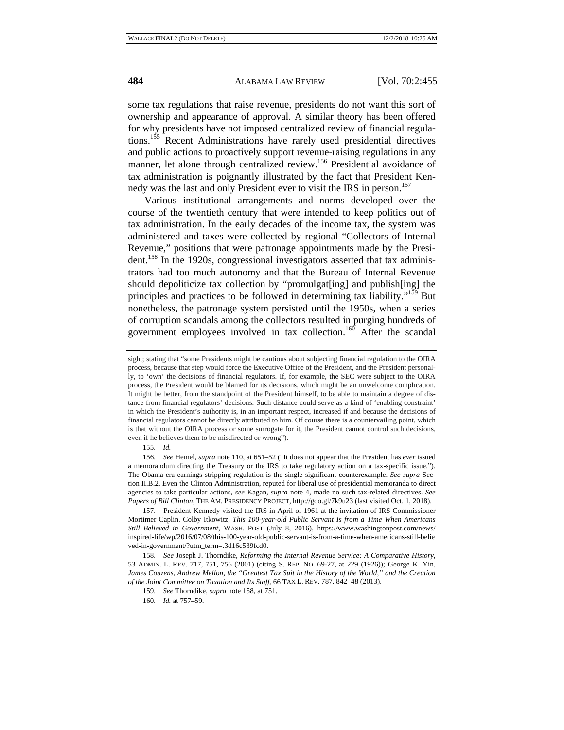some tax regulations that raise revenue, presidents do not want this sort of ownership and appearance of approval. A similar theory has been offered for why presidents have not imposed centralized review of financial regulations.[155] Recent Administrations have rarely used presidential directives and public actions to proactively support revenue-raising regulations in any manner, let alone through centralized review.[156] Presidential avoidance of tax administration is poignantly illustrated by the fact that President Kennedy was the last and only President ever to visit the IRS in person.[157]

Various institutional arrangements and norms developed over the course of the twentieth century that were intended to keep politics out of tax administration. In the early decades of the income tax, the system was administered and taxes were collected by regional "Collectors of Internal Revenue," positions that were patronage appointments made by the President.[158] In the 1920s, congressional investigators asserted that tax administrators had too much autonomy and that the Bureau of Internal Revenue should depoliticize tax collection by "promulgat[ing] and publish[ing] the principles and practices to be followed in determining tax liability."[159] But nonetheless, the patronage system persisted until the 1950s, when a series of corruption scandals among the collectors resulted in purging hundreds of government employees involved in tax collection.[160] After the scandal

---

sight; stating that "some Presidents might be cautious about subjecting financial regulation to the OIRA process, because that step would force the Executive Office of the President, and the President personally, to 'own' the decisions of financial regulators. If, for example, the SEC were subject to the OIRA process, the President would be blamed for its decisions, which might be an unwelcome complication. It might be better, from the standpoint of the President himself, to be able to maintain a degree of distance from financial regulators' decisions. Such distance could serve as a kind of 'enabling constraint' in which the President's authority is, in an important respect, increased if and because the decisions of financial regulators cannot be directly attributed to him. Of course there is a countervailing point, which is that without the OIRA process or some surrogate for it, the President cannot control such decisions, even if he believes them to be misdirected or wrong").

155. *Id.*

156. *See* Hemel, *supra* note 110, at 651–52 ("It does not appear that the President has *ever* issued a memorandum directing the Treasury or the IRS to take regulatory action on a tax-specific issue."). The Obama-era earnings-stripping regulation is the single significant counterexample. *See supra* Section II.B.2. Even the Clinton Administration, reputed for liberal use of presidential memoranda to direct agencies to take particular actions, *see* Kagan, *supra* note 4, made no such tax-related directives. *See Papers of Bill Clinton*, THE AM. PRESIDENCY PROJECT, http://goo.gl/7k9u23 (last visited Oct. 1, 2018).

157. President Kennedy visited the IRS in April of 1961 at the invitation of IRS Commissioner Mortimer Caplin. Colby Itkowitz, *This 100-year-old Public Servant Is from a Time When Americans Still Believed in Government*, WASH. POST (July 8, 2016), https://www.washingtonpost.com/news/inspired-life/wp/2016/07/08/this-100-year-old-public-servant-is-from-a-time-when-americans-still-believed-in-government/?utm_term=.3d16c539fcd0.

158. *See* Joseph J. Thorndike, *Reforming the Internal Revenue Service: A Comparative History*, 53 ADMIN. L. REV. 717, 751, 756 (2001) (citing S. REP. NO. 69-27, at 229 (1926)); George K. Yin, *James Couzens, Andrew Mellon, the "Greatest Tax Suit in the History of the World," and the Creation of the Joint Committee on Taxation and Its Staff*, 66 TAX L. REV. 787, 842–48 (2013).

159. *See* Thorndike, *supra* note 158, at 751.

160. *Id.* at 757–59.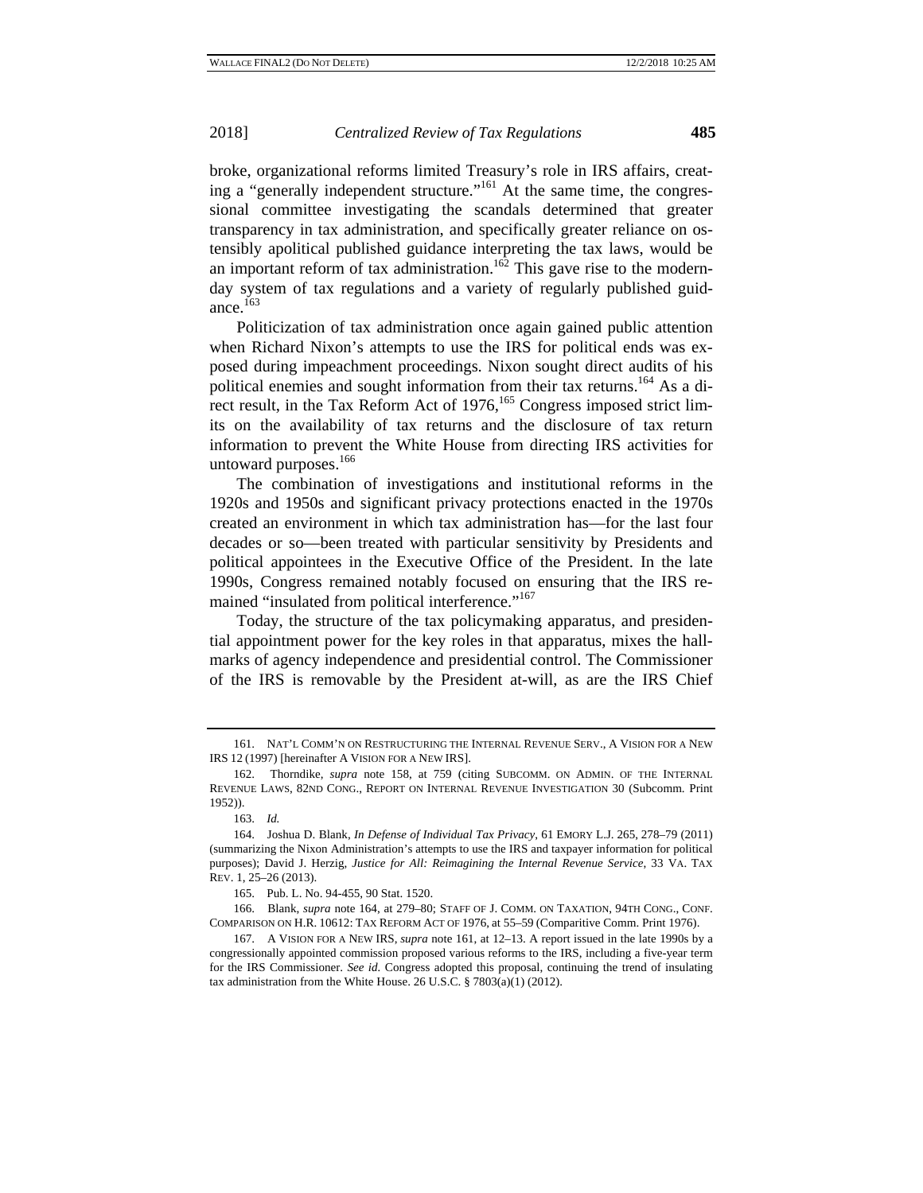broke, organizational reforms limited Treasury's role in IRS affairs, creating a "generally independent structure."[161] At the same time, the congressional committee investigating the scandals determined that greater transparency in tax administration, and specifically greater reliance on ostensibly apolitical published guidance interpreting the tax laws, would be an important reform of tax administration.[162] This gave rise to the modern-day system of tax regulations and a variety of regularly published guidance.[163]

Politicization of tax administration once again gained public attention when Richard Nixon's attempts to use the IRS for political ends was exposed during impeachment proceedings. Nixon sought direct audits of his political enemies and sought information from their tax returns.[164] As a direct result, in the Tax Reform Act of 1976,[165] Congress imposed strict limits on the availability of tax returns and the disclosure of tax return information to prevent the White House from directing IRS activities for untoward purposes.[166]

The combination of investigations and institutional reforms in the 1920s and 1950s and significant privacy protections enacted in the 1970s created an environment in which tax administration has—for the last four decades or so—been treated with particular sensitivity by Presidents and political appointees in the Executive Office of the President. In the late 1990s, Congress remained notably focused on ensuring that the IRS remained "insulated from political interference."[167]

Today, the structure of the tax policymaking apparatus, and presidential appointment power for the key roles in that apparatus, mixes the hallmarks of agency independence and presidential control. The Commissioner of the IRS is removable by the President at-will, as are the IRS Chief

---

161. NAT'L COMM'N ON RESTRUCTURING THE INTERNAL REVENUE SERV., A VISION FOR A NEW IRS 12 (1997) [hereinafter A VISION FOR A NEW IRS].

162. Thorndike, *supra* note 158, at 759 (citing SUBCOMM. ON ADMIN. OF THE INTERNAL REVENUE LAWS, 82ND CONG., REPORT ON INTERNAL REVENUE INVESTIGATION 30 (Subcomm. Print 1952)).

163. *Id.*

164. Joshua D. Blank, *In Defense of Individual Tax Privacy*, 61 EMORY L.J. 265, 278–79 (2011) (summarizing the Nixon Administration's attempts to use the IRS and taxpayer information for political purposes); David J. Herzig, *Justice for All: Reimagining the Internal Revenue Service*, 33 VA. TAX REV. 1, 25–26 (2013).

165. Pub. L. No. 94-455, 90 Stat. 1520.

166. Blank, *supra* note 164, at 279–80; STAFF OF J. COMM. ON TAXATION, 94TH CONG., CONF. COMPARISON ON H.R. 10612: TAX REFORM ACT OF 1976, at 55–59 (Comparitive Comm. Print 1976).

167. A VISION FOR A NEW IRS, *supra* note 161, at 12–13. A report issued in the late 1990s by a congressionally appointed commission proposed various reforms to the IRS, including a five-year term for the IRS Commissioner. *See id.* Congress adopted this proposal, continuing the trend of insulating tax administration from the White House. 26 U.S.C. § 7803(a)(1) (2012).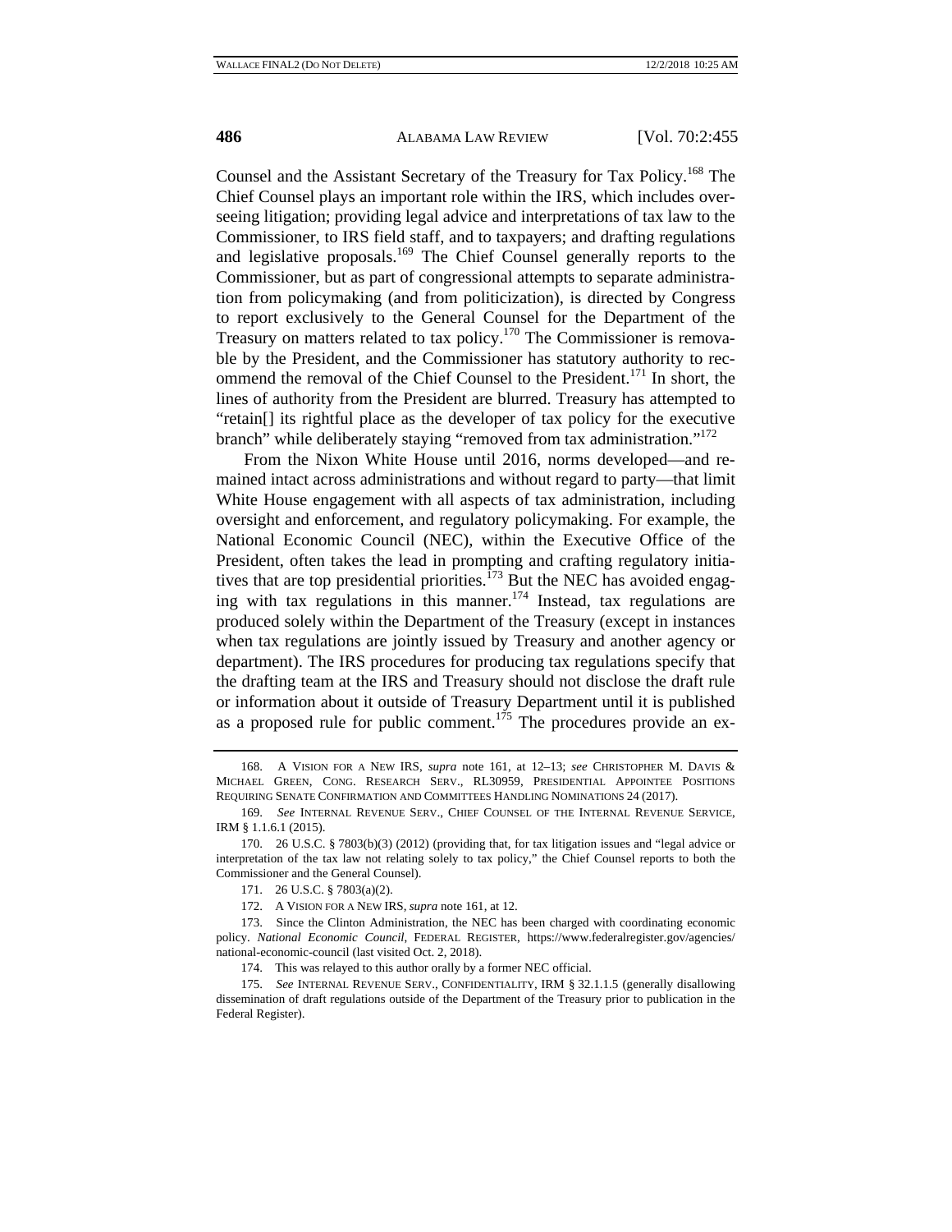Counsel and the Assistant Secretary of the Treasury for Tax Policy.[168] The Chief Counsel plays an important role within the IRS, which includes overseeing litigation; providing legal advice and interpretations of tax law to the Commissioner, to IRS field staff, and to taxpayers; and drafting regulations and legislative proposals.[169] The Chief Counsel generally reports to the Commissioner, but as part of congressional attempts to separate administration from policymaking (and from politicization), is directed by Congress to report exclusively to the General Counsel for the Department of the Treasury on matters related to tax policy.[170] The Commissioner is removable by the President, and the Commissioner has statutory authority to recommend the removal of the Chief Counsel to the President.[171] In short, the lines of authority from the President are blurred. Treasury has attempted to "retain[] its rightful place as the developer of tax policy for the executive branch" while deliberately staying "removed from tax administration."[172]

From the Nixon White House until 2016, norms developed—and remained intact across administrations and without regard to party—that limit White House engagement with all aspects of tax administration, including oversight and enforcement, and regulatory policymaking. For example, the National Economic Council (NEC), within the Executive Office of the President, often takes the lead in prompting and crafting regulatory initiatives that are top presidential priorities.[173] But the NEC has avoided engaging with tax regulations in this manner.[174] Instead, tax regulations are produced solely within the Department of the Treasury (except in instances when tax regulations are jointly issued by Treasury and another agency or department). The IRS procedures for producing tax regulations specify that the drafting team at the IRS and Treasury should not disclose the draft rule or information about it outside of Treasury Department until it is published as a proposed rule for public comment.[175] The procedures provide an ex-

---

168. A VISION FOR A NEW IRS, *supra* note 161, at 12–13; *see* CHRISTOPHER M. DAVIS & MICHAEL GREEN, CONG. RESEARCH SERV., RL30959, PRESIDENTIAL APPOINTEE POSITIONS REQUIRING SENATE CONFIRMATION AND COMMITTEES HANDLING NOMINATIONS 24 (2017).

169. *See* INTERNAL REVENUE SERV., CHIEF COUNSEL OF THE INTERNAL REVENUE SERVICE, IRM § 1.1.6.1 (2015).

170. 26 U.S.C. § 7803(b)(3) (2012) (providing that, for tax litigation issues and "legal advice or interpretation of the tax law not relating solely to tax policy," the Chief Counsel reports to both the Commissioner and the General Counsel).

171. 26 U.S.C. § 7803(a)(2).

172. A VISION FOR A NEW IRS, *supra* note 161, at 12.

173. Since the Clinton Administration, the NEC has been charged with coordinating economic policy. *National Economic Council*, FEDERAL REGISTER, https://www.federalregister.gov/agencies/national-economic-council (last visited Oct. 2, 2018).

174. This was relayed to this author orally by a former NEC official.

175. *See* INTERNAL REVENUE SERV., CONFIDENTIALITY, IRM § 32.1.1.5 (generally disallowing dissemination of draft regulations outside of the Department of the Treasury prior to publication in the Federal Register).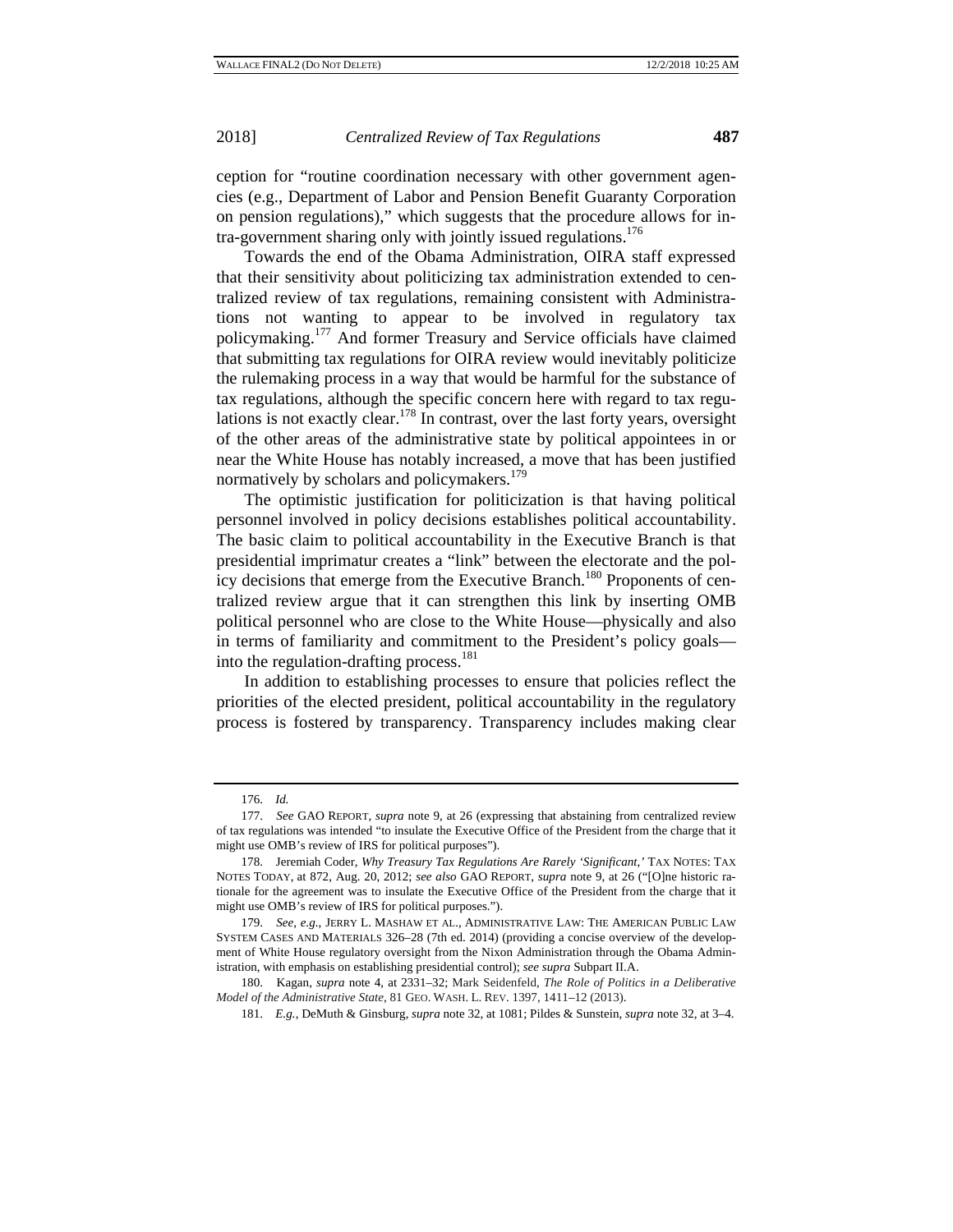ception for "routine coordination necessary with other government agencies (e.g., Department of Labor and Pension Benefit Guaranty Corporation on pension regulations)," which suggests that the procedure allows for intra-government sharing only with jointly issued regulations.[176]

Towards the end of the Obama Administration, OIRA staff expressed that their sensitivity about politicizing tax administration extended to centralized review of tax regulations, remaining consistent with Administrations not wanting to appear to be involved in regulatory tax policymaking.[177] And former Treasury and Service officials have claimed that submitting tax regulations for OIRA review would inevitably politicize the rulemaking process in a way that would be harmful for the substance of tax regulations, although the specific concern here with regard to tax regulations is not exactly clear.[178] In contrast, over the last forty years, oversight of the other areas of the administrative state by political appointees in or near the White House has notably increased, a move that has been justified normatively by scholars and policymakers.[179]

The optimistic justification for politicization is that having political personnel involved in policy decisions establishes political accountability. The basic claim to political accountability in the Executive Branch is that presidential imprimatur creates a "link" between the electorate and the policy decisions that emerge from the Executive Branch.[180] Proponents of centralized review argue that it can strengthen this link by inserting OMB political personnel who are close to the White House—physically and also in terms of familiarity and commitment to the President's policy goals—into the regulation-drafting process.[181]

In addition to establishing processes to ensure that policies reflect the priorities of the elected president, political accountability in the regulatory process is fostered by transparency. Transparency includes making clear

---

176. *Id.*

177. *See* GAO REPORT, *supra* note 9, at 26 (expressing that abstaining from centralized review of tax regulations was intended "to insulate the Executive Office of the President from the charge that it might use OMB's review of IRS for political purposes").

178. Jeremiah Coder, *Why Treasury Tax Regulations Are Rarely 'Significant*,*'* TAX NOTES: TAX NOTES TODAY, at 872, Aug. 20, 2012; *see also* GAO REPORT, *supra* note 9, at 26 ("[O]ne historic rationale for the agreement was to insulate the Executive Office of the President from the charge that it might use OMB's review of IRS for political purposes.").

179. *See, e.g.*, JERRY L. MASHAW ET AL., ADMINISTRATIVE LAW: THE AMERICAN PUBLIC LAW SYSTEM CASES AND MATERIALS 326–28 (7th ed. 2014) (providing a concise overview of the development of White House regulatory oversight from the Nixon Administration through the Obama Administration, with emphasis on establishing presidential control); *see supra* Subpart II.A.

180. Kagan, *supra* note 4, at 2331–32; Mark Seidenfeld, *The Role of Politics in a Deliberative Model of the Administrative State*, 81 GEO. WASH. L. REV. 1397, 1411–12 (2013).

181. *E.g.*, DeMuth & Ginsburg, *supra* note 32, at 1081; Pildes & Sunstein, *supra* note 32, at 3–4.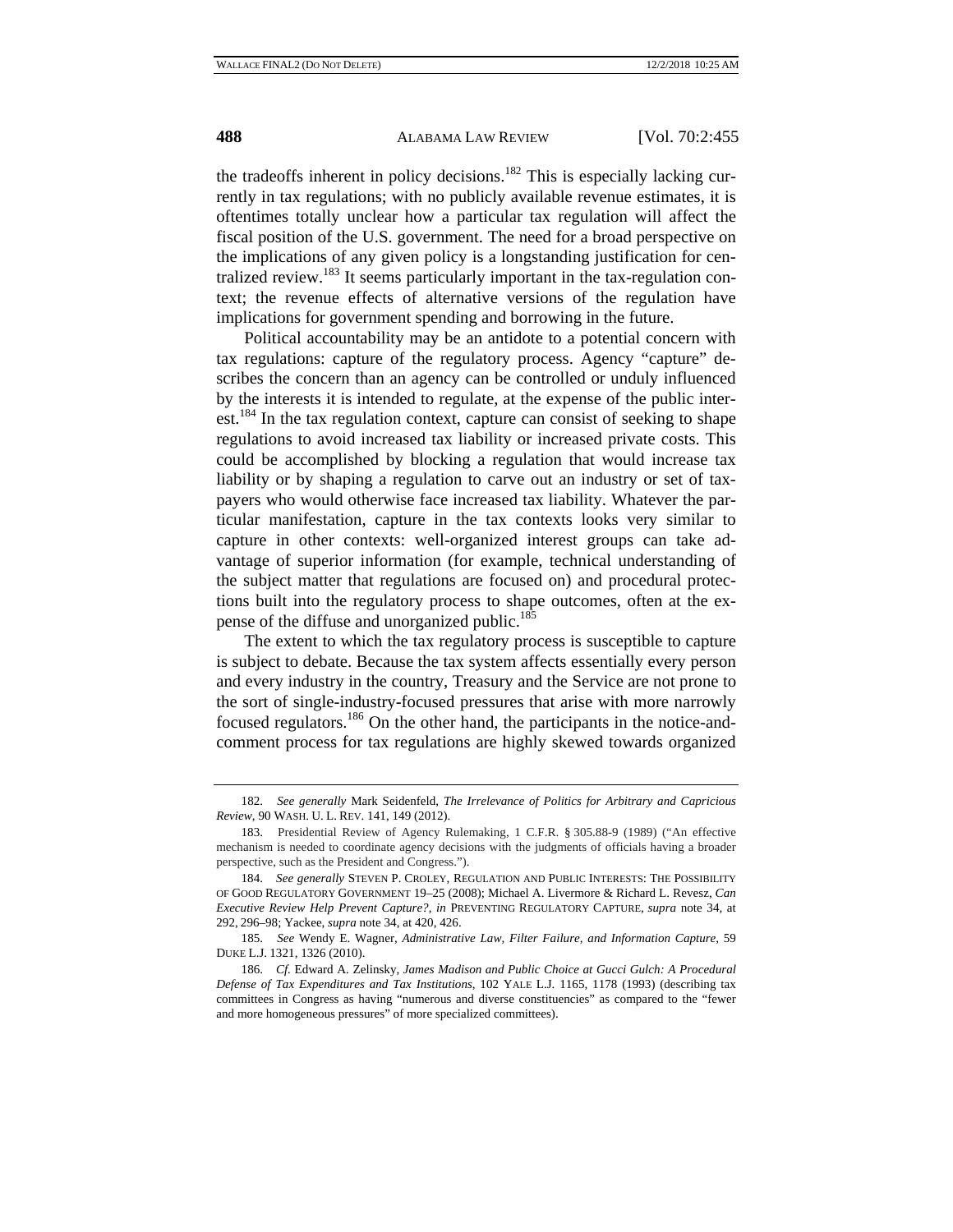the tradeoffs inherent in policy decisions.[182] This is especially lacking currently in tax regulations; with no publicly available revenue estimates, it is oftentimes totally unclear how a particular tax regulation will affect the fiscal position of the U.S. government. The need for a broad perspective on the implications of any given policy is a longstanding justification for centralized review.[183] It seems particularly important in the tax-regulation context; the revenue effects of alternative versions of the regulation have implications for government spending and borrowing in the future.

Political accountability may be an antidote to a potential concern with tax regulations: capture of the regulatory process. Agency "capture" describes the concern than an agency can be controlled or unduly influenced by the interests it is intended to regulate, at the expense of the public interest.[184] In the tax regulation context, capture can consist of seeking to shape regulations to avoid increased tax liability or increased private costs. This could be accomplished by blocking a regulation that would increase tax liability or by shaping a regulation to carve out an industry or set of taxpayers who would otherwise face increased tax liability. Whatever the particular manifestation, capture in the tax contexts looks very similar to capture in other contexts: well-organized interest groups can take advantage of superior information (for example, technical understanding of the subject matter that regulations are focused on) and procedural protections built into the regulatory process to shape outcomes, often at the expense of the diffuse and unorganized public.[185]

The extent to which the tax regulatory process is susceptible to capture is subject to debate. Because the tax system affects essentially every person and every industry in the country, Treasury and the Service are not prone to the sort of single-industry-focused pressures that arise with more narrowly focused regulators.[186] On the other hand, the participants in the notice-and-comment process for tax regulations are highly skewed towards organized

---

182. *See generally* Mark Seidenfeld, *The Irrelevance of Politics for Arbitrary and Capricious Review*, 90 WASH. U. L. REV. 141, 149 (2012).

183. Presidential Review of Agency Rulemaking, 1 C.F.R. § 305.88-9 (1989) ("An effective mechanism is needed to coordinate agency decisions with the judgments of officials having a broader perspective, such as the President and Congress.").

184. *See generally* STEVEN P. CROLEY, REGULATION AND PUBLIC INTERESTS: THE POSSIBILITY OF GOOD REGULATORY GOVERNMENT 19–25 (2008); Michael A. Livermore & Richard L. Revesz, *Can Executive Review Help Prevent Capture?*, *in* PREVENTING REGULATORY CAPTURE, *supra* note 34, at 292, 296–98; Yackee, *supra* note 34, at 420, 426.

185. *See* Wendy E. Wagner, *Administrative Law, Filter Failure, and Information Capture*, 59 DUKE L.J. 1321, 1326 (2010).

186. *Cf.* Edward A. Zelinsky, *James Madison and Public Choice at Gucci Gulch: A Procedural Defense of Tax Expenditures and Tax Institutions*, 102 YALE L.J. 1165, 1178 (1993) (describing tax committees in Congress as having "numerous and diverse constituencies" as compared to the "fewer and more homogeneous pressures" of more specialized committees).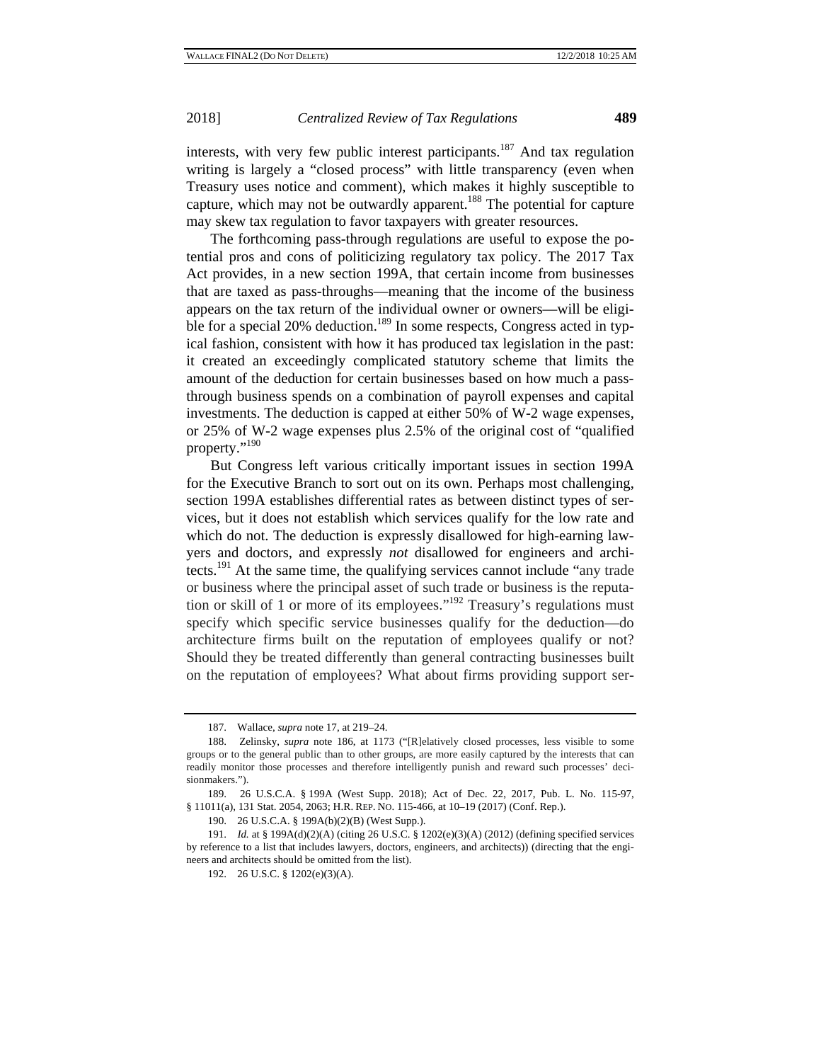interests, with very few public interest participants.[187] And tax regulation writing is largely a "closed process" with little transparency (even when Treasury uses notice and comment), which makes it highly susceptible to capture, which may not be outwardly apparent.[188] The potential for capture may skew tax regulation to favor taxpayers with greater resources.

The forthcoming pass-through regulations are useful to expose the potential pros and cons of politicizing regulatory tax policy. The 2017 Tax Act provides, in a new section 199A, that certain income from businesses that are taxed as pass-throughs—meaning that the income of the business appears on the tax return of the individual owner or owners—will be eligible for a special 20% deduction.[189] In some respects, Congress acted in typical fashion, consistent with how it has produced tax legislation in the past: it created an exceedingly complicated statutory scheme that limits the amount of the deduction for certain businesses based on how much a pass-through business spends on a combination of payroll expenses and capital investments. The deduction is capped at either 50% of W-2 wage expenses, or 25% of W-2 wage expenses plus 2.5% of the original cost of "qualified property."[190]

But Congress left various critically important issues in section 199A for the Executive Branch to sort out on its own. Perhaps most challenging, section 199A establishes differential rates as between distinct types of services, but it does not establish which services qualify for the low rate and which do not. The deduction is expressly disallowed for high-earning lawyers and doctors, and expressly *not* disallowed for engineers and architects.[191] At the same time, the qualifying services cannot include "any trade or business where the principal asset of such trade or business is the reputation or skill of 1 or more of its employees."[192] Treasury's regulations must specify which specific service businesses qualify for the deduction—do architecture firms built on the reputation of employees qualify or not? Should they be treated differently than general contracting businesses built on the reputation of employees? What about firms providing support ser-

---

187. Wallace, *supra* note 17, at 219–24.

188. Zelinsky, *supra* note 186, at 1173 ("[R]elatively closed processes, less visible to some groups or to the general public than to other groups, are more easily captured by the interests that can readily monitor those processes and therefore intelligently punish and reward such processes' decisionmakers.").

189. 26 U.S.C.A. § 199A (West Supp. 2018); Act of Dec. 22, 2017, Pub. L. No. 115-97, § 11011(a), 131 Stat. 2054, 2063; H.R. REP. NO. 115-466, at 10–19 (2017) (Conf. Rep.).

190. 26 U.S.C.A. § 199A(b)(2)(B) (West Supp.).

191. *Id.* at § 199A(d)(2)(A) (citing 26 U.S.C. § 1202(e)(3)(A) (2012) (defining specified services by reference to a list that includes lawyers, doctors, engineers, and architects)) (directing that the engineers and architects should be omitted from the list).

192. 26 U.S.C. § 1202(e)(3)(A).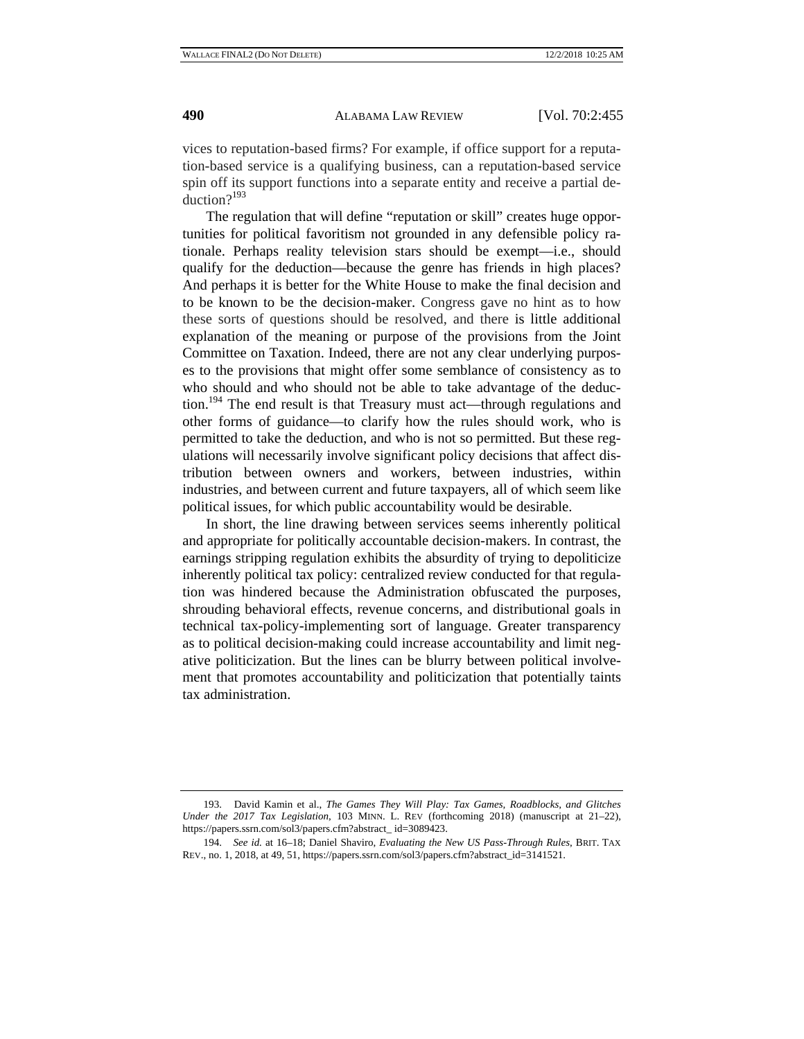vices to reputation-based firms? For example, if office support for a reputation-based service is a qualifying business, can a reputation-based service spin off its support functions into a separate entity and receive a partial deduction?[193]

The regulation that will define "reputation or skill" creates huge opportunities for political favoritism not grounded in any defensible policy rationale. Perhaps reality television stars should be exempt—i.e., should qualify for the deduction—because the genre has friends in high places? And perhaps it is better for the White House to make the final decision and to be known to be the decision-maker. Congress gave no hint as to how these sorts of questions should be resolved, and there is little additional explanation of the meaning or purpose of the provisions from the Joint Committee on Taxation. Indeed, there are not any clear underlying purposes to the provisions that might offer some semblance of consistency as to who should and who should not be able to take advantage of the deduction.[194] The end result is that Treasury must act—through regulations and other forms of guidance—to clarify how the rules should work, who is permitted to take the deduction, and who is not so permitted. But these regulations will necessarily involve significant policy decisions that affect distribution between owners and workers, between industries, within industries, and between current and future taxpayers, all of which seem like political issues, for which public accountability would be desirable.

In short, the line drawing between services seems inherently political and appropriate for politically accountable decision-makers. In contrast, the earnings stripping regulation exhibits the absurdity of trying to depoliticize inherently political tax policy: centralized review conducted for that regulation was hindered because the Administration obfuscated the purposes, shrouding behavioral effects, revenue concerns, and distributional goals in technical tax-policy-implementing sort of language. Greater transparency as to political decision-making could increase accountability and limit negative politicization. But the lines can be blurry between political involvement that promotes accountability and politicization that potentially taints tax administration.

---

193. David Kamin et al., *The Games They Will Play: Tax Games, Roadblocks, and Glitches Under the 2017 Tax Legislation*, 103 MINN. L. REV (forthcoming 2018) (manuscript at 21–22), https://papers.ssrn.com/sol3/papers.cfm?abstract_ id=3089423.

194. *See id.* at 16–18; Daniel Shaviro, *Evaluating the New US Pass-Through Rules*, BRIT. TAX REV., no. 1, 2018, at 49, 51, https://papers.ssrn.com/sol3/papers.cfm?abstract_id=3141521.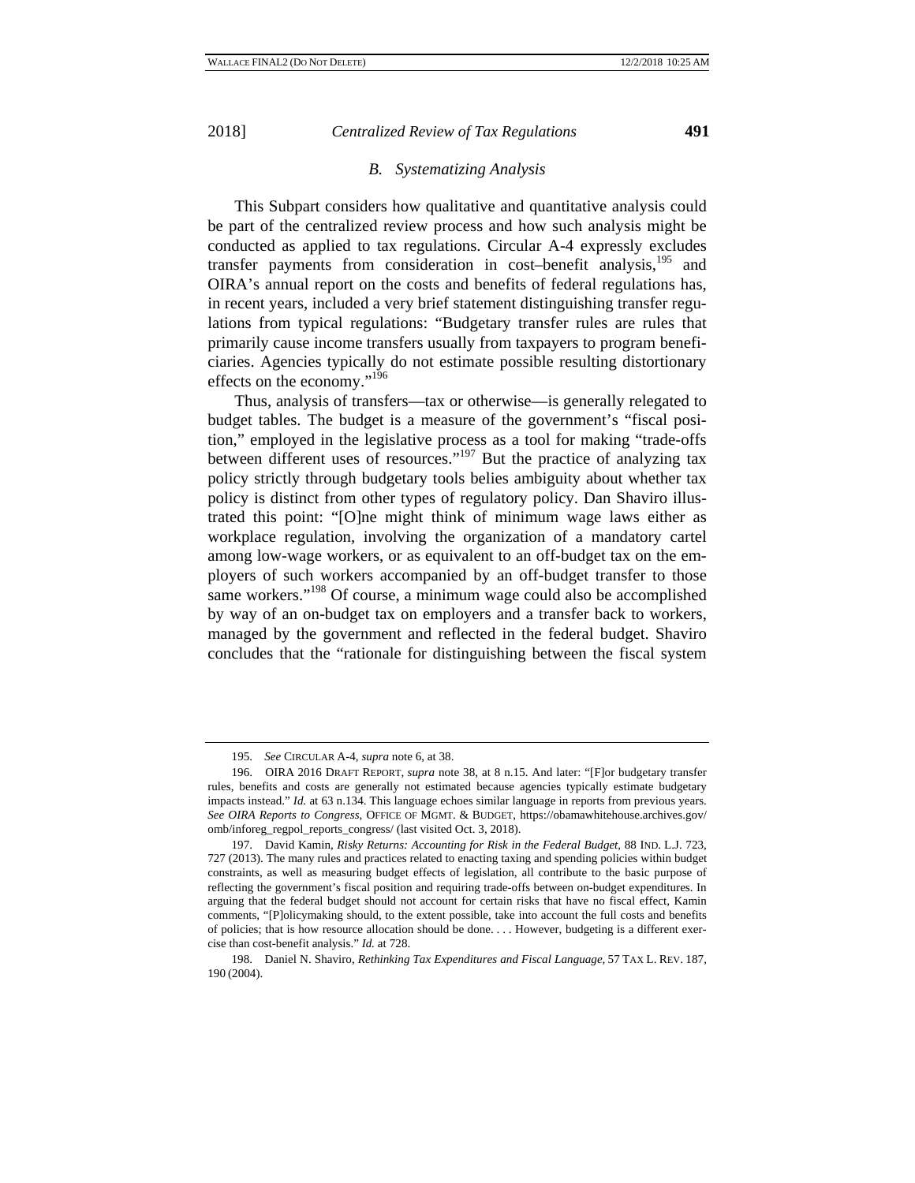### B. Systematizing Analysis

This Subpart considers how qualitative and quantitative analysis could be part of the centralized review process and how such analysis might be conducted as applied to tax regulations. Circular A-4 expressly excludes transfer payments from consideration in cost–benefit analysis,[195] and OIRA's annual report on the costs and benefits of federal regulations has, in recent years, included a very brief statement distinguishing transfer regulations from typical regulations: "Budgetary transfer rules are rules that primarily cause income transfers usually from taxpayers to program beneficiaries. Agencies typically do not estimate possible resulting distortionary effects on the economy."[196]

Thus, analysis of transfers—tax or otherwise—is generally relegated to budget tables. The budget is a measure of the government's "fiscal position," employed in the legislative process as a tool for making "trade-offs between different uses of resources."[197] But the practice of analyzing tax policy strictly through budgetary tools belies ambiguity about whether tax policy is distinct from other types of regulatory policy. Dan Shaviro illustrated this point: "[O]ne might think of minimum wage laws either as workplace regulation, involving the organization of a mandatory cartel among low-wage workers, or as equivalent to an off-budget tax on the employers of such workers accompanied by an off-budget transfer to those same workers."[198] Of course, a minimum wage could also be accomplished by way of an on-budget tax on employers and a transfer back to workers, managed by the government and reflected in the federal budget. Shaviro concludes that the "rationale for distinguishing between the fiscal system

---

195. *See* CIRCULAR A-4, *supra* note 6, at 38.

196. OIRA 2016 DRAFT REPORT, *supra* note 38, at 8 n.15. And later: "[F]or budgetary transfer rules, benefits and costs are generally not estimated because agencies typically estimate budgetary impacts instead." *Id.* at 63 n.134. This language echoes similar language in reports from previous years. *See OIRA Reports to Congress*, OFFICE OF MGMT. & BUDGET, https://obamawhitehouse.archives.gov/omb/inforeg_regpol_reports_congress/ (last visited Oct. 3, 2018).

197. David Kamin, *Risky Returns: Accounting for Risk in the Federal Budget*, 88 IND. L.J. 723, 727 (2013). The many rules and practices related to enacting taxing and spending policies within budget constraints, as well as measuring budget effects of legislation, all contribute to the basic purpose of reflecting the government's fiscal position and requiring trade-offs between on-budget expenditures. In arguing that the federal budget should not account for certain risks that have no fiscal effect, Kamin comments, "[P]olicymaking should, to the extent possible, take into account the full costs and benefits of policies; that is how resource allocation should be done. . . . However, budgeting is a different exercise than cost-benefit analysis." *Id.* at 728.

198. Daniel N. Shaviro, *Rethinking Tax Expenditures and Fiscal Language*, 57 TAX L. REV. 187, 190 (2004).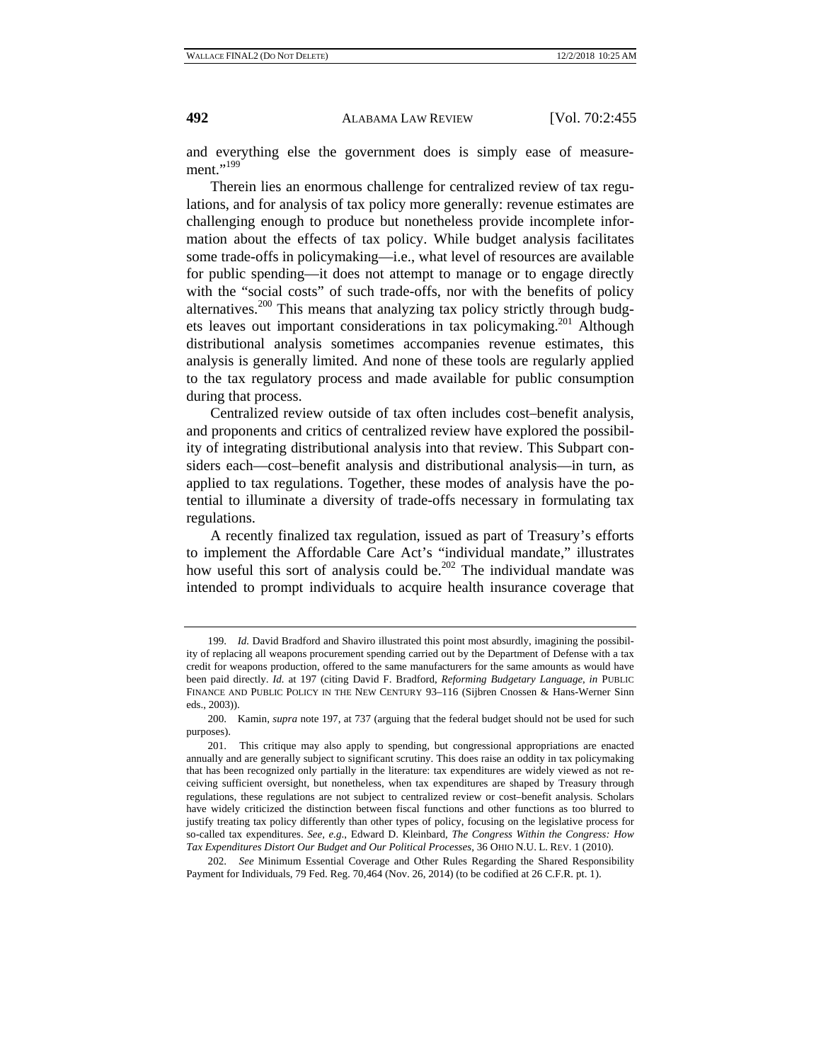and everything else the government does is simply ease of measurement."[199]

Therein lies an enormous challenge for centralized review of tax regulations, and for analysis of tax policy more generally: revenue estimates are challenging enough to produce but nonetheless provide incomplete information about the effects of tax policy. While budget analysis facilitates some trade-offs in policymaking—i.e., what level of resources are available for public spending—it does not attempt to manage or to engage directly with the "social costs" of such trade-offs, nor with the benefits of policy alternatives.[200] This means that analyzing tax policy strictly through budgets leaves out important considerations in tax policymaking.[201] Although distributional analysis sometimes accompanies revenue estimates, this analysis is generally limited. And none of these tools are regularly applied to the tax regulatory process and made available for public consumption during that process.

Centralized review outside of tax often includes cost–benefit analysis, and proponents and critics of centralized review have explored the possibility of integrating distributional analysis into that review. This Subpart considers each—cost–benefit analysis and distributional analysis—in turn, as applied to tax regulations. Together, these modes of analysis have the potential to illuminate a diversity of trade-offs necessary in formulating tax regulations.

A recently finalized tax regulation, issued as part of Treasury's efforts to implement the Affordable Care Act's "individual mandate," illustrates how useful this sort of analysis could be.[202] The individual mandate was intended to prompt individuals to acquire health insurance coverage that

---

199. *Id.* David Bradford and Shaviro illustrated this point most absurdly, imagining the possibility of replacing all weapons procurement spending carried out by the Department of Defense with a tax credit for weapons production, offered to the same manufacturers for the same amounts as would have been paid directly. *Id.* at 197 (citing David F. Bradford, *Reforming Budgetary Language*, *in* PUBLIC FINANCE AND PUBLIC POLICY IN THE NEW CENTURY 93–116 (Sijbren Cnossen & Hans-Werner Sinn eds., 2003)).

200. Kamin, *supra* note 197, at 737 (arguing that the federal budget should not be used for such purposes).

201. This critique may also apply to spending, but congressional appropriations are enacted annually and are generally subject to significant scrutiny. This does raise an oddity in tax policymaking that has been recognized only partially in the literature: tax expenditures are widely viewed as not receiving sufficient oversight, but nonetheless, when tax expenditures are shaped by Treasury through regulations, these regulations are not subject to centralized review or cost–benefit analysis. Scholars have widely criticized the distinction between fiscal functions and other functions as too blurred to justify treating tax policy differently than other types of policy, focusing on the legislative process for so-called tax expenditures. *See, e.g.*, Edward D. Kleinbard, *The Congress Within the Congress: How Tax Expenditures Distort Our Budget and Our Political Processes*, 36 OHIO N.U. L. REV. 1 (2010).

202. *See* Minimum Essential Coverage and Other Rules Regarding the Shared Responsibility Payment for Individuals, 79 Fed. Reg. 70,464 (Nov. 26, 2014) (to be codified at 26 C.F.R. pt. 1).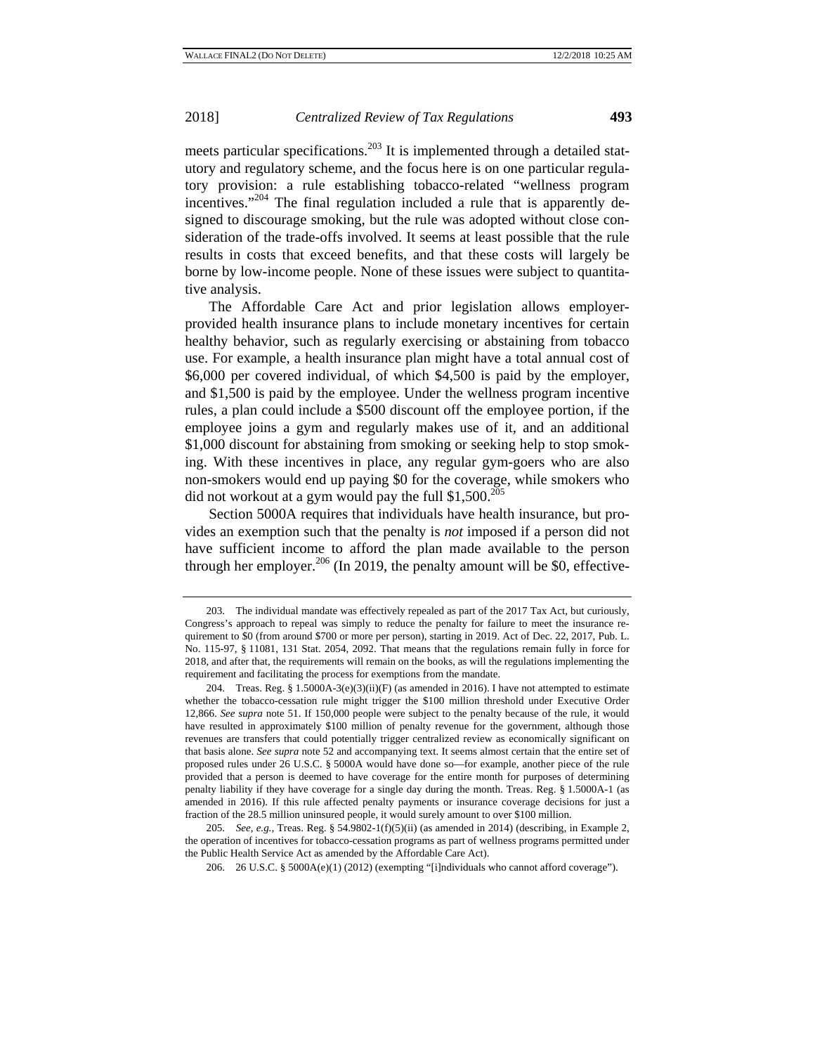meets particular specifications.[203] It is implemented through a detailed statutory and regulatory scheme, and the focus here is on one particular regulatory provision: a rule establishing tobacco-related "wellness program incentives."[204] The final regulation included a rule that is apparently designed to discourage smoking, but the rule was adopted without close consideration of the trade-offs involved. It seems at least possible that the rule results in costs that exceed benefits, and that these costs will largely be borne by low-income people. None of these issues were subject to quantitative analysis.

The Affordable Care Act and prior legislation allows employer-provided health insurance plans to include monetary incentives for certain healthy behavior, such as regularly exercising or abstaining from tobacco use. For example, a health insurance plan might have a total annual cost of \$6,000 per covered individual, of which \$4,500 is paid by the employer, and \$1,500 is paid by the employee. Under the wellness program incentive rules, a plan could include a \$500 discount off the employee portion, if the employee joins a gym and regularly makes use of it, and an additional \$1,000 discount for abstaining from smoking or seeking help to stop smoking. With these incentives in place, any regular gym-goers who are also non-smokers would end up paying \$0 for the coverage, while smokers who did not workout at a gym would pay the full \$1,500.[205]

Section 5000A requires that individuals have health insurance, but provides an exemption such that the penalty is *not* imposed if a person did not have sufficient income to afford the plan made available to the person through her employer.[206] (In 2019, the penalty amount will be \$0, effective-

---

203. The individual mandate was effectively repealed as part of the 2017 Tax Act, but curiously, Congress's approach to repeal was simply to reduce the penalty for failure to meet the insurance requirement to \$0 (from around \$700 or more per person), starting in 2019. Act of Dec. 22, 2017, Pub. L. No. 115-97, § 11081, 131 Stat. 2054, 2092. That means that the regulations remain fully in force for 2018, and after that, the requirements will remain on the books, as will the regulations implementing the requirement and facilitating the process for exemptions from the mandate.

204. Treas. Reg. § 1.5000A-3(e)(3)(ii)(F) (as amended in 2016). I have not attempted to estimate whether the tobacco-cessation rule might trigger the \$100 million threshold under Executive Order 12,866. *See supra* note 51. If 150,000 people were subject to the penalty because of the rule, it would have resulted in approximately \$100 million of penalty revenue for the government, although those revenues are transfers that could potentially trigger centralized review as economically significant on that basis alone. *See supra* note 52 and accompanying text. It seems almost certain that the entire set of proposed rules under 26 U.S.C. § 5000A would have done so—for example, another piece of the rule provided that a person is deemed to have coverage for the entire month for purposes of determining penalty liability if they have coverage for a single day during the month. Treas. Reg. § 1.5000A-1 (as amended in 2016). If this rule affected penalty payments or insurance coverage decisions for just a fraction of the 28.5 million uninsured people, it would surely amount to over \$100 million.

205. *See, e.g.*, Treas. Reg. § 54.9802-1(f)(5)(ii) (as amended in 2014) (describing, in Example 2, the operation of incentives for tobacco-cessation programs as part of wellness programs permitted under the Public Health Service Act as amended by the Affordable Care Act).

206. 26 U.S.C. § 5000A(e)(1) (2012) (exempting "[i]ndividuals who cannot afford coverage").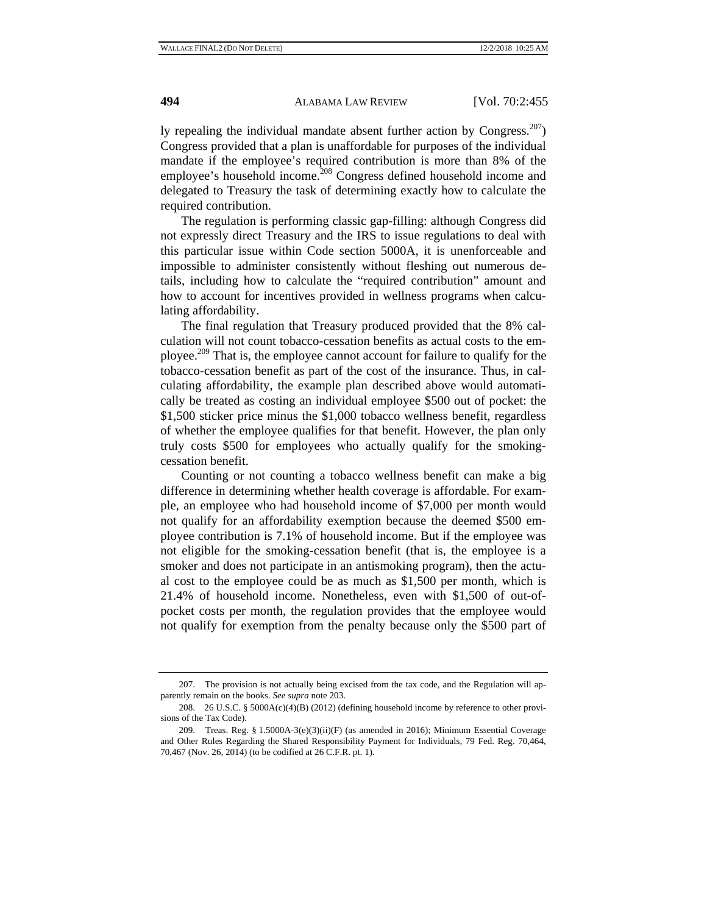ly repealing the individual mandate absent further action by Congress.[207]) Congress provided that a plan is unaffordable for purposes of the individual mandate if the employee's required contribution is more than 8% of the employee's household income.[208] Congress defined household income and delegated to Treasury the task of determining exactly how to calculate the required contribution.

The regulation is performing classic gap-filling: although Congress did not expressly direct Treasury and the IRS to issue regulations to deal with this particular issue within Code section 5000A, it is unenforceable and impossible to administer consistently without fleshing out numerous details, including how to calculate the "required contribution" amount and how to account for incentives provided in wellness programs when calculating affordability.

The final regulation that Treasury produced provided that the 8% calculation will not count tobacco-cessation benefits as actual costs to the employee.[209] That is, the employee cannot account for failure to qualify for the tobacco-cessation benefit as part of the cost of the insurance. Thus, in calculating affordability, the example plan described above would automatically be treated as costing an individual employee $500 out of pocket: the $1,500 sticker price minus the $1,000 tobacco wellness benefit, regardless of whether the employee qualifies for that benefit. However, the plan only truly costs $500 for employees who actually qualify for the smoking-cessation benefit.

Counting or not counting a tobacco wellness benefit can make a big difference in determining whether health coverage is affordable. For example, an employee who had household income of $7,000 per month would not qualify for an affordability exemption because the deemed $500 employee contribution is 7.1% of household income. But if the employee was not eligible for the smoking-cessation benefit (that is, the employee is a smoker and does not participate in an antismoking program), then the actual cost to the employee could be as much as $1,500 per month, which is 21.4% of household income. Nonetheless, even with $1,500 of out-of-pocket costs per month, the regulation provides that the employee would not qualify for exemption from the penalty because only the $500 part of

---

207. The provision is not actually being excised from the tax code, and the Regulation will apparently remain on the books. *See supra* note 203.

208. 26 U.S.C. § 5000A(c)(4)(B) (2012) (defining household income by reference to other provisions of the Tax Code).

209. Treas. Reg. § 1.5000A-3(e)(3)(ii)(F) (as amended in 2016); Minimum Essential Coverage and Other Rules Regarding the Shared Responsibility Payment for Individuals, 79 Fed. Reg. 70,464, 70,467 (Nov. 26, 2014) (to be codified at 26 C.F.R. pt. 1).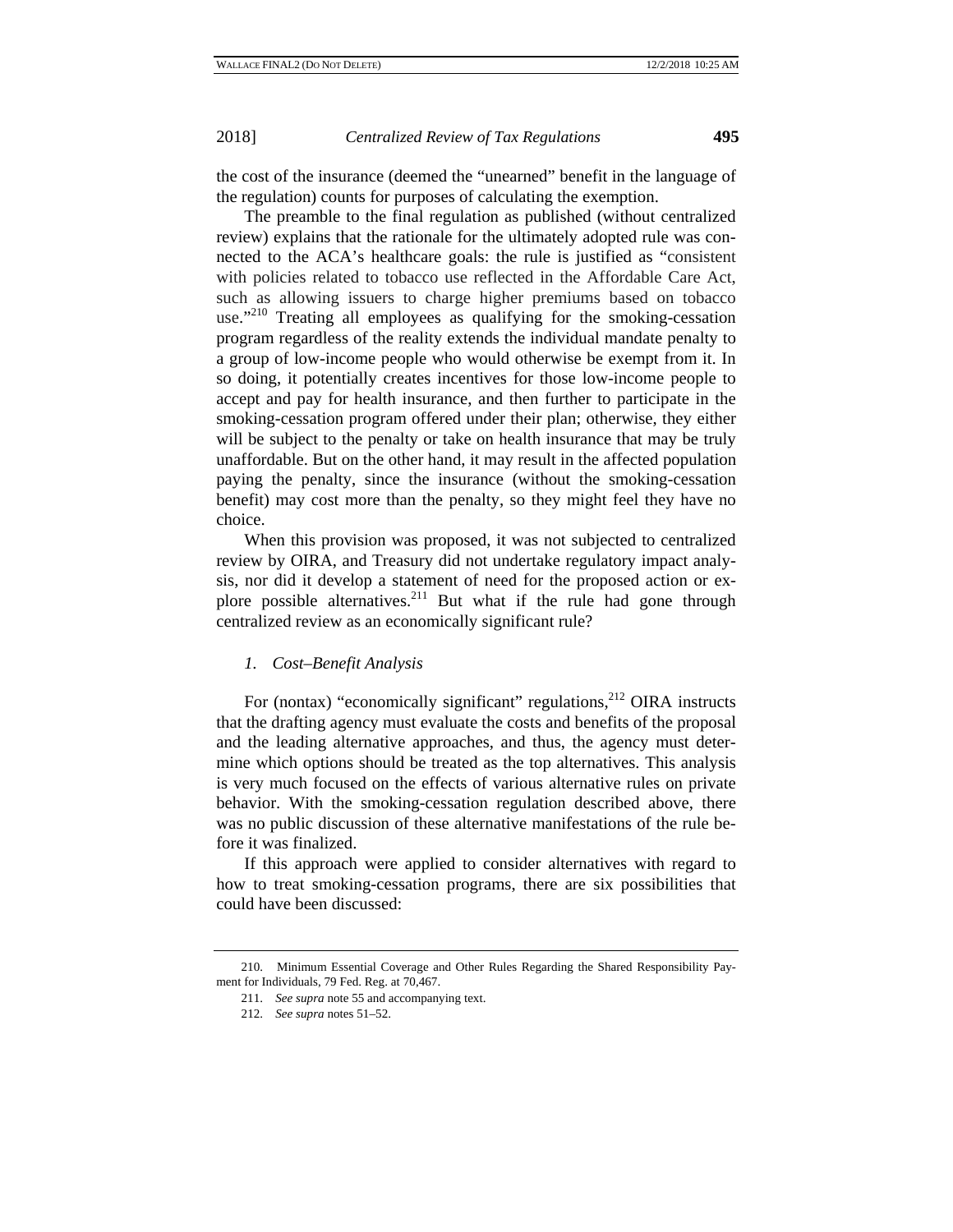the cost of the insurance (deemed the "unearned" benefit in the language of the regulation) counts for purposes of calculating the exemption.

The preamble to the final regulation as published (without centralized review) explains that the rationale for the ultimately adopted rule was connected to the ACA's healthcare goals: the rule is justified as "consistent with policies related to tobacco use reflected in the Affordable Care Act, such as allowing issuers to charge higher premiums based on tobacco use."[210] Treating all employees as qualifying for the smoking-cessation program regardless of the reality extends the individual mandate penalty to a group of low-income people who would otherwise be exempt from it. In so doing, it potentially creates incentives for those low-income people to accept and pay for health insurance, and then further to participate in the smoking-cessation program offered under their plan; otherwise, they either will be subject to the penalty or take on health insurance that may be truly unaffordable. But on the other hand, it may result in the affected population paying the penalty, since the insurance (without the smoking-cessation benefit) may cost more than the penalty, so they might feel they have no choice.

When this provision was proposed, it was not subjected to centralized review by OIRA, and Treasury did not undertake regulatory impact analysis, nor did it develop a statement of need for the proposed action or explore possible alternatives.[211] But what if the rule had gone through centralized review as an economically significant rule?

### *1. Cost–Benefit Analysis*

For (nontax) "economically significant" regulations,[212] OIRA instructs that the drafting agency must evaluate the costs and benefits of the proposal and the leading alternative approaches, and thus, the agency must determine which options should be treated as the top alternatives. This analysis is very much focused on the effects of various alternative rules on private behavior. With the smoking-cessation regulation described above, there was no public discussion of these alternative manifestations of the rule before it was finalized.

If this approach were applied to consider alternatives with regard to how to treat smoking-cessation programs, there are six possibilities that could have been discussed:

---

210. Minimum Essential Coverage and Other Rules Regarding the Shared Responsibility Payment for Individuals, 79 Fed. Reg. at 70,467.

211. *See supra* note 55 and accompanying text.

212. *See supra* notes 51–52.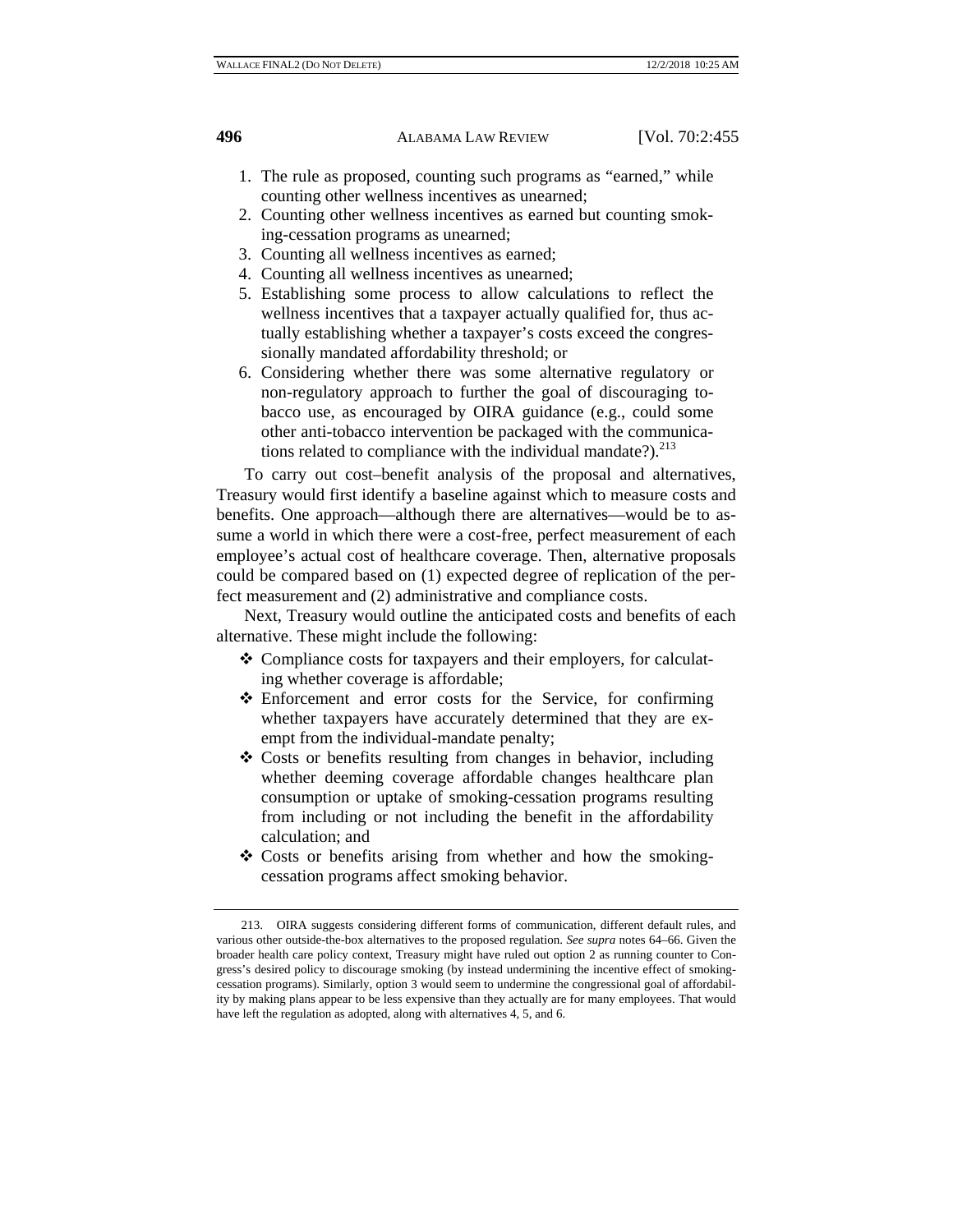1. The rule as proposed, counting such programs as "earned," while counting other wellness incentives as unearned;
2. Counting other wellness incentives as earned but counting smoking-cessation programs as unearned;
3. Counting all wellness incentives as earned;
4. Counting all wellness incentives as unearned;
5. Establishing some process to allow calculations to reflect the wellness incentives that a taxpayer actually qualified for, thus actually establishing whether a taxpayer's costs exceed the congressionally mandated affordability threshold; or
6. Considering whether there was some alternative regulatory or non-regulatory approach to further the goal of discouraging tobacco use, as encouraged by OIRA guidance (e.g., could some other anti-tobacco intervention be packaged with the communications related to compliance with the individual mandate?).[213]

To carry out cost–benefit analysis of the proposal and alternatives, Treasury would first identify a baseline against which to measure costs and benefits. One approach—although there are alternatives—would be to assume a world in which there were a cost-free, perfect measurement of each employee's actual cost of healthcare coverage. Then, alternative proposals could be compared based on (1) expected degree of replication of the perfect measurement and (2) administrative and compliance costs.

Next, Treasury would outline the anticipated costs and benefits of each alternative. These might include the following:

- Compliance costs for taxpayers and their employers, for calculating whether coverage is affordable;
- Enforcement and error costs for the Service, for confirming whether taxpayers have accurately determined that they are exempt from the individual-mandate penalty;
- Costs or benefits resulting from changes in behavior, including whether deeming coverage affordable changes healthcare plan consumption or uptake of smoking-cessation programs resulting from including or not including the benefit in the affordability calculation; and
- Costs or benefits arising from whether and how the smoking-cessation programs affect smoking behavior.

---

213. OIRA suggests considering different forms of communication, different default rules, and various other outside-the-box alternatives to the proposed regulation. *See supra* notes 64–66. Given the broader health care policy context, Treasury might have ruled out option 2 as running counter to Congress's desired policy to discourage smoking (by instead undermining the incentive effect of smoking-cessation programs). Similarly, option 3 would seem to undermine the congressional goal of affordability by making plans appear to be less expensive than they actually are for many employees. That would have left the regulation as adopted, along with alternatives 4, 5, and 6.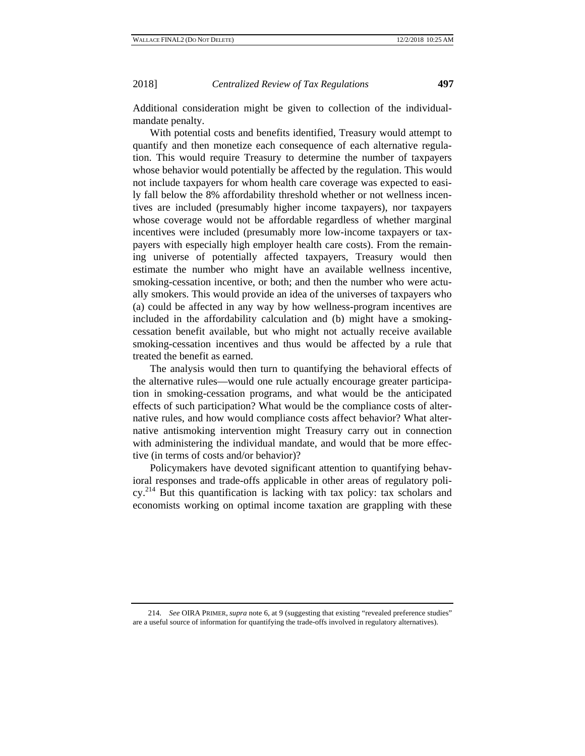Additional consideration might be given to collection of the individual-mandate penalty.

With potential costs and benefits identified, Treasury would attempt to quantify and then monetize each consequence of each alternative regulation. This would require Treasury to determine the number of taxpayers whose behavior would potentially be affected by the regulation. This would not include taxpayers for whom health care coverage was expected to easily fall below the 8% affordability threshold whether or not wellness incentives are included (presumably higher income taxpayers), nor taxpayers whose coverage would not be affordable regardless of whether marginal incentives were included (presumably more low-income taxpayers or taxpayers with especially high employer health care costs). From the remaining universe of potentially affected taxpayers, Treasury would then estimate the number who might have an available wellness incentive, smoking-cessation incentive, or both; and then the number who were actually smokers. This would provide an idea of the universes of taxpayers who (a) could be affected in any way by how wellness-program incentives are included in the affordability calculation and (b) might have a smoking-cessation benefit available, but who might not actually receive available smoking-cessation incentives and thus would be affected by a rule that treated the benefit as earned.

The analysis would then turn to quantifying the behavioral effects of the alternative rules—would one rule actually encourage greater participation in smoking-cessation programs, and what would be the anticipated effects of such participation? What would be the compliance costs of alternative rules, and how would compliance costs affect behavior? What alternative antismoking intervention might Treasury carry out in connection with administering the individual mandate, and would that be more effective (in terms of costs and/or behavior)?

Policymakers have devoted significant attention to quantifying behavioral responses and trade-offs applicable in other areas of regulatory policy.[214] But this quantification is lacking with tax policy: tax scholars and economists working on optimal income taxation are grappling with these

---

214. *See* OIRA PRIMER, *supra* note 6, at 9 (suggesting that existing "revealed preference studies" are a useful source of information for quantifying the trade-offs involved in regulatory alternatives).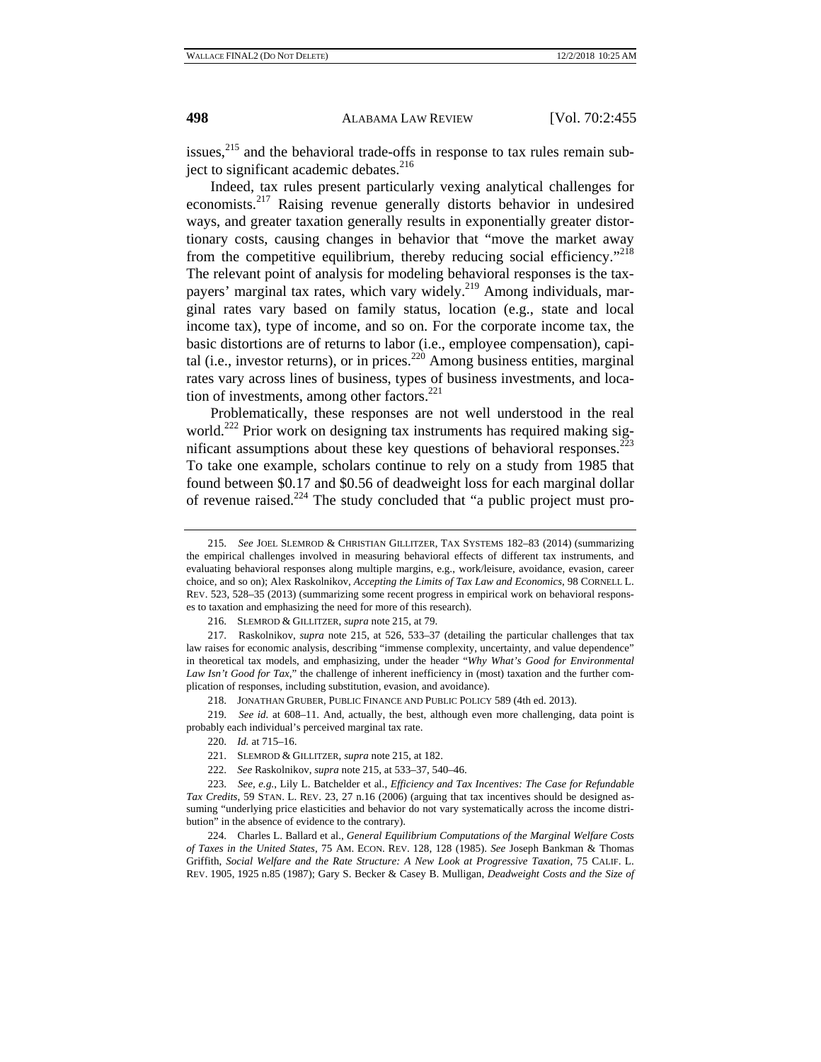issues,[215] and the behavioral trade-offs in response to tax rules remain subject to significant academic debates.[216]

Indeed, tax rules present particularly vexing analytical challenges for economists.[217] Raising revenue generally distorts behavior in undesired ways, and greater taxation generally results in exponentially greater distortionary costs, causing changes in behavior that "move the market away from the competitive equilibrium, thereby reducing social efficiency."[218] The relevant point of analysis for modeling behavioral responses is the taxpayers' marginal tax rates, which vary widely.[219] Among individuals, marginal rates vary based on family status, location (e.g., state and local income tax), type of income, and so on. For the corporate income tax, the basic distortions are of returns to labor (i.e., employee compensation), capital (i.e., investor returns), or in prices.[220] Among business entities, marginal rates vary across lines of business, types of business investments, and location of investments, among other factors.[221]

Problematically, these responses are not well understood in the real world.[222] Prior work on designing tax instruments has required making significant assumptions about these key questions of behavioral responses.[223] To take one example, scholars continue to rely on a study from 1985 that found between $0.17 and $0.56 of deadweight loss for each marginal dollar of revenue raised.[224] The study concluded that "a public project must pro-

---

215. *See* JOEL SLEMROD & CHRISTIAN GILLITZER, TAX SYSTEMS 182–83 (2014) (summarizing the empirical challenges involved in measuring behavioral effects of different tax instruments, and evaluating behavioral responses along multiple margins, e.g., work/leisure, avoidance, evasion, career choice, and so on); Alex Raskolnikov, *Accepting the Limits of Tax Law and Economics*, 98 CORNELL L. REV. 523, 528–35 (2013) (summarizing some recent progress in empirical work on behavioral responses to taxation and emphasizing the need for more of this research).

216. SLEMROD & GILLITZER, *supra* note 215, at 79.

217. Raskolnikov, *supra* note 215, at 526, 533–37 (detailing the particular challenges that tax law raises for economic analysis, describing "immense complexity, uncertainty, and value dependence" in theoretical tax models, and emphasizing, under the header "*Why What's Good for Environmental Law Isn't Good for Tax*," the challenge of inherent inefficiency in (most) taxation and the further complication of responses, including substitution, evasion, and avoidance).

218. JONATHAN GRUBER, PUBLIC FINANCE AND PUBLIC POLICY 589 (4th ed. 2013).

219. *See id.* at 608–11. And, actually, the best, although even more challenging, data point is probably each individual's perceived marginal tax rate.

220. *Id.* at 715–16.

221. SLEMROD & GILLITZER, *supra* note 215, at 182.

222. *See* Raskolnikov, *supra* note 215, at 533–37, 540–46.

223. *See, e.g.*, Lily L. Batchelder et al., *Efficiency and Tax Incentives: The Case for Refundable Tax Credits*, 59 STAN. L. REV. 23, 27 n.16 (2006) (arguing that tax incentives should be designed assuming "underlying price elasticities and behavior do not vary systematically across the income distribution" in the absence of evidence to the contrary).

224. Charles L. Ballard et al., *General Equilibrium Computations of the Marginal Welfare Costs of Taxes in the United States*, 75 AM. ECON. REV. 128, 128 (1985). *See* Joseph Bankman & Thomas Griffith, *Social Welfare and the Rate Structure: A New Look at Progressive Taxation*, 75 CALIF. L. REV. 1905, 1925 n.85 (1987); Gary S. Becker & Casey B. Mulligan, *Deadweight Costs and the Size of*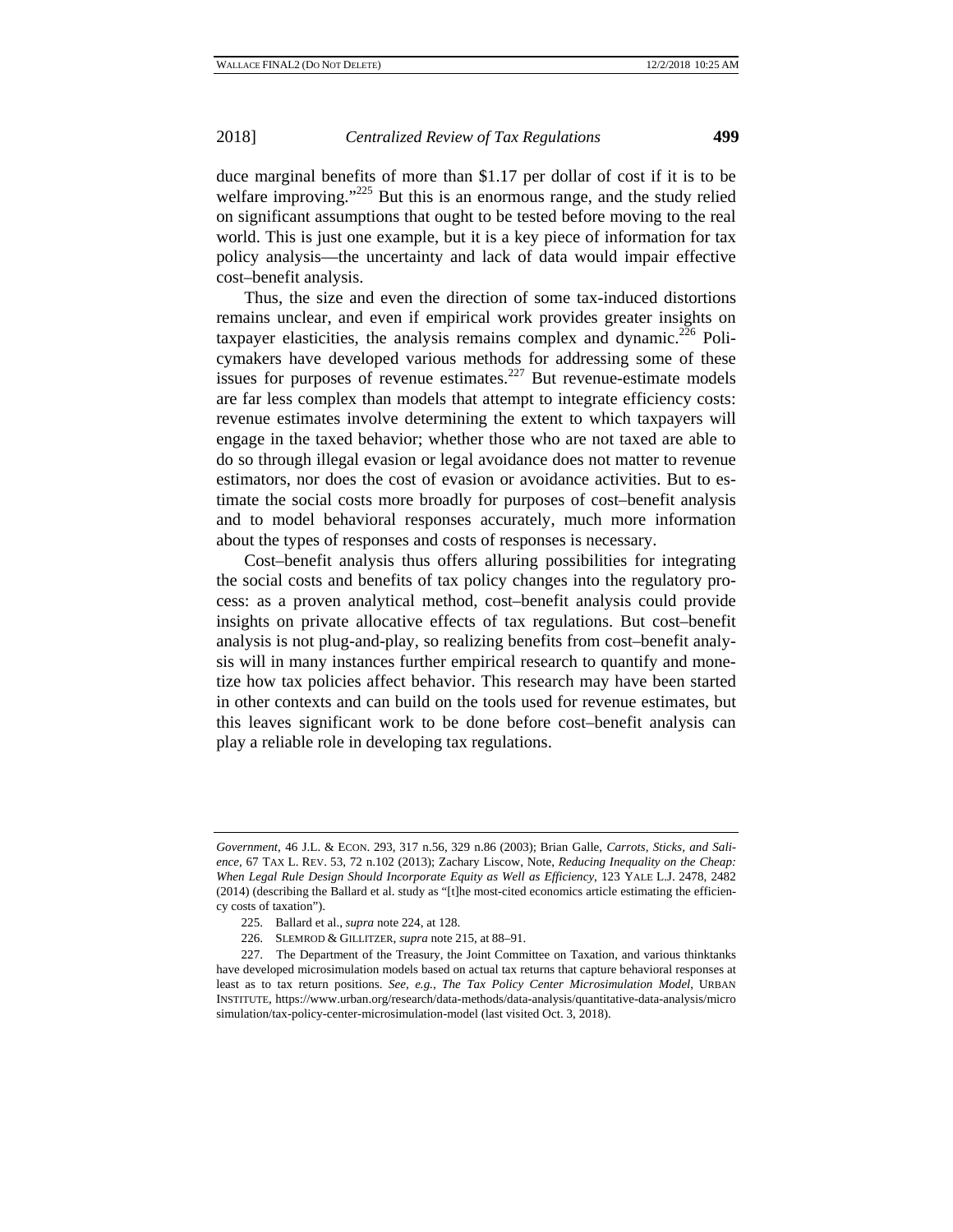duce marginal benefits of more than $1.17 per dollar of cost if it is to be welfare improving."[225] But this is an enormous range, and the study relied on significant assumptions that ought to be tested before moving to the real world. This is just one example, but it is a key piece of information for tax policy analysis—the uncertainty and lack of data would impair effective cost–benefit analysis.

Thus, the size and even the direction of some tax-induced distortions remains unclear, and even if empirical work provides greater insights on taxpayer elasticities, the analysis remains complex and dynamic.[226] Policymakers have developed various methods for addressing some of these issues for purposes of revenue estimates.[227] But revenue-estimate models are far less complex than models that attempt to integrate efficiency costs: revenue estimates involve determining the extent to which taxpayers will engage in the taxed behavior; whether those who are not taxed are able to do so through illegal evasion or legal avoidance does not matter to revenue estimators, nor does the cost of evasion or avoidance activities. But to estimate the social costs more broadly for purposes of cost–benefit analysis and to model behavioral responses accurately, much more information about the types of responses and costs of responses is necessary.

Cost–benefit analysis thus offers alluring possibilities for integrating the social costs and benefits of tax policy changes into the regulatory process: as a proven analytical method, cost–benefit analysis could provide insights on private allocative effects of tax regulations. But cost–benefit analysis is not plug-and-play, so realizing benefits from cost–benefit analysis will in many instances further empirical research to quantify and monetize how tax policies affect behavior. This research may have been started in other contexts and can build on the tools used for revenue estimates, but this leaves significant work to be done before cost–benefit analysis can play a reliable role in developing tax regulations.

---

*Government*, 46 J.L. & ECON. 293, 317 n.56, 329 n.86 (2003); Brian Galle, *Carrots, Sticks, and Salience*, 67 TAX L. REV. 53, 72 n.102 (2013); Zachary Liscow, Note, *Reducing Inequality on the Cheap: When Legal Rule Design Should Incorporate Equity as Well as Efficiency*, 123 YALE L.J. 2478, 2482 (2014) (describing the Ballard et al. study as "[t]he most-cited economics article estimating the efficiency costs of taxation").

225. Ballard et al., *supra* note 224, at 128.

226. SLEMROD & GILLITZER, *supra* note 215, at 88–91.

227. The Department of the Treasury, the Joint Committee on Taxation, and various thinktanks have developed microsimulation models based on actual tax returns that capture behavioral responses at least as to tax return positions. *See, e.g.*, *The Tax Policy Center Microsimulation Model*, URBAN INSTITUTE, https://www.urban.org/research/data-methods/data-analysis/quantitative-data-analysis/microsimulation/tax-policy-center-microsimulation-model (last visited Oct. 3, 2018).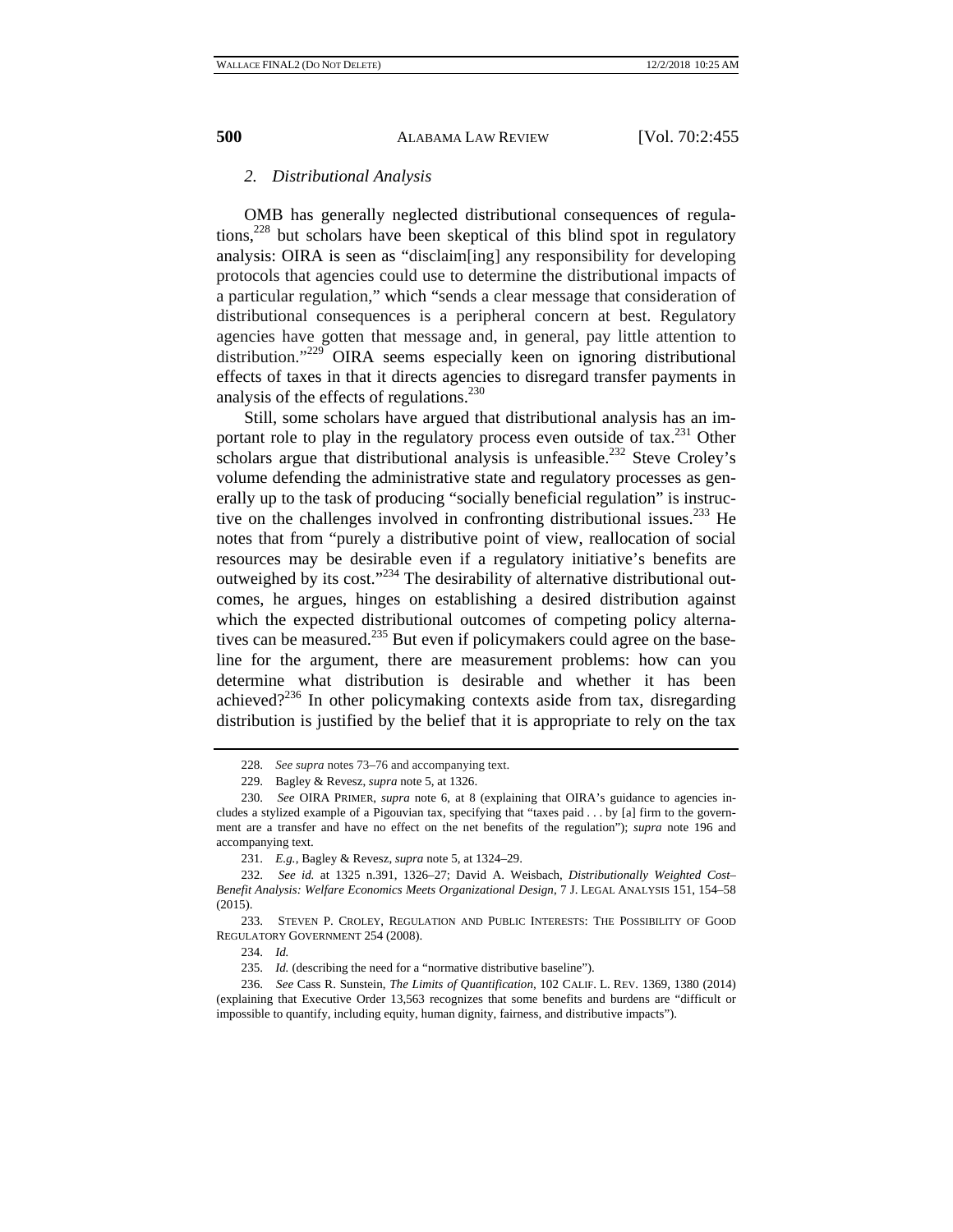### *2. Distributional Analysis*

OMB has generally neglected distributional consequences of regulations,[228] but scholars have been skeptical of this blind spot in regulatory analysis: OIRA is seen as "disclaim[ing] any responsibility for developing protocols that agencies could use to determine the distributional impacts of a particular regulation," which "sends a clear message that consideration of distributional consequences is a peripheral concern at best. Regulatory agencies have gotten that message and, in general, pay little attention to distribution."[229] OIRA seems especially keen on ignoring distributional effects of taxes in that it directs agencies to disregard transfer payments in analysis of the effects of regulations.[230]

Still, some scholars have argued that distributional analysis has an important role to play in the regulatory process even outside of tax.[231] Other scholars argue that distributional analysis is unfeasible.[232] Steve Croley's volume defending the administrative state and regulatory processes as generally up to the task of producing "socially beneficial regulation" is instructive on the challenges involved in confronting distributional issues.[233] He notes that from "purely a distributive point of view, reallocation of social resources may be desirable even if a regulatory initiative's benefits are outweighed by its cost."[234] The desirability of alternative distributional outcomes, he argues, hinges on establishing a desired distribution against which the expected distributional outcomes of competing policy alternatives can be measured.[235] But even if policymakers could agree on the baseline for the argument, there are measurement problems: how can you determine what distribution is desirable and whether it has been achieved?[236] In other policymaking contexts aside from tax, disregarding distribution is justified by the belief that it is appropriate to rely on the tax

---

228. *See supra* notes 73–76 and accompanying text.

229. Bagley & Revesz, *supra* note 5, at 1326.

230. *See* OIRA PRIMER, *supra* note 6, at 8 (explaining that OIRA's guidance to agencies includes a stylized example of a Pigouvian tax, specifying that "taxes paid . . . by [a] firm to the government are a transfer and have no effect on the net benefits of the regulation"); *supra* note 196 and accompanying text.

231. *E.g.*, Bagley & Revesz, *supra* note 5, at 1324–29.

232. *See id.* at 1325 n.391, 1326–27; David A. Weisbach, *Distributionally Weighted Cost–Benefit Analysis: Welfare Economics Meets Organizational Design*, 7 J. LEGAL ANALYSIS 151, 154–58 (2015).

233. STEVEN P. CROLEY, REGULATION AND PUBLIC INTERESTS: THE POSSIBILITY OF GOOD REGULATORY GOVERNMENT 254 (2008).

234. *Id.*

235. *Id.* (describing the need for a "normative distributive baseline").

236. *See* Cass R. Sunstein, *The Limits of Quantification*, 102 CALIF. L. REV. 1369, 1380 (2014) (explaining that Executive Order 13,563 recognizes that some benefits and burdens are "difficult or impossible to quantify, including equity, human dignity, fairness, and distributive impacts").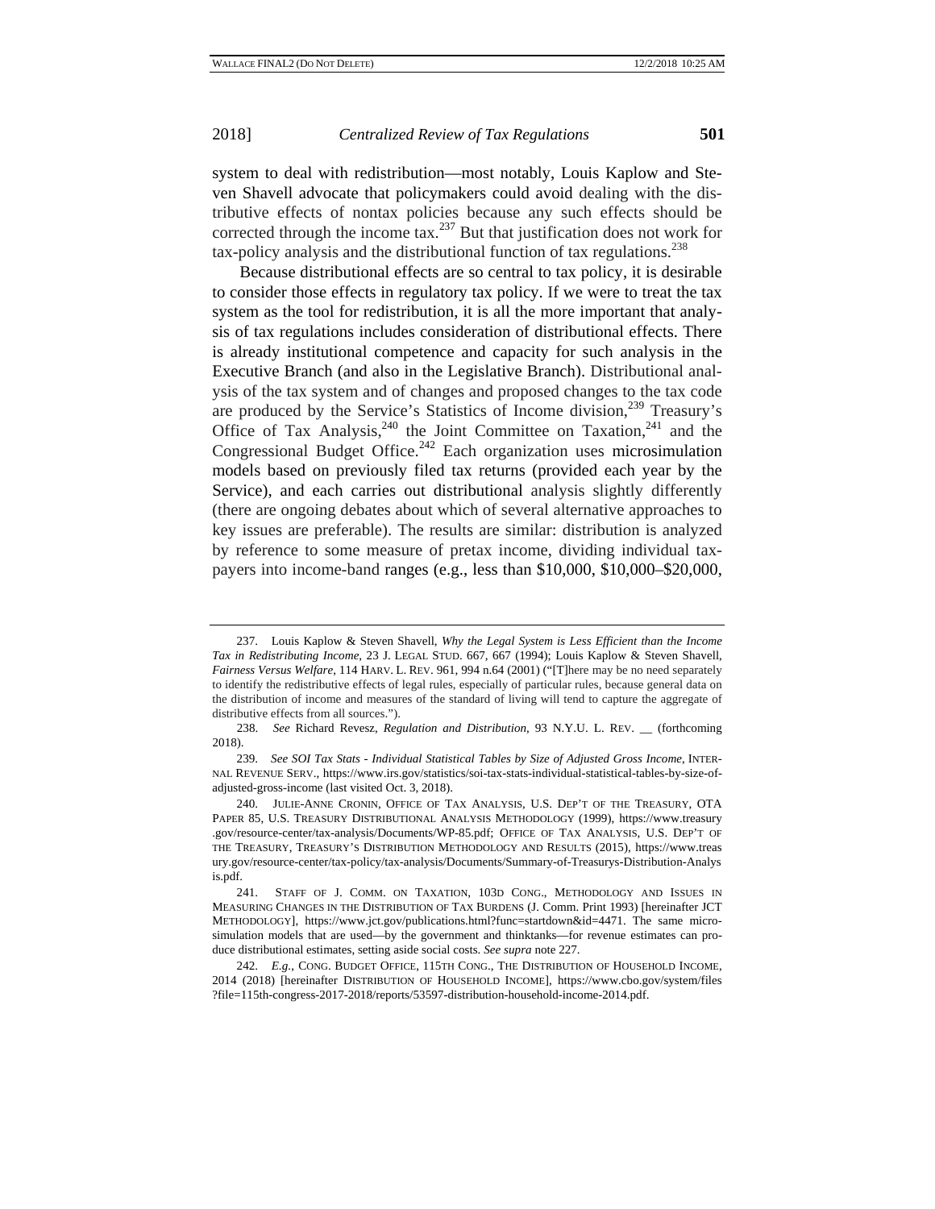system to deal with redistribution—most notably, Louis Kaplow and Steven Shavell advocate that policymakers could avoid dealing with the distributive effects of nontax policies because any such effects should be corrected through the income tax.[237] But that justification does not work for tax-policy analysis and the distributional function of tax regulations.[238]

Because distributional effects are so central to tax policy, it is desirable to consider those effects in regulatory tax policy. If we were to treat the tax system as the tool for redistribution, it is all the more important that analysis of tax regulations includes consideration of distributional effects. There is already institutional competence and capacity for such analysis in the Executive Branch (and also in the Legislative Branch). Distributional analysis of the tax system and of changes and proposed changes to the tax code are produced by the Service's Statistics of Income division,[239] Treasury's Office of Tax Analysis,[240] the Joint Committee on Taxation,[241] and the Congressional Budget Office.[242] Each organization uses microsimulation models based on previously filed tax returns (provided each year by the Service), and each carries out distributional analysis slightly differently (there are ongoing debates about which of several alternative approaches to key issues are preferable). The results are similar: distribution is analyzed by reference to some measure of pretax income, dividing individual taxpayers into income-band ranges (e.g., less than $10,000, $10,000–$20,000,

---

237. Louis Kaplow & Steven Shavell, *Why the Legal System is Less Efficient than the Income Tax in Redistributing Income*, 23 J. LEGAL STUD. 667, 667 (1994); Louis Kaplow & Steven Shavell, *Fairness Versus Welfare*, 114 HARV. L. REV. 961, 994 n.64 (2001) ("[T]here may be no need separately to identify the redistributive effects of legal rules, especially of particular rules, because general data on the distribution of income and measures of the standard of living will tend to capture the aggregate of distributive effects from all sources.").

238. *See* Richard Revesz, *Regulation and Distribution*, 93 N.Y.U. L. REV. __ (forthcoming 2018).

239. *See SOI Tax Stats - Individual Statistical Tables by Size of Adjusted Gross Income*, INTERNAL REVENUE SERV., https://www.irs.gov/statistics/soi-tax-stats-individual-statistical-tables-by-size-of-adjusted-gross-income (last visited Oct. 3, 2018).

240. JULIE-ANNE CRONIN, OFFICE OF TAX ANALYSIS, U.S. DEP'T OF THE TREASURY, OTA PAPER 85, U.S. TREASURY DISTRIBUTIONAL ANALYSIS METHODOLOGY (1999), https://www.treasury.gov/resource-center/tax-analysis/Documents/WP-85.pdf; OFFICE OF TAX ANALYSIS, U.S. DEP'T OF THE TREASURY, TREASURY'S DISTRIBUTION METHODOLOGY AND RESULTS (2015), https://www.treasury.gov/resource-center/tax-policy/tax-analysis/Documents/Summary-of-Treasurys-Distribution-Analysis.pdf.

241. STAFF OF J. COMM. ON TAXATION, 103D CONG., METHODOLOGY AND ISSUES IN MEASURING CHANGES IN THE DISTRIBUTION OF TAX BURDENS (J. Comm. Print 1993) [hereinafter JCT METHODOLOGY], https://www.jct.gov/publications.html?func=startdown&id=4471. The same microsimulation models that are used—by the government and thinktanks—for revenue estimates can produce distributional estimates, setting aside social costs. *See supra* note 227.

242. *E.g.*, CONG. BUDGET OFFICE, 115TH CONG., THE DISTRIBUTION OF HOUSEHOLD INCOME, 2014 (2018) [hereinafter DISTRIBUTION OF HOUSEHOLD INCOME], https://www.cbo.gov/system/files?file=115th-congress-2017-2018/reports/53597-distribution-household-income-2014.pdf.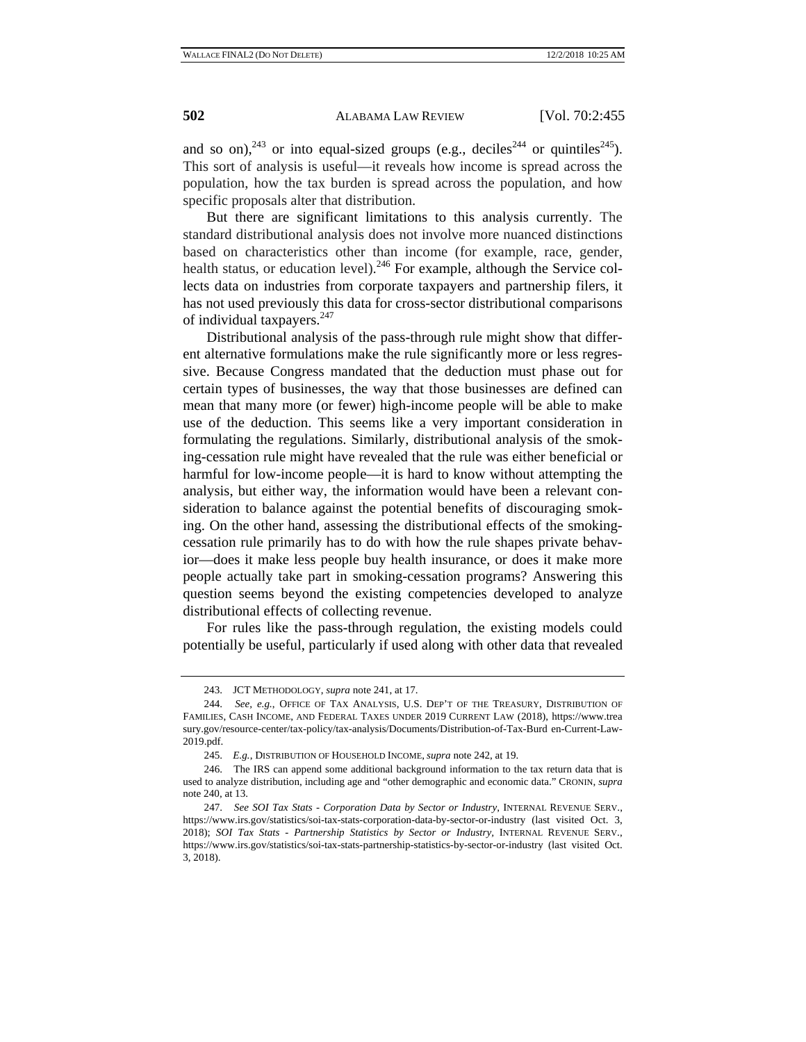and so on),[243] or into equal-sized groups (e.g., deciles[244] or quintiles[245]). This sort of analysis is useful—it reveals how income is spread across the population, how the tax burden is spread across the population, and how specific proposals alter that distribution.

But there are significant limitations to this analysis currently. The standard distributional analysis does not involve more nuanced distinctions based on characteristics other than income (for example, race, gender, health status, or education level).[246] For example, although the Service collects data on industries from corporate taxpayers and partnership filers, it has not used previously this data for cross-sector distributional comparisons of individual taxpayers.[247]

Distributional analysis of the pass-through rule might show that different alternative formulations make the rule significantly more or less regressive. Because Congress mandated that the deduction must phase out for certain types of businesses, the way that those businesses are defined can mean that many more (or fewer) high-income people will be able to make use of the deduction. This seems like a very important consideration in formulating the regulations. Similarly, distributional analysis of the smoking-cessation rule might have revealed that the rule was either beneficial or harmful for low-income people—it is hard to know without attempting the analysis, but either way, the information would have been a relevant consideration to balance against the potential benefits of discouraging smoking. On the other hand, assessing the distributional effects of the smoking-cessation rule primarily has to do with how the rule shapes private behavior—does it make less people buy health insurance, or does it make more people actually take part in smoking-cessation programs? Answering this question seems beyond the existing competencies developed to analyze distributional effects of collecting revenue.

For rules like the pass-through regulation, the existing models could potentially be useful, particularly if used along with other data that revealed

---

243. JCT METHODOLOGY, *supra* note 241, at 17.

244. *See, e.g.*, OFFICE OF TAX ANALYSIS, U.S. DEP'T OF THE TREASURY, DISTRIBUTION OF FAMILIES, CASH INCOME, AND FEDERAL TAXES UNDER 2019 CURRENT LAW (2018), https://www.treasury.gov/resource-center/tax-policy/tax-analysis/Documents/Distribution-of-Tax-Burd en-Current-Law-2019.pdf.

245. *E.g.*, DISTRIBUTION OF HOUSEHOLD INCOME, *supra* note 242, at 19.

246. The IRS can append some additional background information to the tax return data that is used to analyze distribution, including age and "other demographic and economic data." CRONIN, *supra* note 240, at 13.

247. *See SOI Tax Stats - Corporation Data by Sector or Industry*, INTERNAL REVENUE SERV., https://www.irs.gov/statistics/soi-tax-stats-corporation-data-by-sector-or-industry (last visited Oct. 3, 2018); *SOI Tax Stats - Partnership Statistics by Sector or Industry*, INTERNAL REVENUE SERV., https://www.irs.gov/statistics/soi-tax-stats-partnership-statistics-by-sector-or-industry (last visited Oct. 3, 2018).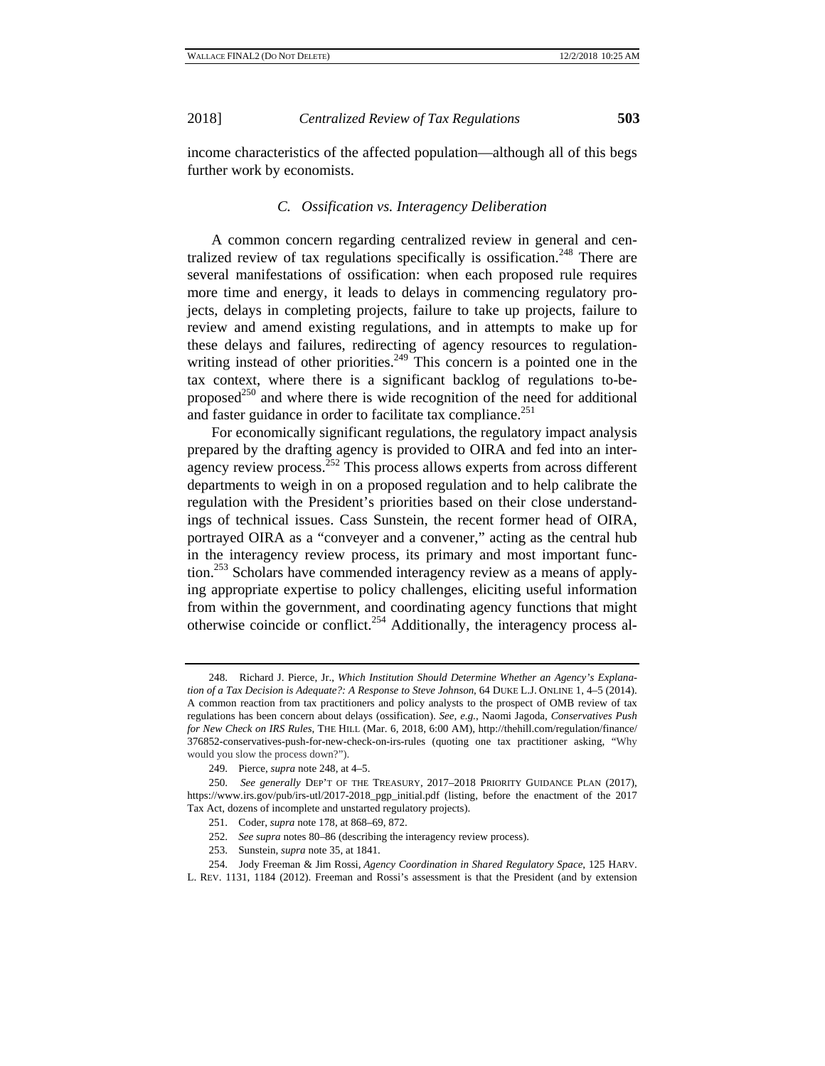income characteristics of the affected population—although all of this begs further work by economists.

### *C. Ossification vs. Interagency Deliberation*

A common concern regarding centralized review in general and centralized review of tax regulations specifically is ossification.[248] There are several manifestations of ossification: when each proposed rule requires more time and energy, it leads to delays in commencing regulatory projects, delays in completing projects, failure to take up projects, failure to review and amend existing regulations, and in attempts to make up for these delays and failures, redirecting of agency resources to regulation-writing instead of other priorities.[249] This concern is a pointed one in the tax context, where there is a significant backlog of regulations to-be-proposed[250] and where there is wide recognition of the need for additional and faster guidance in order to facilitate tax compliance.[251]

For economically significant regulations, the regulatory impact analysis prepared by the drafting agency is provided to OIRA and fed into an interagency review process.[252] This process allows experts from across different departments to weigh in on a proposed regulation and to help calibrate the regulation with the President's priorities based on their close understandings of technical issues. Cass Sunstein, the recent former head of OIRA, portrayed OIRA as a "conveyer and a convener," acting as the central hub in the interagency review process, its primary and most important function.[253] Scholars have commended interagency review as a means of applying appropriate expertise to policy challenges, eliciting useful information from within the government, and coordinating agency functions that might otherwise coincide or conflict.[254] Additionally, the interagency process al-

---

248. Richard J. Pierce, Jr., *Which Institution Should Determine Whether an Agency's Explanation of a Tax Decision is Adequate?: A Response to Steve Johnson*, 64 DUKE L.J. ONLINE 1, 4–5 (2014). A common reaction from tax practitioners and policy analysts to the prospect of OMB review of tax regulations has been concern about delays (ossification). *See, e.g.*, Naomi Jagoda, *Conservatives Push for New Check on IRS Rules*, THE HILL (Mar. 6, 2018, 6:00 AM), http://thehill.com/regulation/finance/376852-conservatives-push-for-new-check-on-irs-rules (quoting one tax practitioner asking, "Why would you slow the process down?").

249. Pierce, *supra* note 248, at 4–5.

250. *See generally* DEP'T OF THE TREASURY, 2017–2018 PRIORITY GUIDANCE PLAN (2017), https://www.irs.gov/pub/irs-utl/2017-2018_pgp_initial.pdf (listing, before the enactment of the 2017 Tax Act, dozens of incomplete and unstarted regulatory projects).

251. Coder, *supra* note 178, at 868–69, 872.

252. *See supra* notes 80–86 (describing the interagency review process).

253. Sunstein, *supra* note 35, at 1841.

254. Jody Freeman & Jim Rossi, *Agency Coordination in Shared Regulatory Space*, 125 HARV. L. REV. 1131, 1184 (2012). Freeman and Rossi's assessment is that the President (and by extension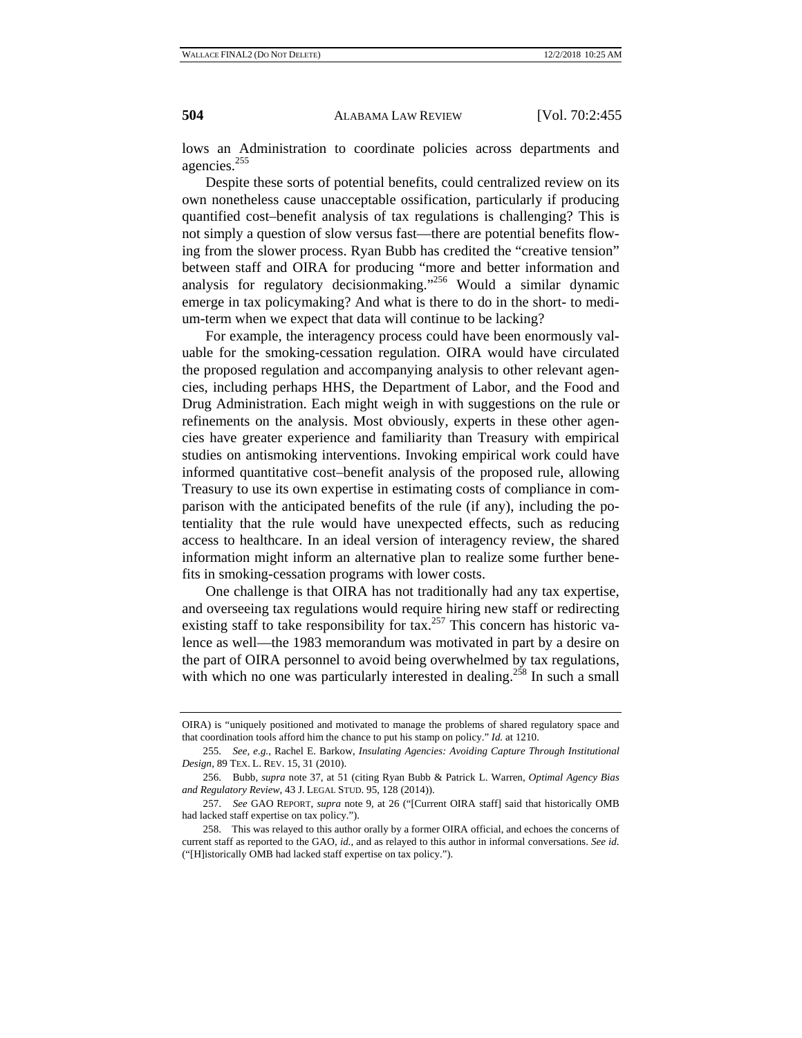lows an Administration to coordinate policies across departments and agencies.[255]

Despite these sorts of potential benefits, could centralized review on its own nonetheless cause unacceptable ossification, particularly if producing quantified cost–benefit analysis of tax regulations is challenging? This is not simply a question of slow versus fast—there are potential benefits flowing from the slower process. Ryan Bubb has credited the "creative tension" between staff and OIRA for producing "more and better information and analysis for regulatory decisionmaking."[256] Would a similar dynamic emerge in tax policymaking? And what is there to do in the short- to medium-term when we expect that data will continue to be lacking?

For example, the interagency process could have been enormously valuable for the smoking-cessation regulation. OIRA would have circulated the proposed regulation and accompanying analysis to other relevant agencies, including perhaps HHS, the Department of Labor, and the Food and Drug Administration. Each might weigh in with suggestions on the rule or refinements on the analysis. Most obviously, experts in these other agencies have greater experience and familiarity than Treasury with empirical studies on antismoking interventions. Invoking empirical work could have informed quantitative cost–benefit analysis of the proposed rule, allowing Treasury to use its own expertise in estimating costs of compliance in comparison with the anticipated benefits of the rule (if any), including the potentiality that the rule would have unexpected effects, such as reducing access to healthcare. In an ideal version of interagency review, the shared information might inform an alternative plan to realize some further benefits in smoking-cessation programs with lower costs.

One challenge is that OIRA has not traditionally had any tax expertise, and overseeing tax regulations would require hiring new staff or redirecting existing staff to take responsibility for tax.[257] This concern has historic valence as well—the 1983 memorandum was motivated in part by a desire on the part of OIRA personnel to avoid being overwhelmed by tax regulations, with which no one was particularly interested in dealing.[258] In such a small

---

OIRA) is "uniquely positioned and motivated to manage the problems of shared regulatory space and that coordination tools afford him the chance to put his stamp on policy." *Id.* at 1210.

255. *See, e.g.*, Rachel E. Barkow, *Insulating Agencies: Avoiding Capture Through Institutional Design*, 89 TEX. L. REV. 15, 31 (2010).

256. Bubb, *supra* note 37, at 51 (citing Ryan Bubb & Patrick L. Warren, *Optimal Agency Bias and Regulatory Review*, 43 J. LEGAL STUD. 95, 128 (2014)).

257. *See* GAO REPORT, *supra* note 9, at 26 ("[Current OIRA staff] said that historically OMB had lacked staff expertise on tax policy.").

258. This was relayed to this author orally by a former OIRA official, and echoes the concerns of current staff as reported to the GAO, *id.*, and as relayed to this author in informal conversations. *See id.* ("[H]istorically OMB had lacked staff expertise on tax policy.").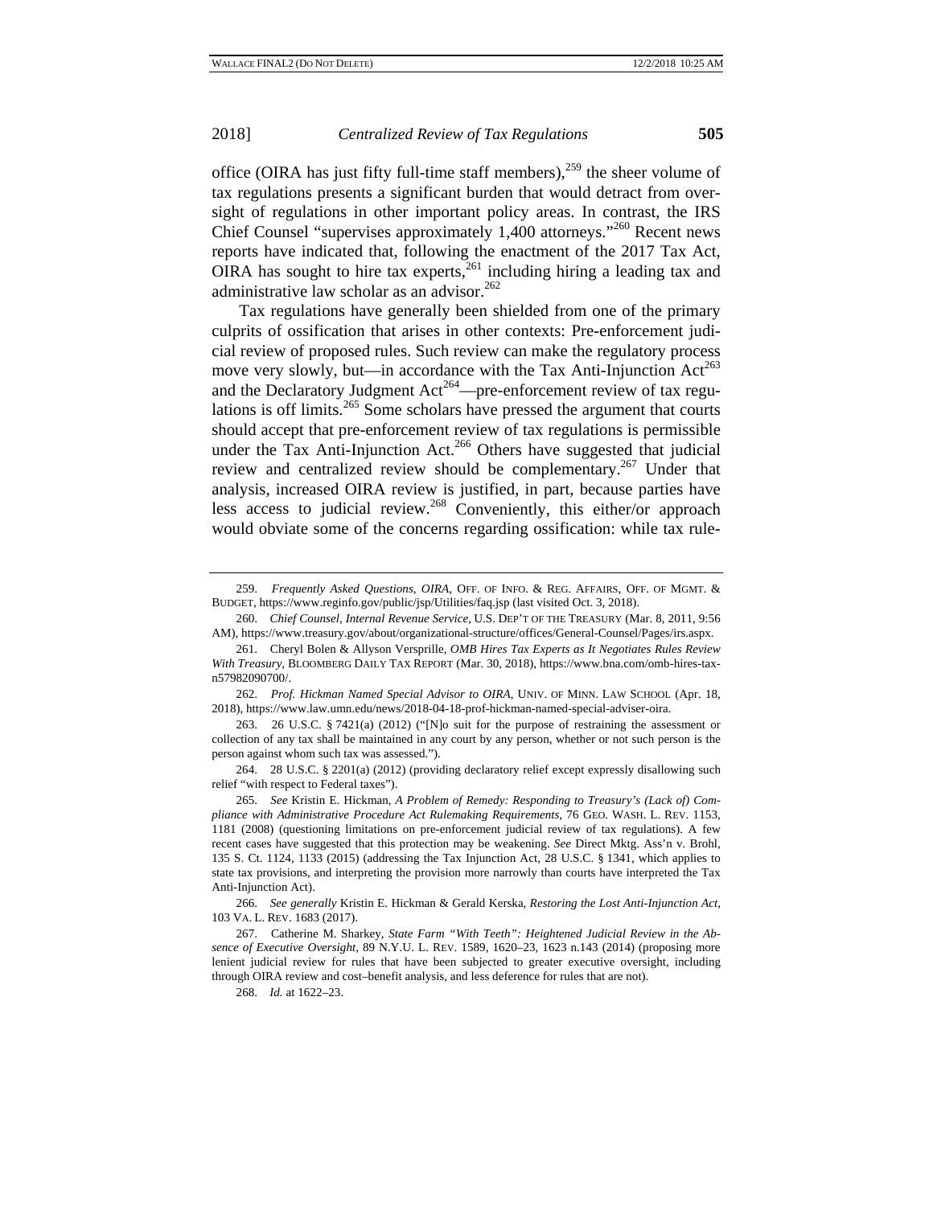office (OIRA has just fifty full-time staff members),[259] the sheer volume of tax regulations presents a significant burden that would detract from oversight of regulations in other important policy areas. In contrast, the IRS Chief Counsel "supervises approximately 1,400 attorneys."[260] Recent news reports have indicated that, following the enactment of the 2017 Tax Act, OIRA has sought to hire tax experts,[261] including hiring a leading tax and administrative law scholar as an advisor.[262]

Tax regulations have generally been shielded from one of the primary culprits of ossification that arises in other contexts: Pre-enforcement judicial review of proposed rules. Such review can make the regulatory process move very slowly, but—in accordance with the Tax Anti-Injunction Act[263] and the Declaratory Judgment Act[264]—pre-enforcement review of tax regulations is off limits.[265] Some scholars have pressed the argument that courts should accept that pre-enforcement review of tax regulations is permissible under the Tax Anti-Injunction Act.[266] Others have suggested that judicial review and centralized review should be complementary.[267] Under that analysis, increased OIRA review is justified, in part, because parties have less access to judicial review.[268] Conveniently, this either/or approach would obviate some of the concerns regarding ossification: while tax rule-

---

259. *Frequently Asked Questions, OIRA*, OFF. OF INFO. & REG. AFFAIRS, OFF. OF MGMT. & BUDGET, https://www.reginfo.gov/public/jsp/Utilities/faq.jsp (last visited Oct. 3, 2018).

260. *Chief Counsel, Internal Revenue Service*, U.S. DEP'T OF THE TREASURY (Mar. 8, 2011, 9:56 AM), https://www.treasury.gov/about/organizational-structure/offices/General-Counsel/Pages/irs.aspx.

261. Cheryl Bolen & Allyson Versprille, *OMB Hires Tax Experts as It Negotiates Rules Review With Treasury*, BLOOMBERG DAILY TAX REPORT (Mar. 30, 2018), https://www.bna.com/omb-hires-tax-n57982090700/.

262. *Prof. Hickman Named Special Advisor to OIRA*, UNIV. OF MINN. LAW SCHOOL (Apr. 18, 2018), https://www.law.umn.edu/news/2018-04-18-prof-hickman-named-special-adviser-oira.

263. 26 U.S.C. § 7421(a) (2012) ("[N]o suit for the purpose of restraining the assessment or collection of any tax shall be maintained in any court by any person, whether or not such person is the person against whom such tax was assessed.").

264. 28 U.S.C. § 2201(a) (2012) (providing declaratory relief except expressly disallowing such relief "with respect to Federal taxes").

265. *See* Kristin E. Hickman, *A Problem of Remedy: Responding to Treasury's (Lack of) Compliance with Administrative Procedure Act Rulemaking Requirements*, 76 GEO. WASH. L. REV. 1153, 1181 (2008) (questioning limitations on pre-enforcement judicial review of tax regulations). A few recent cases have suggested that this protection may be weakening. *See* Direct Mktg. Ass'n v. Brohl, 135 S. Ct. 1124, 1133 (2015) (addressing the Tax Injunction Act, 28 U.S.C. § 1341, which applies to state tax provisions, and interpreting the provision more narrowly than courts have interpreted the Tax Anti-Injunction Act).

266. *See generally* Kristin E. Hickman & Gerald Kerska, *Restoring the Lost Anti-Injunction Act*, 103 VA. L. REV. 1683 (2017).

267. Catherine M. Sharkey, *State Farm "With Teeth": Heightened Judicial Review in the Absence of Executive Oversight*, 89 N.Y.U. L. REV. 1589, 1620–23, 1623 n.143 (2014) (proposing more lenient judicial review for rules that have been subjected to greater executive oversight, including through OIRA review and cost–benefit analysis, and less deference for rules that are not).

268. *Id.* at 1622–23.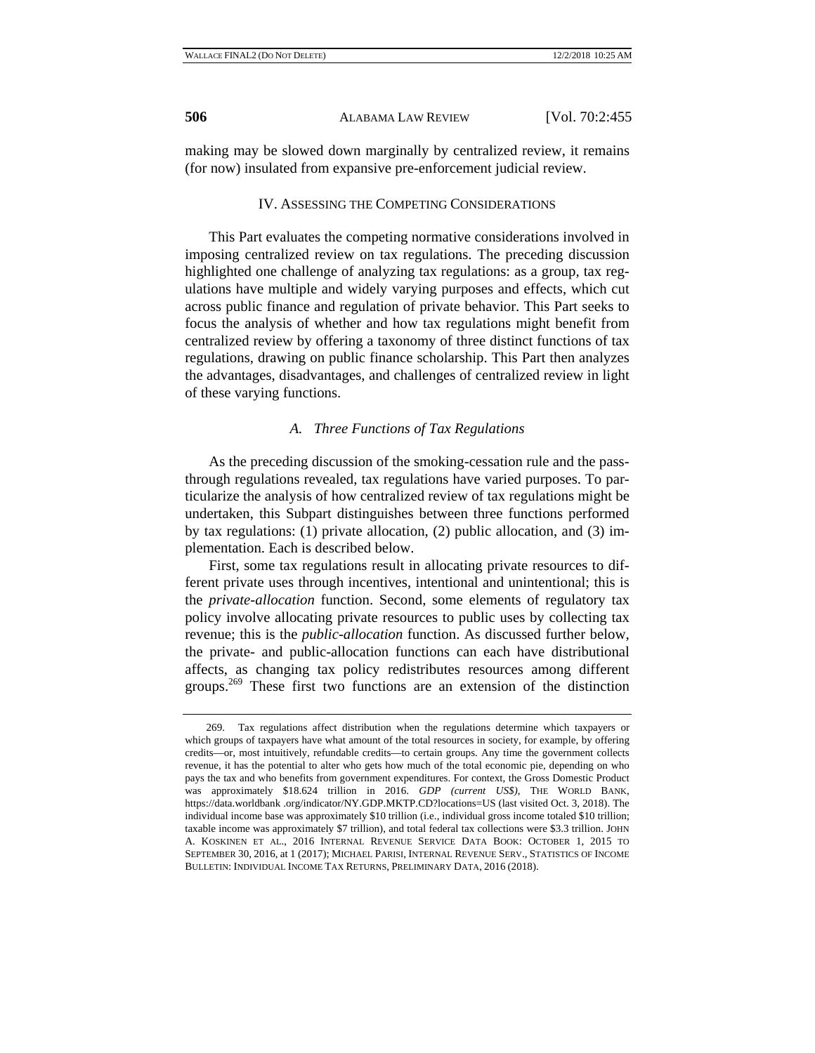making may be slowed down marginally by centralized review, it remains (for now) insulated from expansive pre-enforcement judicial review.

## IV. ASSESSING THE COMPETING CONSIDERATIONS

This Part evaluates the competing normative considerations involved in imposing centralized review on tax regulations. The preceding discussion highlighted one challenge of analyzing tax regulations: as a group, tax regulations have multiple and widely varying purposes and effects, which cut across public finance and regulation of private behavior. This Part seeks to focus the analysis of whether and how tax regulations might benefit from centralized review by offering a taxonomy of three distinct functions of tax regulations, drawing on public finance scholarship. This Part then analyzes the advantages, disadvantages, and challenges of centralized review in light of these varying functions.

### *A. Three Functions of Tax Regulations*

As the preceding discussion of the smoking-cessation rule and the pass-through regulations revealed, tax regulations have varied purposes. To particularize the analysis of how centralized review of tax regulations might be undertaken, this Subpart distinguishes between three functions performed by tax regulations: (1) private allocation, (2) public allocation, and (3) implementation. Each is described below.

First, some tax regulations result in allocating private resources to different private uses through incentives, intentional and unintentional; this is the *private-allocation* function. Second, some elements of regulatory tax policy involve allocating private resources to public uses by collecting tax revenue; this is the *public-allocation* function. As discussed further below, the private- and public-allocation functions can each have distributional affects, as changing tax policy redistributes resources among different groups.[269] These first two functions are an extension of the distinction

---

269. Tax regulations affect distribution when the regulations determine which taxpayers or which groups of taxpayers have what amount of the total resources in society, for example, by offering credits—or, most intuitively, refundable credits—to certain groups. Any time the government collects revenue, it has the potential to alter who gets how much of the total economic pie, depending on who pays the tax and who benefits from government expenditures. For context, the Gross Domestic Product was approximately $18.624 trillion in 2016. *GDP (current US$)*, THE WORLD BANK, https://data.worldbank .org/indicator/NY.GDP.MKTP.CD?locations=US (last visited Oct. 3, 2018). The individual income base was approximately $10 trillion (i.e., individual gross income totaled $10 trillion; taxable income was approximately $7 trillion), and total federal tax collections were $3.3 trillion. JOHN A. KOSKINEN ET AL., 2016 INTERNAL REVENUE SERVICE DATA BOOK: OCTOBER 1, 2015 TO SEPTEMBER 30, 2016, at 1 (2017); MICHAEL PARISI, INTERNAL REVENUE SERV., STATISTICS OF INCOME BULLETIN: INDIVIDUAL INCOME TAX RETURNS, PRELIMINARY DATA, 2016 (2018).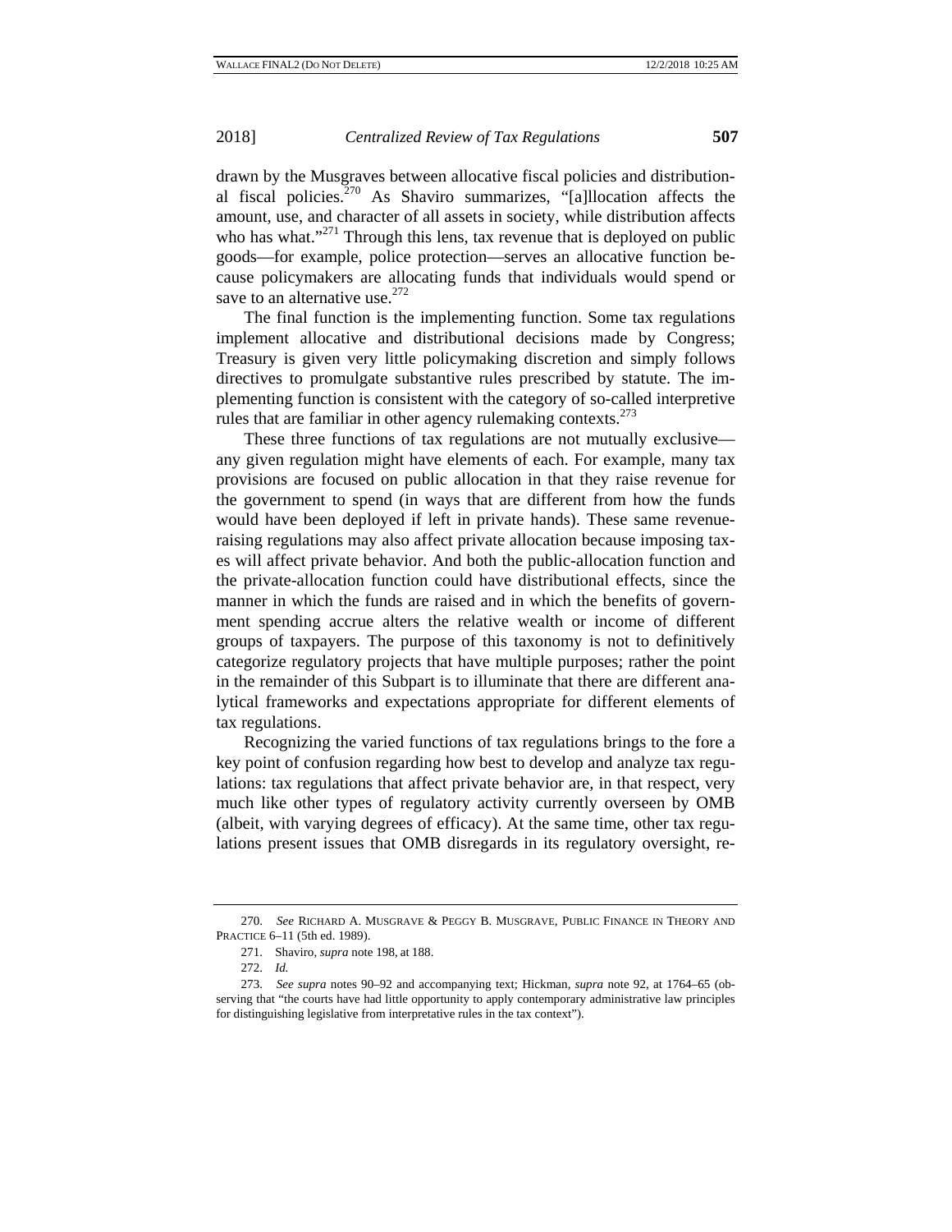drawn by the Musgraves between allocative fiscal policies and distributional fiscal policies.[270] As Shaviro summarizes, "[a]llocation affects the amount, use, and character of all assets in society, while distribution affects who has what."[271] Through this lens, tax revenue that is deployed on public goods—for example, police protection—serves an allocative function because policymakers are allocating funds that individuals would spend or save to an alternative use.[272]

The final function is the implementing function. Some tax regulations implement allocative and distributional decisions made by Congress; Treasury is given very little policymaking discretion and simply follows directives to promulgate substantive rules prescribed by statute. The implementing function is consistent with the category of so-called interpretive rules that are familiar in other agency rulemaking contexts.[273]

These three functions of tax regulations are not mutually exclusive—any given regulation might have elements of each. For example, many tax provisions are focused on public allocation in that they raise revenue for the government to spend (in ways that are different from how the funds would have been deployed if left in private hands). These same revenue-raising regulations may also affect private allocation because imposing taxes will affect private behavior. And both the public-allocation function and the private-allocation function could have distributional effects, since the manner in which the funds are raised and in which the benefits of government spending accrue alters the relative wealth or income of different groups of taxpayers. The purpose of this taxonomy is not to definitively categorize regulatory projects that have multiple purposes; rather the point in the remainder of this Subpart is to illuminate that there are different analytical frameworks and expectations appropriate for different elements of tax regulations.

Recognizing the varied functions of tax regulations brings to the fore a key point of confusion regarding how best to develop and analyze tax regulations: tax regulations that affect private behavior are, in that respect, very much like other types of regulatory activity currently overseen by OMB (albeit, with varying degrees of efficacy). At the same time, other tax regulations present issues that OMB disregards in its regulatory oversight, re-

---

270. *See* RICHARD A. MUSGRAVE & PEGGY B. MUSGRAVE, PUBLIC FINANCE IN THEORY AND PRACTICE 6–11 (5th ed. 1989).

271. Shaviro, *supra* note 198, at 188.

272. *Id.*

273. *See supra* notes 90–92 and accompanying text; Hickman, *supra* note 92, at 1764–65 (observing that "the courts have had little opportunity to apply contemporary administrative law principles for distinguishing legislative from interpretative rules in the tax context").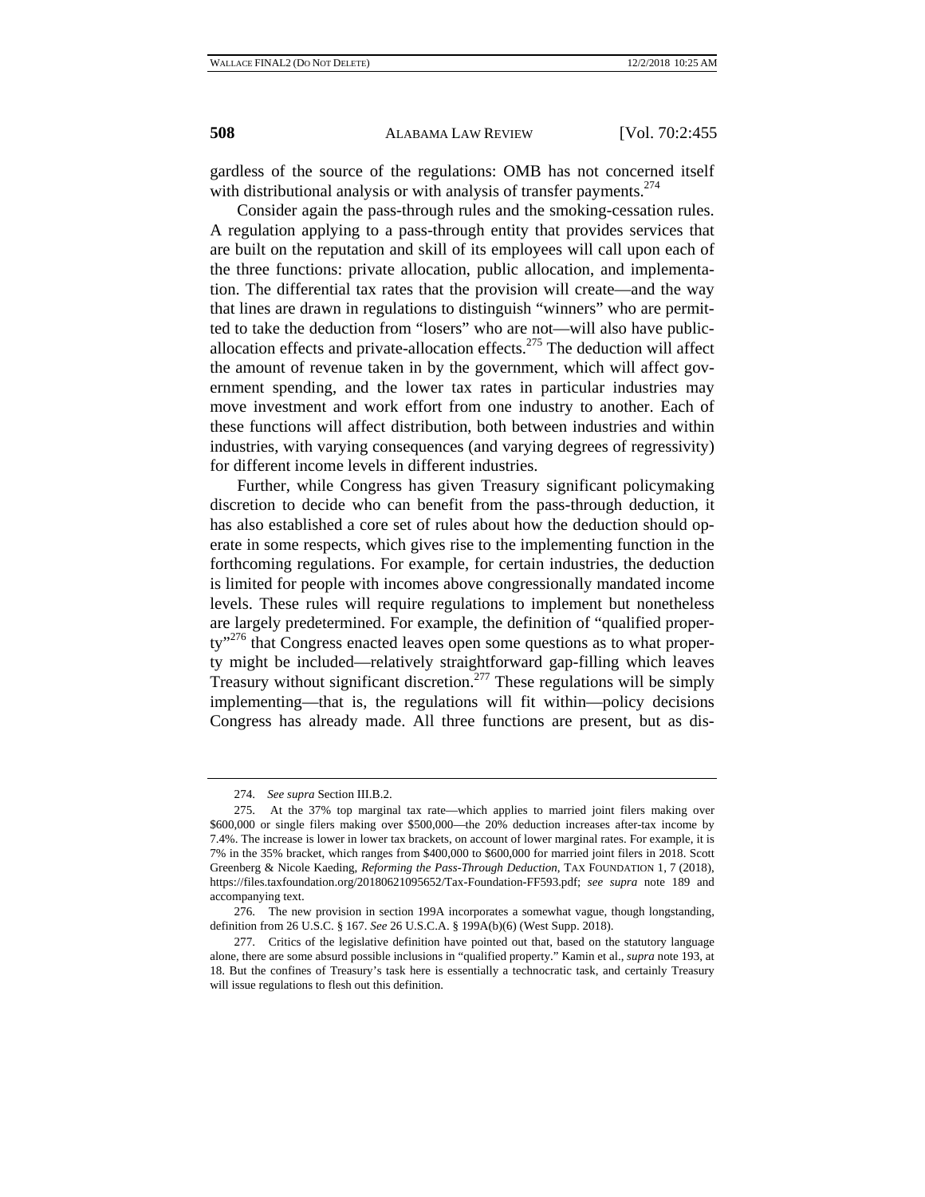gardless of the source of the regulations: OMB has not concerned itself with distributional analysis or with analysis of transfer payments.[274]

Consider again the pass-through rules and the smoking-cessation rules. A regulation applying to a pass-through entity that provides services that are built on the reputation and skill of its employees will call upon each of the three functions: private allocation, public allocation, and implementation. The differential tax rates that the provision will create—and the way that lines are drawn in regulations to distinguish "winners" who are permitted to take the deduction from "losers" who are not—will also have public-allocation effects and private-allocation effects.[275] The deduction will affect the amount of revenue taken in by the government, which will affect government spending, and the lower tax rates in particular industries may move investment and work effort from one industry to another. Each of these functions will affect distribution, both between industries and within industries, with varying consequences (and varying degrees of regressivity) for different income levels in different industries.

Further, while Congress has given Treasury significant policymaking discretion to decide who can benefit from the pass-through deduction, it has also established a core set of rules about how the deduction should operate in some respects, which gives rise to the implementing function in the forthcoming regulations. For example, for certain industries, the deduction is limited for people with incomes above congressionally mandated income levels. These rules will require regulations to implement but nonetheless are largely predetermined. For example, the definition of "qualified property"[276] that Congress enacted leaves open some questions as to what property might be included—relatively straightforward gap-filling which leaves Treasury without significant discretion.[277] These regulations will be simply implementing—that is, the regulations will fit within—policy decisions Congress has already made. All three functions are present, but as dis-

---

274. *See supra* Section III.B.2.

275. At the 37% top marginal tax rate—which applies to married joint filers making over $600,000 or single filers making over $500,000—the 20% deduction increases after-tax income by 7.4%. The increase is lower in lower tax brackets, on account of lower marginal rates. For example, it is 7% in the 35% bracket, which ranges from $400,000 to $600,000 for married joint filers in 2018. Scott Greenberg & Nicole Kaeding, *Reforming the Pass-Through Deduction*, TAX FOUNDATION 1, 7 (2018), https://files.taxfoundation.org/20180621095652/Tax-Foundation-FF593.pdf; *see supra* note 189 and accompanying text.

276. The new provision in section 199A incorporates a somewhat vague, though longstanding, definition from 26 U.S.C. § 167. *See* 26 U.S.C.A. § 199A(b)(6) (West Supp. 2018).

277. Critics of the legislative definition have pointed out that, based on the statutory language alone, there are some absurd possible inclusions in "qualified property." Kamin et al., *supra* note 193, at 18. But the confines of Treasury's task here is essentially a technocratic task, and certainly Treasury will issue regulations to flesh out this definition.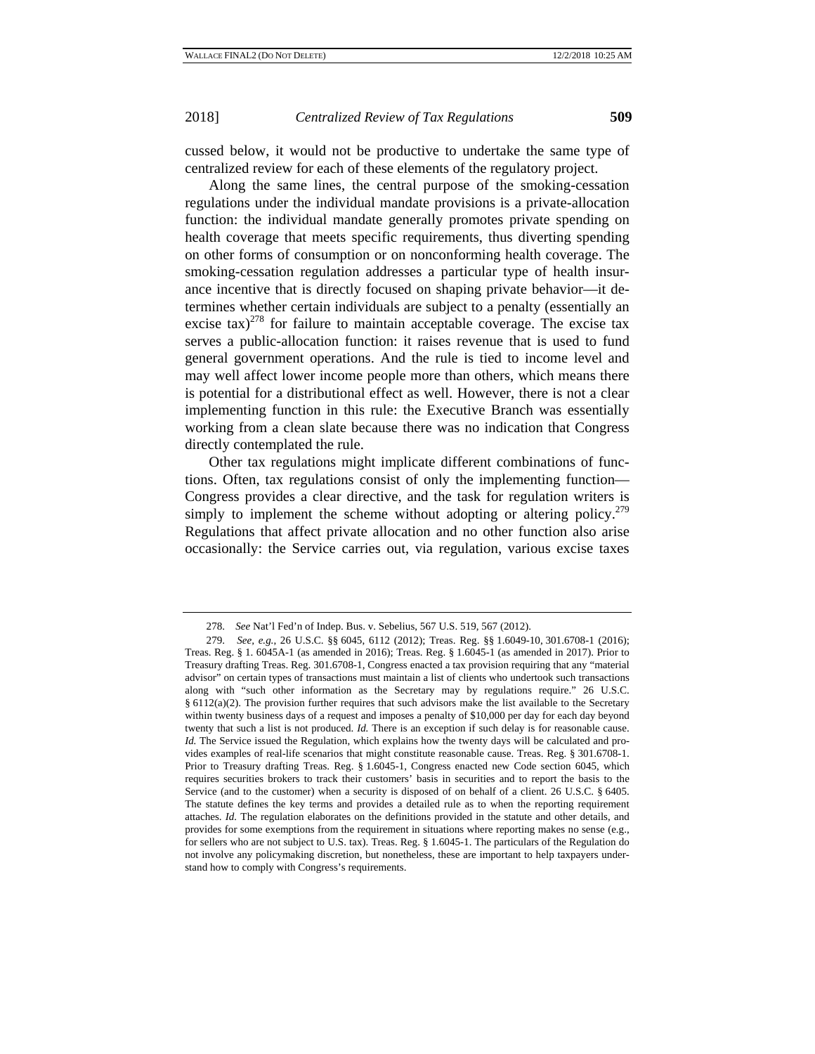cussed below, it would not be productive to undertake the same type of centralized review for each of these elements of the regulatory project.

Along the same lines, the central purpose of the smoking-cessation regulations under the individual mandate provisions is a private-allocation function: the individual mandate generally promotes private spending on health coverage that meets specific requirements, thus diverting spending on other forms of consumption or on nonconforming health coverage. The smoking-cessation regulation addresses a particular type of health insurance incentive that is directly focused on shaping private behavior—it determines whether certain individuals are subject to a penalty (essentially an excise tax)[278] for failure to maintain acceptable coverage. The excise tax serves a public-allocation function: it raises revenue that is used to fund general government operations. And the rule is tied to income level and may well affect lower income people more than others, which means there is potential for a distributional effect as well. However, there is not a clear implementing function in this rule: the Executive Branch was essentially working from a clean slate because there was no indication that Congress directly contemplated the rule.

Other tax regulations might implicate different combinations of functions. Often, tax regulations consist of only the implementing function—Congress provides a clear directive, and the task for regulation writers is simply to implement the scheme without adopting or altering policy.[279] Regulations that affect private allocation and no other function also arise occasionally: the Service carries out, via regulation, various excise taxes

---

278. *See* Nat'l Fed'n of Indep. Bus. v. Sebelius, 567 U.S. 519, 567 (2012).

279. *See, e.g.*, 26 U.S.C. §§ 6045, 6112 (2012); Treas. Reg. §§ 1.6049-10, 301.6708-1 (2016); Treas. Reg. § 1. 6045A-1 (as amended in 2016); Treas. Reg. § 1.6045-1 (as amended in 2017). Prior to Treasury drafting Treas. Reg. 301.6708-1, Congress enacted a tax provision requiring that any "material advisor" on certain types of transactions must maintain a list of clients who undertook such transactions along with "such other information as the Secretary may by regulations require." 26 U.S.C. § 6112(a)(2). The provision further requires that such advisors make the list available to the Secretary within twenty business days of a request and imposes a penalty of $10,000 per day for each day beyond twenty that such a list is not produced. *Id.* There is an exception if such delay is for reasonable cause. *Id.* The Service issued the Regulation, which explains how the twenty days will be calculated and provides examples of real-life scenarios that might constitute reasonable cause. Treas. Reg. § 301.6708-1. Prior to Treasury drafting Treas. Reg. § 1.6045-1, Congress enacted new Code section 6045, which requires securities brokers to track their customers' basis in securities and to report the basis to the Service (and to the customer) when a security is disposed of on behalf of a client. 26 U.S.C. § 6405. The statute defines the key terms and provides a detailed rule as to when the reporting requirement attaches. *Id.* The regulation elaborates on the definitions provided in the statute and other details, and provides for some exemptions from the requirement in situations where reporting makes no sense (e.g., for sellers who are not subject to U.S. tax). Treas. Reg. § 1.6045-1. The particulars of the Regulation do not involve any policymaking discretion, but nonetheless, these are important to help taxpayers understand how to comply with Congress's requirements.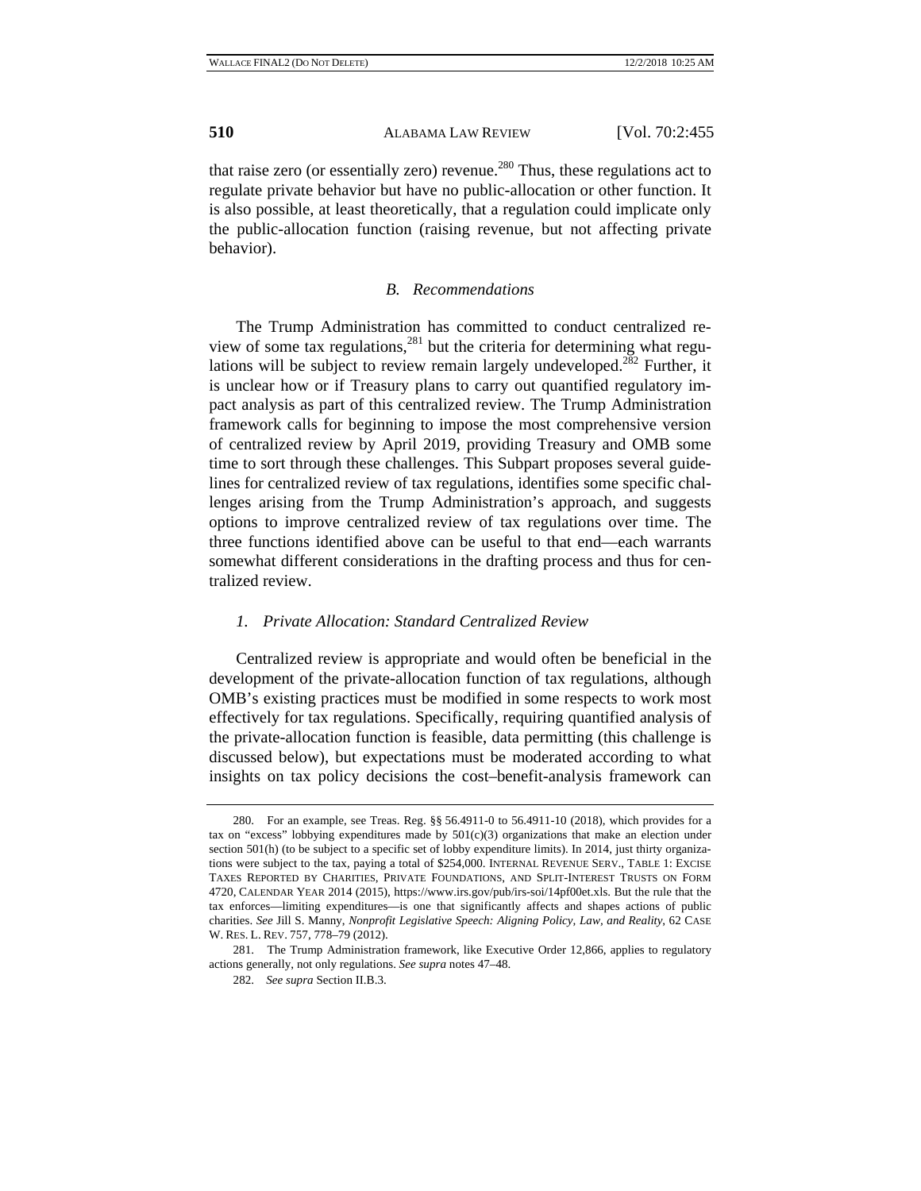that raise zero (or essentially zero) revenue.[280] Thus, these regulations act to regulate private behavior but have no public-allocation or other function. It is also possible, at least theoretically, that a regulation could implicate only the public-allocation function (raising revenue, but not affecting private behavior).

### *B. Recommendations*

The Trump Administration has committed to conduct centralized review of some tax regulations,[281] but the criteria for determining what regulations will be subject to review remain largely undeveloped.[282] Further, it is unclear how or if Treasury plans to carry out quantified regulatory impact analysis as part of this centralized review. The Trump Administration framework calls for beginning to impose the most comprehensive version of centralized review by April 2019, providing Treasury and OMB some time to sort through these challenges. This Subpart proposes several guidelines for centralized review of tax regulations, identifies some specific challenges arising from the Trump Administration's approach, and suggests options to improve centralized review of tax regulations over time. The three functions identified above can be useful to that end—each warrants somewhat different considerations in the drafting process and thus for centralized review.

#### *1. Private Allocation: Standard Centralized Review*

Centralized review is appropriate and would often be beneficial in the development of the private-allocation function of tax regulations, although OMB's existing practices must be modified in some respects to work most effectively for tax regulations. Specifically, requiring quantified analysis of the private-allocation function is feasible, data permitting (this challenge is discussed below), but expectations must be moderated according to what insights on tax policy decisions the cost–benefit-analysis framework can

---

280. For an example, see Treas. Reg. §§ 56.4911-0 to 56.4911-10 (2018), which provides for a tax on "excess" lobbying expenditures made by 501(c)(3) organizations that make an election under section 501(h) (to be subject to a specific set of lobby expenditure limits). In 2014, just thirty organizations were subject to the tax, paying a total of $254,000. INTERNAL REVENUE SERV., TABLE 1: EXCISE TAXES REPORTED BY CHARITIES, PRIVATE FOUNDATIONS, AND SPLIT-INTEREST TRUSTS ON FORM 4720, CALENDAR YEAR 2014 (2015), https://www.irs.gov/pub/irs-soi/14pf00et.xls. But the rule that the tax enforces—limiting expenditures—is one that significantly affects and shapes actions of public charities. *See* Jill S. Manny, *Nonprofit Legislative Speech: Aligning Policy, Law, and Reality*, 62 CASE W. RES. L. REV. 757, 778–79 (2012).

281. The Trump Administration framework, like Executive Order 12,866, applies to regulatory actions generally, not only regulations. *See supra* notes 47–48.

282. *See supra* Section II.B.3.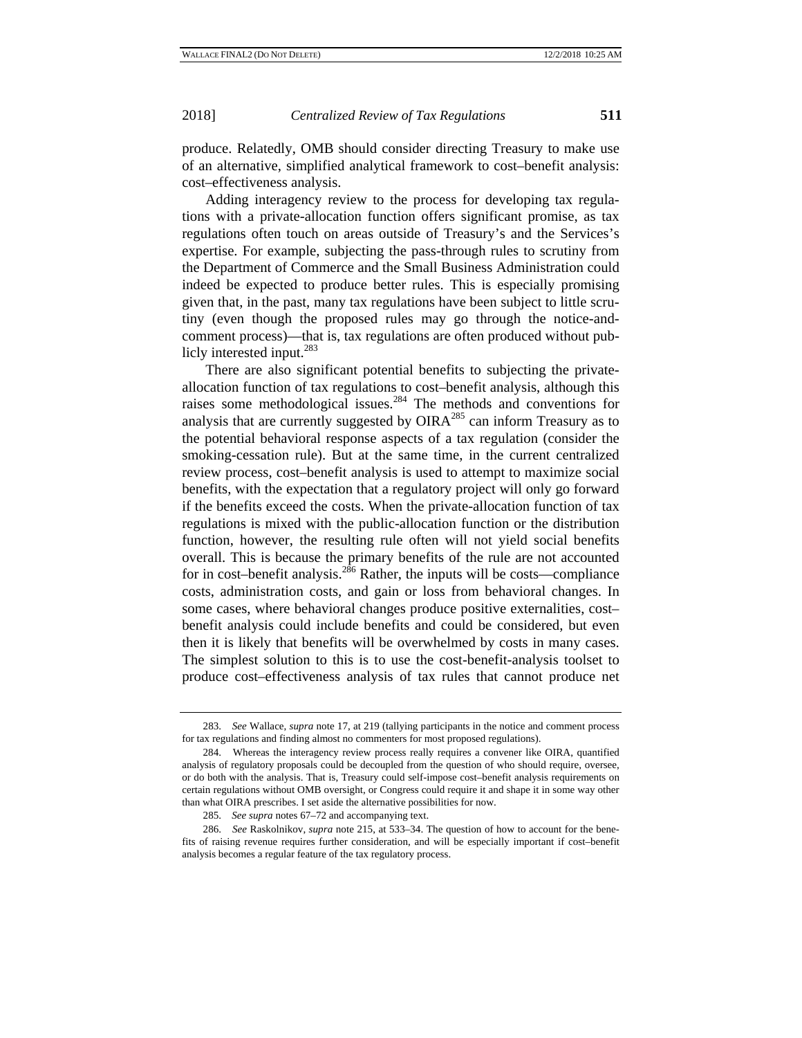produce. Relatedly, OMB should consider directing Treasury to make use of an alternative, simplified analytical framework to cost–benefit analysis: cost–effectiveness analysis.

Adding interagency review to the process for developing tax regulations with a private-allocation function offers significant promise, as tax regulations often touch on areas outside of Treasury's and the Services's expertise. For example, subjecting the pass-through rules to scrutiny from the Department of Commerce and the Small Business Administration could indeed be expected to produce better rules. This is especially promising given that, in the past, many tax regulations have been subject to little scrutiny (even though the proposed rules may go through the notice-and-comment process)—that is, tax regulations are often produced without publicly interested input.[283]

There are also significant potential benefits to subjecting the private-allocation function of tax regulations to cost–benefit analysis, although this raises some methodological issues.[284] The methods and conventions for analysis that are currently suggested by OIRA[285] can inform Treasury as to the potential behavioral response aspects of a tax regulation (consider the smoking-cessation rule). But at the same time, in the current centralized review process, cost–benefit analysis is used to attempt to maximize social benefits, with the expectation that a regulatory project will only go forward if the benefits exceed the costs. When the private-allocation function of tax regulations is mixed with the public-allocation function or the distribution function, however, the resulting rule often will not yield social benefits overall. This is because the primary benefits of the rule are not accounted for in cost–benefit analysis.[286] Rather, the inputs will be costs—compliance costs, administration costs, and gain or loss from behavioral changes. In some cases, where behavioral changes produce positive externalities, cost–benefit analysis could include benefits and could be considered, but even then it is likely that benefits will be overwhelmed by costs in many cases. The simplest solution to this is to use the cost-benefit-analysis toolset to produce cost–effectiveness analysis of tax rules that cannot produce net

---

283. *See* Wallace, *supra* note 17, at 219 (tallying participants in the notice and comment process for tax regulations and finding almost no commenters for most proposed regulations).

284. Whereas the interagency review process really requires a convener like OIRA, quantified analysis of regulatory proposals could be decoupled from the question of who should require, oversee, or do both with the analysis. That is, Treasury could self-impose cost–benefit analysis requirements on certain regulations without OMB oversight, or Congress could require it and shape it in some way other than what OIRA prescribes. I set aside the alternative possibilities for now.

285. *See supra* notes 67–72 and accompanying text.

286. *See* Raskolnikov, *supra* note 215, at 533–34. The question of how to account for the benefits of raising revenue requires further consideration, and will be especially important if cost–benefit analysis becomes a regular feature of the tax regulatory process.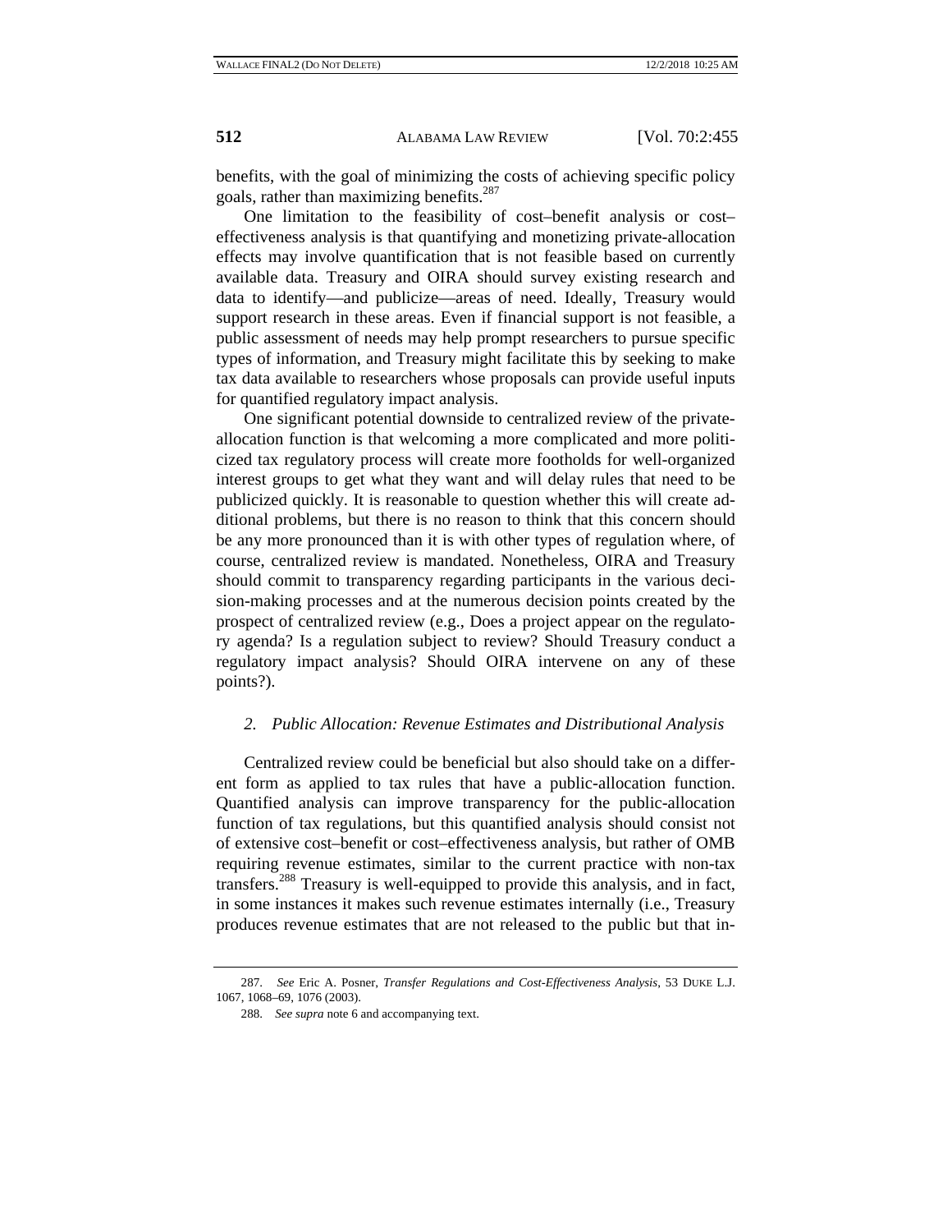benefits, with the goal of minimizing the costs of achieving specific policy goals, rather than maximizing benefits.[287]

One limitation to the feasibility of cost–benefit analysis or cost–effectiveness analysis is that quantifying and monetizing private-allocation effects may involve quantification that is not feasible based on currently available data. Treasury and OIRA should survey existing research and data to identify—and publicize—areas of need. Ideally, Treasury would support research in these areas. Even if financial support is not feasible, a public assessment of needs may help prompt researchers to pursue specific types of information, and Treasury might facilitate this by seeking to make tax data available to researchers whose proposals can provide useful inputs for quantified regulatory impact analysis.

One significant potential downside to centralized review of the private-allocation function is that welcoming a more complicated and more politicized tax regulatory process will create more footholds for well-organized interest groups to get what they want and will delay rules that need to be publicized quickly. It is reasonable to question whether this will create additional problems, but there is no reason to think that this concern should be any more pronounced than it is with other types of regulation where, of course, centralized review is mandated. Nonetheless, OIRA and Treasury should commit to transparency regarding participants in the various decision-making processes and at the numerous decision points created by the prospect of centralized review (e.g., Does a project appear on the regulatory agenda? Is a regulation subject to review? Should Treasury conduct a regulatory impact analysis? Should OIRA intervene on any of these points?).

### *2. Public Allocation: Revenue Estimates and Distributional Analysis*

Centralized review could be beneficial but also should take on a different form as applied to tax rules that have a public-allocation function. Quantified analysis can improve transparency for the public-allocation function of tax regulations, but this quantified analysis should consist not of extensive cost–benefit or cost–effectiveness analysis, but rather of OMB requiring revenue estimates, similar to the current practice with non-tax transfers.[288] Treasury is well-equipped to provide this analysis, and in fact, in some instances it makes such revenue estimates internally (i.e., Treasury produces revenue estimates that are not released to the public but that in-

---

287. *See* Eric A. Posner, *Transfer Regulations and Cost-Effectiveness Analysis*, 53 DUKE L.J. 1067, 1068–69, 1076 (2003).

288. *See supra* note 6 and accompanying text.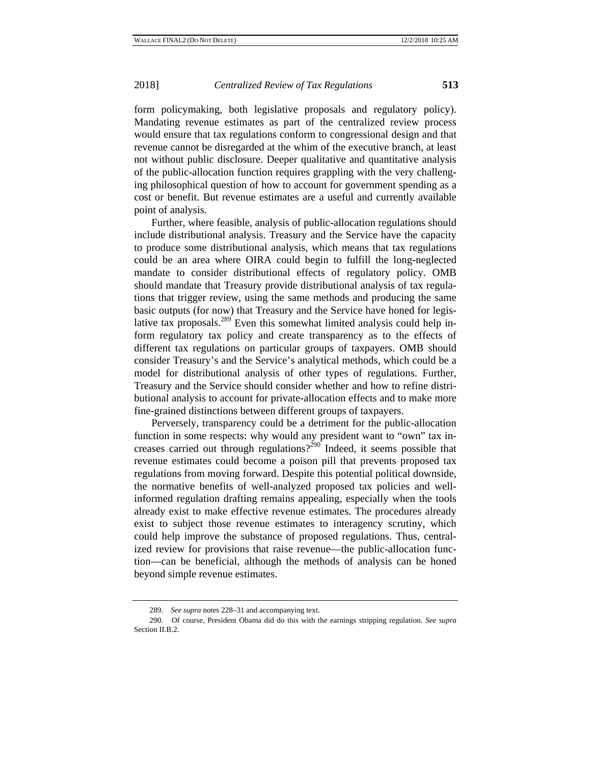form policymaking, both legislative proposals and regulatory policy). Mandating revenue estimates as part of the centralized review process would ensure that tax regulations conform to congressional design and that revenue cannot be disregarded at the whim of the executive branch, at least not without public disclosure. Deeper qualitative and quantitative analysis of the public-allocation function requires grappling with the very challenging philosophical question of how to account for government spending as a cost or benefit. But revenue estimates are a useful and currently available point of analysis.

Further, where feasible, analysis of public-allocation regulations should include distributional analysis. Treasury and the Service have the capacity to produce some distributional analysis, which means that tax regulations could be an area where OIRA could begin to fulfill the long-neglected mandate to consider distributional effects of regulatory policy. OMB should mandate that Treasury provide distributional analysis of tax regulations that trigger review, using the same methods and producing the same basic outputs (for now) that Treasury and the Service have honed for legislative tax proposals.[289] Even this somewhat limited analysis could help inform regulatory tax policy and create transparency as to the effects of different tax regulations on particular groups of taxpayers. OMB should consider Treasury's and the Service's analytical methods, which could be a model for distributional analysis of other types of regulations. Further, Treasury and the Service should consider whether and how to refine distributional analysis to account for private-allocation effects and to make more fine-grained distinctions between different groups of taxpayers.

Perversely, transparency could be a detriment for the public-allocation function in some respects: why would any president want to "own" tax increases carried out through regulations?[290] Indeed, it seems possible that revenue estimates could become a poison pill that prevents proposed tax regulations from moving forward. Despite this potential political downside, the normative benefits of well-analyzed proposed tax policies and well-informed regulation drafting remains appealing, especially when the tools already exist to make effective revenue estimates. The procedures already exist to subject those revenue estimates to interagency scrutiny, which could help improve the substance of proposed regulations. Thus, centralized review for provisions that raise revenue—the public-allocation function—can be beneficial, although the methods of analysis can be honed beyond simple revenue estimates.

---

289. *See supra* notes 228–31 and accompanying text.

290. Of course, President Obama did do this with the earnings stripping regulation. *See supra* Section II.B.2.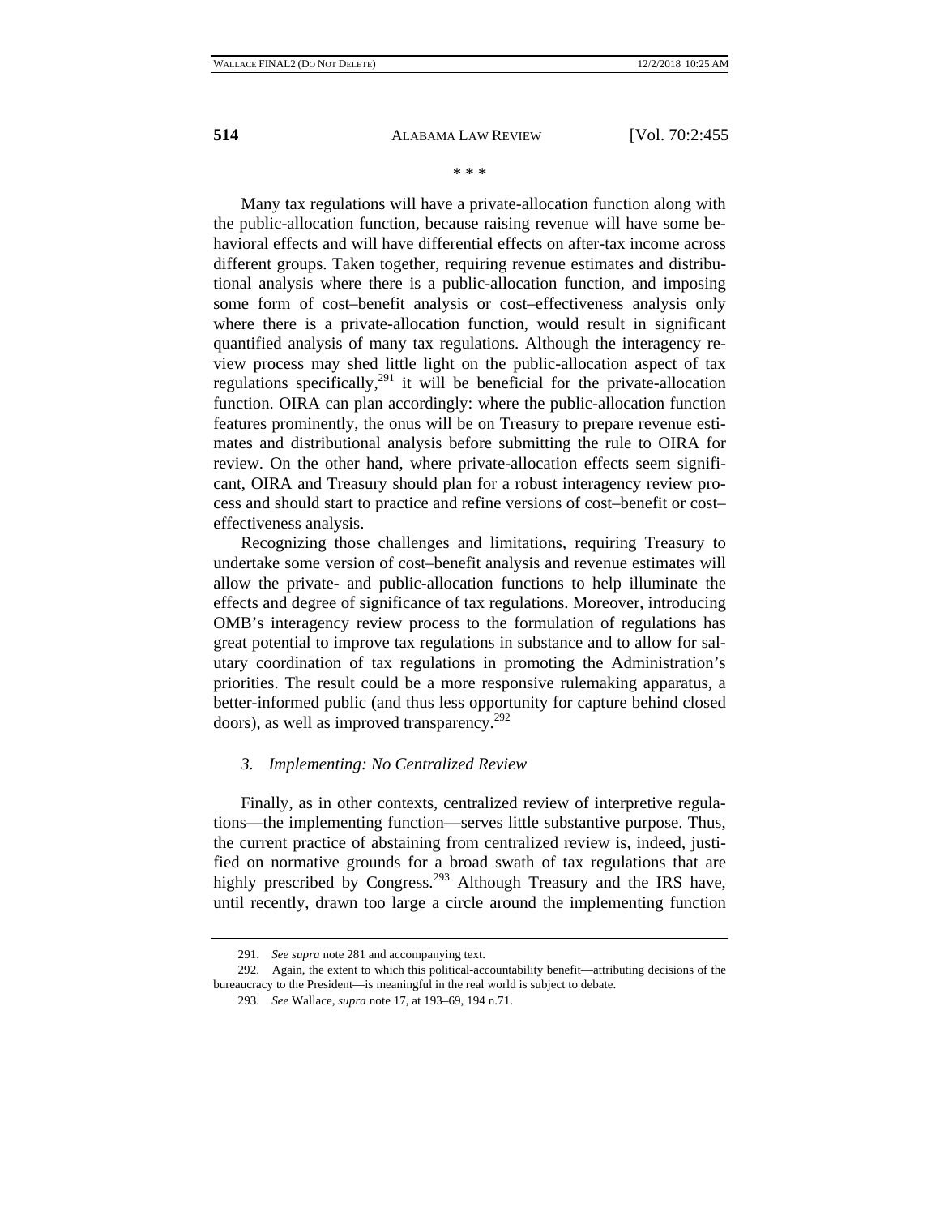\* \* \*

Many tax regulations will have a private-allocation function along with the public-allocation function, because raising revenue will have some behavioral effects and will have differential effects on after-tax income across different groups. Taken together, requiring revenue estimates and distributional analysis where there is a public-allocation function, and imposing some form of cost–benefit analysis or cost–effectiveness analysis only where there is a private-allocation function, would result in significant quantified analysis of many tax regulations. Although the interagency review process may shed little light on the public-allocation aspect of tax regulations specifically,[291] it will be beneficial for the private-allocation function. OIRA can plan accordingly: where the public-allocation function features prominently, the onus will be on Treasury to prepare revenue estimates and distributional analysis before submitting the rule to OIRA for review. On the other hand, where private-allocation effects seem significant, OIRA and Treasury should plan for a robust interagency review process and should start to practice and refine versions of cost–benefit or cost–effectiveness analysis.

Recognizing those challenges and limitations, requiring Treasury to undertake some version of cost–benefit analysis and revenue estimates will allow the private- and public-allocation functions to help illuminate the effects and degree of significance of tax regulations. Moreover, introducing OMB's interagency review process to the formulation of regulations has great potential to improve tax regulations in substance and to allow for salutary coordination of tax regulations in promoting the Administration's priorities. The result could be a more responsive rulemaking apparatus, a better-informed public (and thus less opportunity for capture behind closed doors), as well as improved transparency.[292]

### *3. Implementing: No Centralized Review*

Finally, as in other contexts, centralized review of interpretive regulations—the implementing function—serves little substantive purpose. Thus, the current practice of abstaining from centralized review is, indeed, justified on normative grounds for a broad swath of tax regulations that are highly prescribed by Congress.[293] Although Treasury and the IRS have, until recently, drawn too large a circle around the implementing function

---

291. *See supra* note 281 and accompanying text.

292. Again, the extent to which this political-accountability benefit—attributing decisions of the bureaucracy to the President—is meaningful in the real world is subject to debate.

293. *See* Wallace, *supra* note 17, at 193–69, 194 n.71.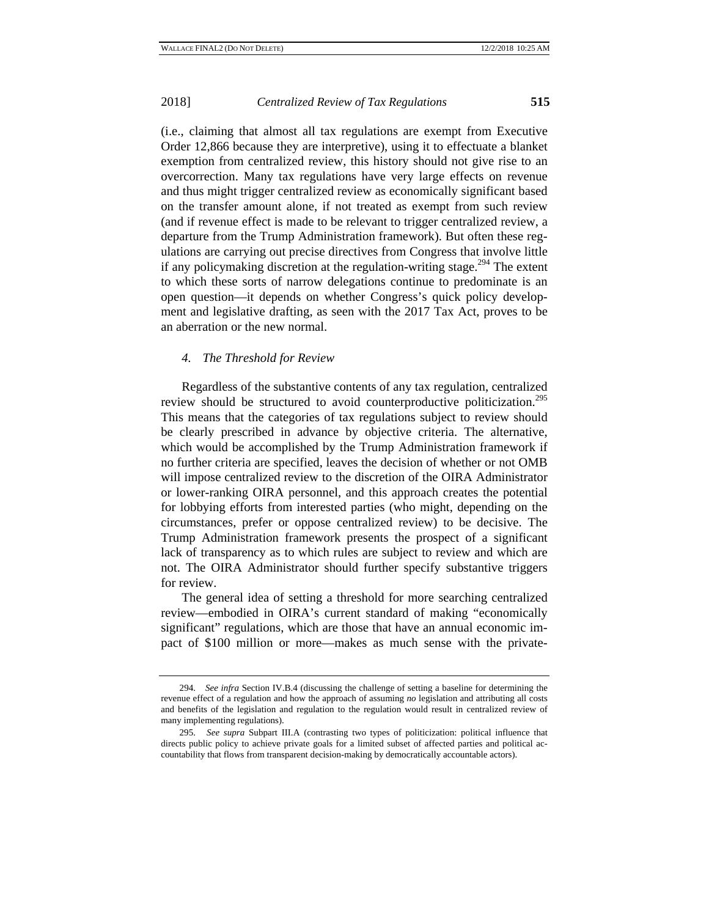(i.e., claiming that almost all tax regulations are exempt from Executive Order 12,866 because they are interpretive), using it to effectuate a blanket exemption from centralized review, this history should not give rise to an overcorrection. Many tax regulations have very large effects on revenue and thus might trigger centralized review as economically significant based on the transfer amount alone, if not treated as exempt from such review (and if revenue effect is made to be relevant to trigger centralized review, a departure from the Trump Administration framework). But often these regulations are carrying out precise directives from Congress that involve little if any policymaking discretion at the regulation-writing stage.[294] The extent to which these sorts of narrow delegations continue to predominate is an open question—it depends on whether Congress's quick policy development and legislative drafting, as seen with the 2017 Tax Act, proves to be an aberration or the new normal.

#### *4. The Threshold for Review*

Regardless of the substantive contents of any tax regulation, centralized review should be structured to avoid counterproductive politicization.[295] This means that the categories of tax regulations subject to review should be clearly prescribed in advance by objective criteria. The alternative, which would be accomplished by the Trump Administration framework if no further criteria are specified, leaves the decision of whether or not OMB will impose centralized review to the discretion of the OIRA Administrator or lower-ranking OIRA personnel, and this approach creates the potential for lobbying efforts from interested parties (who might, depending on the circumstances, prefer or oppose centralized review) to be decisive. The Trump Administration framework presents the prospect of a significant lack of transparency as to which rules are subject to review and which are not. The OIRA Administrator should further specify substantive triggers for review.

The general idea of setting a threshold for more searching centralized review—embodied in OIRA's current standard of making "economically significant" regulations, which are those that have an annual economic impact of $100 million or more—makes as much sense with the private-

---

294. *See infra* Section IV.B.4 (discussing the challenge of setting a baseline for determining the revenue effect of a regulation and how the approach of assuming *no* legislation and attributing all costs and benefits of the legislation and regulation to the regulation would result in centralized review of many implementing regulations).

295. *See supra* Subpart III.A (contrasting two types of politicization: political influence that directs public policy to achieve private goals for a limited subset of affected parties and political accountability that flows from transparent decision-making by democratically accountable actors).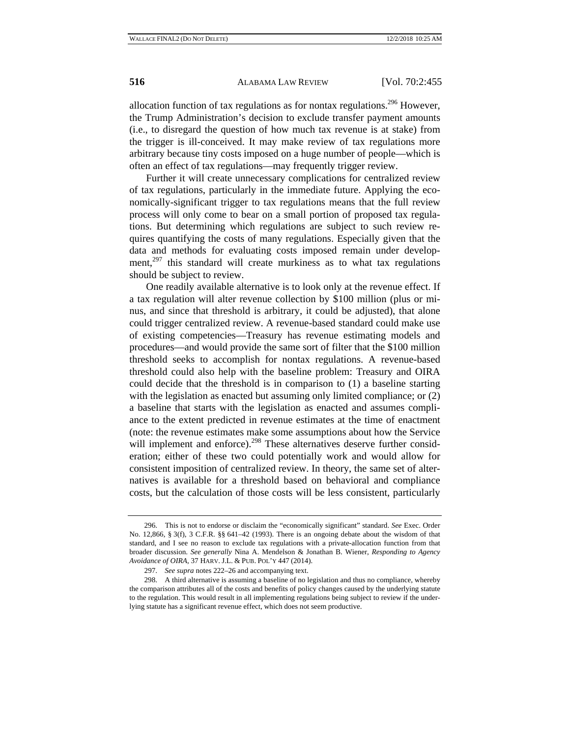allocation function of tax regulations as for nontax regulations.[296] However, the Trump Administration's decision to exclude transfer payment amounts (i.e., to disregard the question of how much tax revenue is at stake) from the trigger is ill-conceived. It may make review of tax regulations more arbitrary because tiny costs imposed on a huge number of people—which is often an effect of tax regulations—may frequently trigger review.

Further it will create unnecessary complications for centralized review of tax regulations, particularly in the immediate future. Applying the economically-significant trigger to tax regulations means that the full review process will only come to bear on a small portion of proposed tax regulations. But determining which regulations are subject to such review requires quantifying the costs of many regulations. Especially given that the data and methods for evaluating costs imposed remain under development,[297] this standard will create murkiness as to what tax regulations should be subject to review.

One readily available alternative is to look only at the revenue effect. If a tax regulation will alter revenue collection by $100 million (plus or minus, and since that threshold is arbitrary, it could be adjusted), that alone could trigger centralized review. A revenue-based standard could make use of existing competencies—Treasury has revenue estimating models and procedures—and would provide the same sort of filter that the $100 million threshold seeks to accomplish for nontax regulations. A revenue-based threshold could also help with the baseline problem: Treasury and OIRA could decide that the threshold is in comparison to (1) a baseline starting with the legislation as enacted but assuming only limited compliance; or (2) a baseline that starts with the legislation as enacted and assumes compliance to the extent predicted in revenue estimates at the time of enactment (note: the revenue estimates make some assumptions about how the Service will implement and enforce).[298] These alternatives deserve further consideration; either of these two could potentially work and would allow for consistent imposition of centralized review. In theory, the same set of alternatives is available for a threshold based on behavioral and compliance costs, but the calculation of those costs will be less consistent, particularly

---

296. This is not to endorse or disclaim the "economically significant" standard. *See* Exec. Order No. 12,866, § 3(f), 3 C.F.R. §§ 641–42 (1993). There is an ongoing debate about the wisdom of that standard, and I see no reason to exclude tax regulations with a private-allocation function from that broader discussion. *See generally* Nina A. Mendelson & Jonathan B. Wiener, *Responding to Agency Avoidance of OIRA*, 37 HARV. J.L. & PUB. POL'Y 447 (2014).

297. *See supra* notes 222–26 and accompanying text.

298. A third alternative is assuming a baseline of no legislation and thus no compliance, whereby the comparison attributes all of the costs and benefits of policy changes caused by the underlying statute to the regulation. This would result in all implementing regulations being subject to review if the underlying statute has a significant revenue effect, which does not seem productive.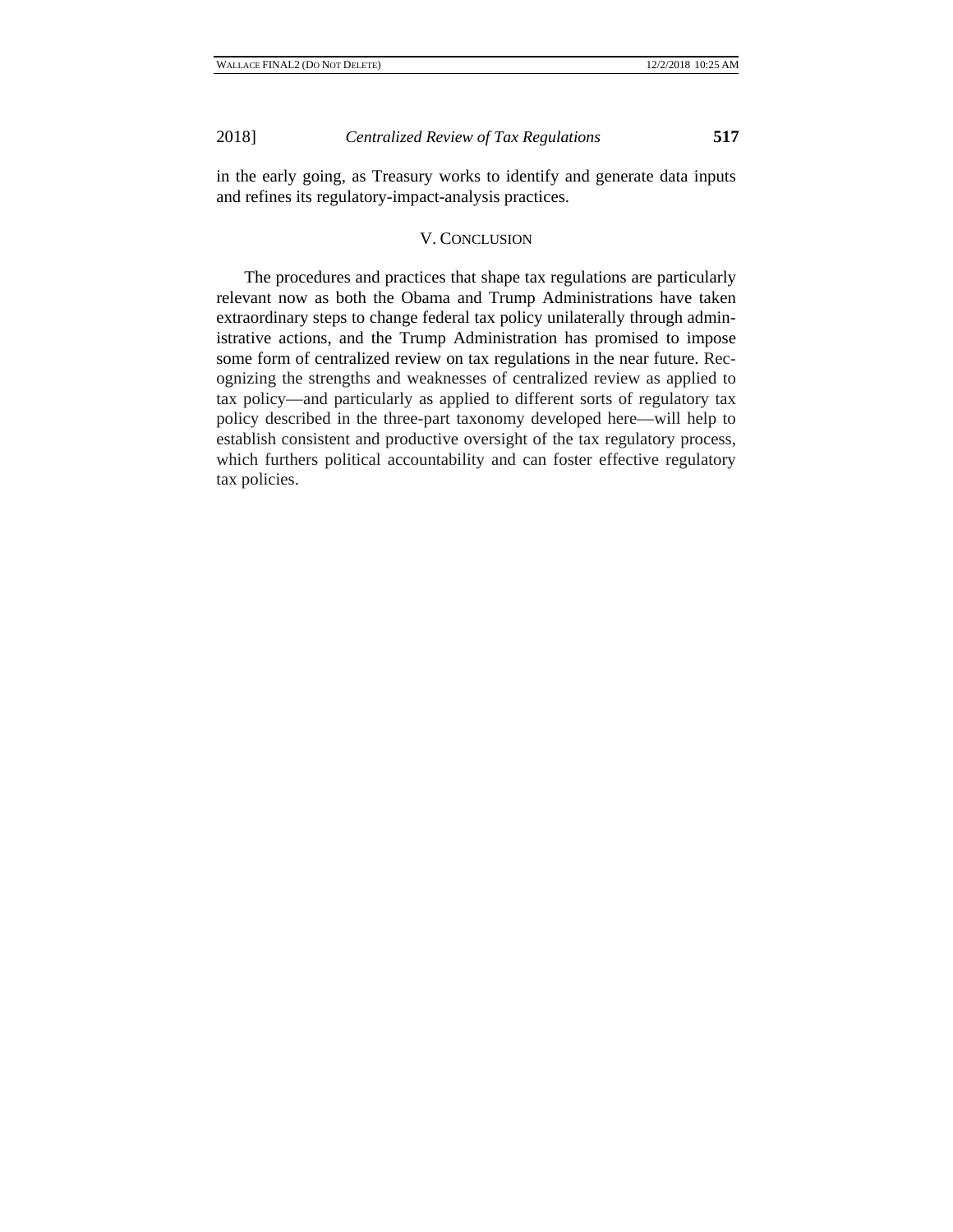in the early going, as Treasury works to identify and generate data inputs and refines its regulatory-impact-analysis practices.

## V. CONCLUSION

The procedures and practices that shape tax regulations are particularly relevant now as both the Obama and Trump Administrations have taken extraordinary steps to change federal tax policy unilaterally through administrative actions, and the Trump Administration has promised to impose some form of centralized review on tax regulations in the near future. Recognizing the strengths and weaknesses of centralized review as applied to tax policy—and particularly as applied to different sorts of regulatory tax policy described in the three-part taxonomy developed here—will help to establish consistent and productive oversight of the tax regulatory process, which furthers political accountability and can foster effective regulatory tax policies.